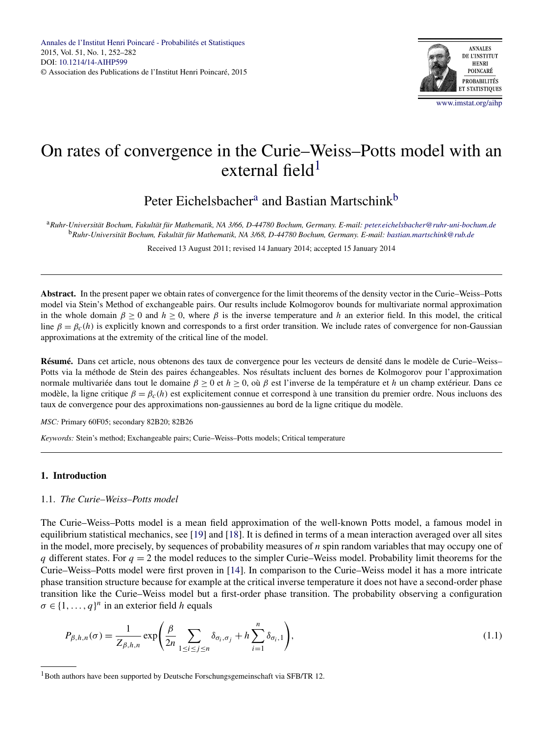# On rates of convergence in the Curie–Weiss–Potts model with an external field[1]

Peter Eichelsbacher[a] and Bastian Martschink[b]

[a]*Ruhr-Universität Bochum, Fakultät für Mathematik, NA 3/66, D-44780 Bochum, Germany. E-mail: peter.eichelsbacher@ruhr-uni-bochum.de*
[b]*Ruhr-Universität Bochum, Fakultät für Mathematik, NA 3/68, D-44780 Bochum, Germany. E-mail: bastian.martschink@rub.de*

Received 13 August 2011; revised 14 January 2014; accepted 15 January 2014

**Abstract.** In the present paper we obtain rates of convergence for the limit theorems of the density vector in the Curie–Weiss–Potts model via Stein's Method of exchangeable pairs. Our results include Kolmogorov bounds for multivariate normal approximation in the whole domain $\beta \geq 0$ and $h \geq 0$, where $\beta$ is the inverse temperature and $h$ an exterior field. In this model, the critical line $\beta = \beta_c(h)$ is explicitly known and corresponds to a first order transition. We include rates of convergence for non-Gaussian approximations at the extremity of the critical line of the model.

**Résumé.** Dans cet article, nous obtenons des taux de convergence pour les vecteurs de densité dans le modèle de Curie–Weiss–Potts via la méthode de Stein des paires échangeables. Nos résultats incluent des bornes de Kolmogorov pour l'approximation normale multivariée dans tout le domaine $\beta \geq 0$ et $h \geq 0$, où $\beta$ est l'inverse de la température et $h$ un champ extérieur. Dans ce modèle, la ligne critique $\beta = \beta_c(h)$ est explicitement connue et correspond à une transition du premier ordre. Nous incluons des taux de convergence pour des approximations non-gaussiennes au bord de la ligne critique du modèle.

*MSC:* Primary 60F05; secondary 82B20; 82B26

*Keywords:* Stein's method; Exchangeable pairs; Curie–Weiss–Potts models; Critical temperature

## 1. Introduction

### 1.1. *The Curie–Weiss–Potts model*

The Curie–Weiss–Potts model is a mean field approximation of the well-known Potts model, a famous model in equilibrium statistical mechanics, see [19] and [18]. It is defined in terms of a mean interaction averaged over all sites in the model, more precisely, by sequences of probability measures of $n$ spin random variables that may occupy one of $q$ different states. For $q = 2$ the model reduces to the simpler Curie–Weiss model. Probability limit theorems for the Curie–Weiss–Potts model were first proven in [14]. In comparison to the Curie–Weiss model it has a more intricate phase transition structure because for example at the critical inverse temperature it does not have a second-order phase transition like the Curie–Weiss model but a first-order phase transition. The probability observing a configuration $\sigma \in \{1, \dots, q\}^n$ in an exterior field $h$ equals

$$P_{\beta,h,n}(\sigma) = \frac{1}{Z_{\beta,h,n}} \exp\left( \frac{\beta}{2n} \sum_{1 \leq i \leq j \leq n} \delta_{\sigma_i,\sigma_j} + h \sum_{i=1}^{n} \delta_{\sigma_i,1} \right), \tag{1.1}$$

[1] Both authors have been supported by Deutsche Forschungsgemeinschaft via SFB/TR 12.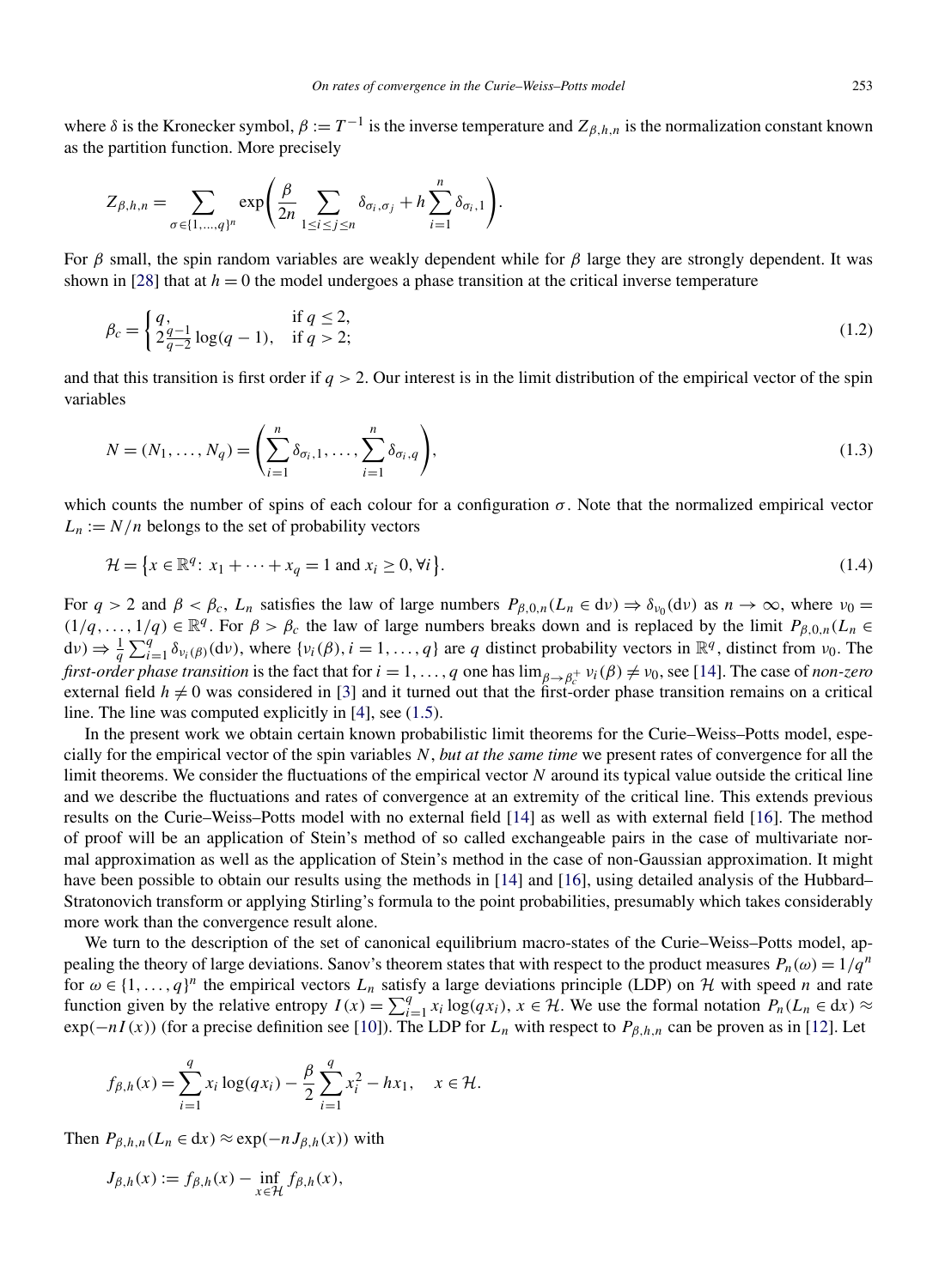where $\delta$ is the Kronecker symbol, $\beta := T^{-1}$ is the inverse temperature and $Z_{\beta,h,n}$ is the normalization constant known as the partition function. More precisely

$$Z_{\beta,h,n} = \sum_{\sigma \in \{1,\dots,q\}^n} \exp\left( \frac{\beta}{2n} \sum_{1 \le i \le j \le n} \delta_{\sigma_i,\sigma_j} + h \sum_{i=1}^n \delta_{\sigma_i,1} \right).$$

For $\beta$ small, the spin random variables are weakly dependent while for $\beta$ large they are strongly dependent. It was shown in [28] that at $h = 0$ the model undergoes a phase transition at the critical inverse temperature

$$\beta_c = \begin{cases} q, & \text{if } q \le 2, \\ 2\frac{q-1}{q-2}\log(q-1), & \text{if } q > 2; \end{cases} \tag{1.2}$$

and that this transition is first order if $q > 2$. Our interest is in the limit distribution of the empirical vector of the spin variables

$$N = (N_1, \dots, N_q) = \left( \sum_{i=1}^n \delta_{\sigma_i,1}, \dots, \sum_{i=1}^n \delta_{\sigma_i,q} \right), \tag{1.3}$$

which counts the number of spins of each colour for a configuration $\sigma$. Note that the normalized empirical vector $L_n := N/n$ belongs to the set of probability vectors

$$\mathcal{H} = \left\{ x \in \mathbb{R}^q \colon x_1 + \cdots + x_q = 1 \text{ and } x_i \ge 0, \forall i \right\}. \tag{1.4}$$

For $q > 2$ and $\beta < \beta_c$, $L_n$ satisfies the law of large numbers $P_{\beta,0,n}(L_n \in d\nu) \Rightarrow \delta_{\nu_0}(d\nu)$ as $n \to \infty$, where $\nu_0 = (1/q, \dots, 1/q) \in \mathbb{R}^q$. For $\beta > \beta_c$ the law of large numbers breaks down and is replaced by the limit $P_{\beta,0,n}(L_n \in d\nu) \Rightarrow \frac{1}{q}\sum_{i=1}^q \delta_{\nu_i(\beta)}(d\nu)$, where $\{\nu_i(\beta), i = 1, \dots, q\}$ are $q$ distinct probability vectors in $\mathbb{R}^q$, distinct from $\nu_0$. The *first-order phase transition* is the fact that for $i = 1, \dots, q$ one has $\lim_{\beta \to \beta_c^+} \nu_i(\beta) \ne \nu_0$, see [14]. The case of *non-zero* external field $h \ne 0$ was considered in [3] and it turned out that the first-order phase transition remains on a critical line. The line was computed explicitly in [4], see (1.5).

In the present work we obtain certain known probabilistic limit theorems for the Curie–Weiss–Potts model, especially for the empirical vector of the spin variables $N$, *but at the same time* we present rates of convergence for all the limit theorems. We consider the fluctuations of the empirical vector $N$ around its typical value outside the critical line and we describe the fluctuations and rates of convergence at an extremity of the critical line. This extends previous results on the Curie–Weiss–Potts model with no external field [14] as well as with external field [16]. The method of proof will be an application of Stein's method of so called exchangeable pairs in the case of multivariate normal approximation as well as the application of Stein's method in the case of non-Gaussian approximation. It might have been possible to obtain our results using the methods in [14] and [16], using detailed analysis of the Hubbard–Stratonovich transform or applying Stirling's formula to the point probabilities, presumably which takes considerably more work than the convergence result alone.

We turn to the description of the set of canonical equilibrium macro-states of the Curie–Weiss–Potts model, appealing the theory of large deviations. Sanov's theorem states that with respect to the product measures $P_n(\omega) = 1/q^n$ for $\omega \in \{1, \dots, q\}^n$ the empirical vectors $L_n$ satisfy a large deviations principle (LDP) on $\mathcal{H}$ with speed $n$ and rate function given by the relative entropy $I(x) = \sum_{i=1}^q x_i \log(q x_i)$, $x \in \mathcal{H}$. We use the formal notation $P_n(L_n \in dx) \approx \exp(-nI(x))$ (for a precise definition see [10]). The LDP for $L_n$ with respect to $P_{\beta,h,n}$ can be proven as in [12]. Let

$$f_{\beta,h}(x) = \sum_{i=1}^q x_i \log(q x_i) - \frac{\beta}{2} \sum_{i=1}^q x_i^2 - h x_1, \quad x \in \mathcal{H}.$$

Then $P_{\beta,h,n}(L_n \in dx) \approx \exp(-n J_{\beta,h}(x))$ with

$$J_{\beta,h}(x) := f_{\beta,h}(x) - \inf_{x \in \mathcal{H}} f_{\beta,h}(x),$$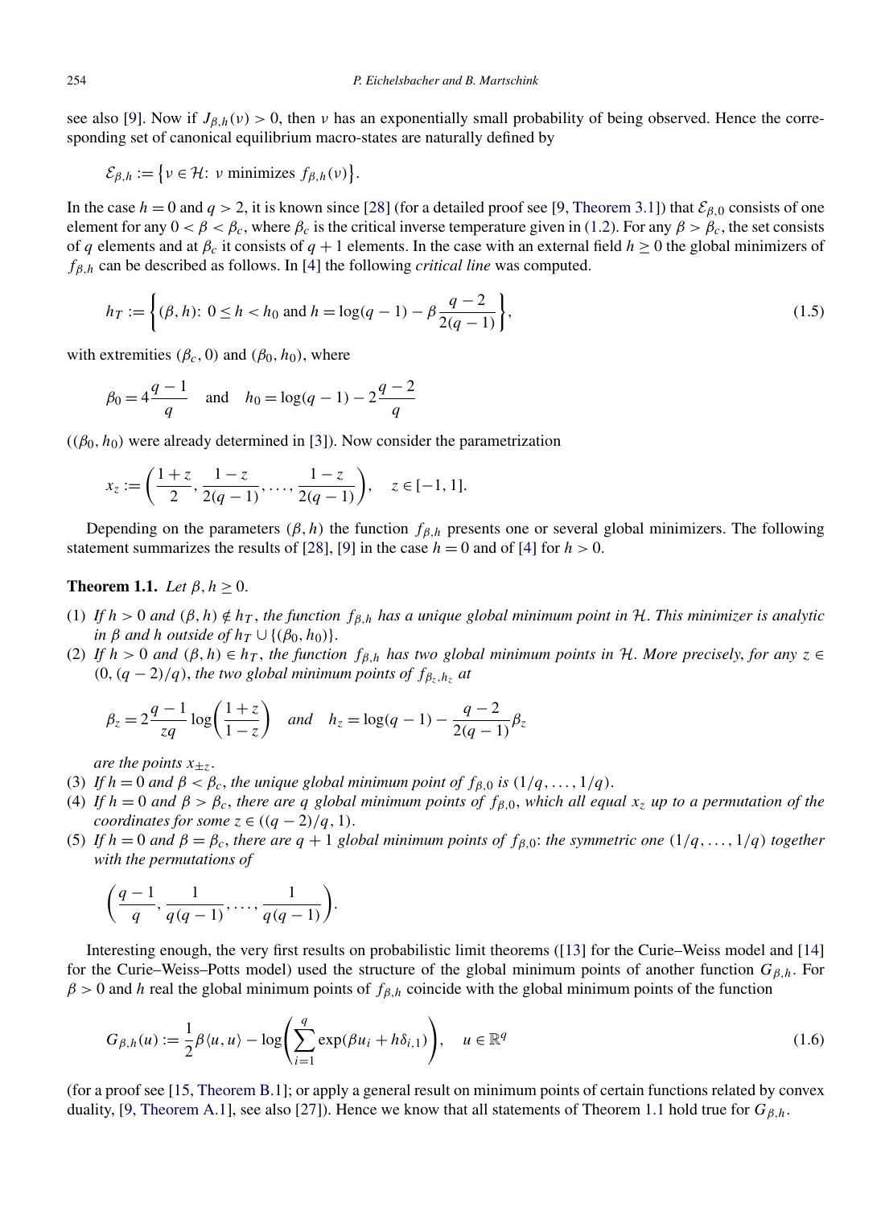see also [9]. Now if $J_{\beta,h}(\nu) > 0$, then $\nu$ has an exponentially small probability of being observed. Hence the corresponding set of canonical equilibrium macro-states are naturally defined by

$$\mathcal{E}_{\beta,h} := \{\nu \in \mathcal{H}\colon \nu \text{ minimizes } f_{\beta,h}(\nu)\}.$$

In the case $h = 0$ and $q > 2$, it is known since [28] (for a detailed proof see [9, Theorem 3.1]) that $\mathcal{E}_{\beta,0}$ consists of one element for any $0 < \beta < \beta_c$, where $\beta_c$ is the critical inverse temperature given in (1.2). For any $\beta > \beta_c$, the set consists of $q$ elements and at $\beta_c$ it consists of $q + 1$ elements. In the case with an external field $h \geq 0$ the global minimizers of $f_{\beta,h}$ can be described as follows. In [4] the following *critical line* was computed.

$$h_T := \left\{(\beta, h)\colon\ 0 \leq h < h_0 \text{ and } h = \log(q-1) - \beta\frac{q-2}{2(q-1)}\right\}, \tag{1.5}$$

with extremities $(\beta_c, 0)$ and $(\beta_0, h_0)$, where

$$\beta_0 = 4\frac{q-1}{q} \quad \text{and} \quad h_0 = \log(q-1) - 2\frac{q-2}{q}$$

($(\beta_0, h_0)$ were already determined in [3]). Now consider the parametrization

$$x_z := \left(\frac{1+z}{2}, \frac{1-z}{2(q-1)}, \ldots, \frac{1-z}{2(q-1)}\right), \quad z \in [-1, 1].$$

Depending on the parameters $(\beta, h)$ the function $f_{\beta,h}$ presents one or several global minimizers. The following statement summarizes the results of [28], [9] in the case $h = 0$ and of [4] for $h > 0$.

**Theorem 1.1.** *Let $\beta, h \geq 0$.*

1. *If $h > 0$ and $(\beta, h) \notin h_T$, the function $f_{\beta,h}$ has a unique global minimum point in $\mathcal{H}$. This minimizer is analytic in $\beta$ and $h$ outside of $h_T \cup \{(\beta_0, h_0)\}$.*
2. *If $h > 0$ and $(\beta, h) \in h_T$, the function $f_{\beta,h}$ has two global minimum points in $\mathcal{H}$. More precisely, for any $z \in (0, (q-2)/q)$, the two global minimum points of $f_{\beta_z,h_z}$ at*

   $$\beta_z = 2\frac{q-1}{zq}\log\left(\frac{1+z}{1-z}\right) \quad \text{and} \quad h_z = \log(q-1) - \frac{q-2}{2(q-1)}\beta_z$$

   *are the points $x_{\pm z}$.*
3. *If $h = 0$ and $\beta < \beta_c$, the unique global minimum point of $f_{\beta,0}$ is $(1/q, \ldots, 1/q)$.*
4. *If $h = 0$ and $\beta > \beta_c$, there are $q$ global minimum points of $f_{\beta,0}$, which all equal $x_z$ up to a permutation of the coordinates for some $z \in ((q-2)/q, 1)$.*
5. *If $h = 0$ and $\beta = \beta_c$, there are $q + 1$ global minimum points of $f_{\beta,0}$: the symmetric one $(1/q, \ldots, 1/q)$ together with the permutations of*

   $$\left(\frac{q-1}{q}, \frac{1}{q(q-1)}, \ldots, \frac{1}{q(q-1)}\right).$$

Interesting enough, the very first results on probabilistic limit theorems ([13] for the Curie–Weiss model and [14] for the Curie–Weiss–Potts model) used the structure of the global minimum points of another function $G_{\beta,h}$. For $\beta > 0$ and $h$ real the global minimum points of $f_{\beta,h}$ coincide with the global minimum points of the function

$$G_{\beta,h}(u) := \frac{1}{2}\beta\langle u, u\rangle - \log\left(\sum_{i=1}^{q}\exp(\beta u_i + h\delta_{i,1})\right), \quad u \in \mathbb{R}^q \tag{1.6}$$

(for a proof see [15, Theorem B.1]; or apply a general result on minimum points of certain functions related by convex duality, [9, Theorem A.1], see also [27]). Hence we know that all statements of Theorem 1.1 hold true for $G_{\beta,h}$.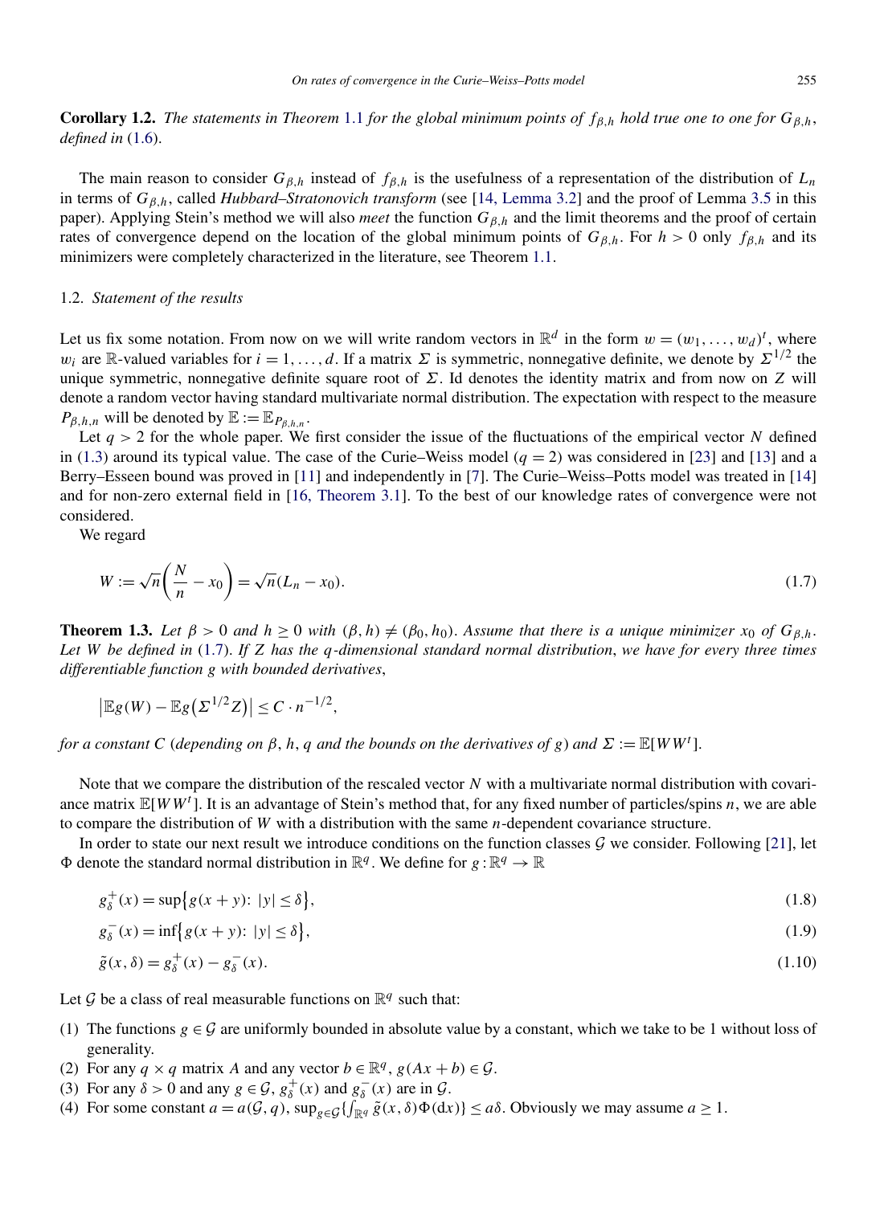**Corollary 1.2.** *The statements in Theorem 1.1 for the global minimum points of $f_{\beta,h}$ hold true one to one for $G_{\beta,h}$, defined in (1.6).*

The main reason to consider $G_{\beta,h}$ instead of $f_{\beta,h}$ is the usefulness of a representation of the distribution of $L_n$ in terms of $G_{\beta,h}$, called *Hubbard–Stratonovich transform* (see [14, Lemma 3.2] and the proof of Lemma 3.5 in this paper). Applying Stein's method we will also *meet* the function $G_{\beta,h}$ and the limit theorems and the proof of certain rates of convergence depend on the location of the global minimum points of $G_{\beta,h}$. For $h > 0$ only $f_{\beta,h}$ and its minimizers were completely characterized in the literature, see Theorem 1.1.

### 1.2. *Statement of the results*

Let us fix some notation. From now on we will write random vectors in $\mathbb{R}^d$ in the form $w = (w_1, \dots, w_d)^t$, where $w_i$ are $\mathbb{R}$-valued variables for $i = 1, \dots, d$. If a matrix $\Sigma$ is symmetric, nonnegative definite, we denote by $\Sigma^{1/2}$ the unique symmetric, nonnegative definite square root of $\Sigma$. Id denotes the identity matrix and from now on $Z$ will denote a random vector having standard multivariate normal distribution. The expectation with respect to the measure $P_{\beta,h,n}$ will be denoted by $\mathbb{E} := \mathbb{E}_{P_{\beta,h,n}}$.

Let $q > 2$ for the whole paper. We first consider the issue of the fluctuations of the empirical vector $N$ defined in (1.3) around its typical value. The case of the Curie–Weiss model ($q = 2$) was considered in [23] and [13] and a Berry–Esseen bound was proved in [11] and independently in [7]. The Curie–Weiss–Potts model was treated in [14] and for non-zero external field in [16, Theorem 3.1]. To the best of our knowledge rates of convergence were not considered.

We regard

$$W := \sqrt{n}\left(\frac{N}{n} - x_0\right) = \sqrt{n}(L_n - x_0). \tag{1.7}$$

**Theorem 1.3.** *Let $\beta > 0$ and $h \geq 0$ with $(\beta, h) \neq (\beta_0, h_0)$. Assume that there is a unique minimizer $x_0$ of $G_{\beta,h}$. Let $W$ be defined in (1.7). If $Z$ has the $q$-dimensional standard normal distribution, we have for every three times differentiable function $g$ with bounded derivatives,*

$$\left|\mathbb{E}g(W) - \mathbb{E}g\left(\Sigma^{1/2}Z\right)\right| \leq C \cdot n^{-1/2},$$

*for a constant $C$ (depending on $\beta$, $h$, $q$ and the bounds on the derivatives of $g$) and $\Sigma := \mathbb{E}[WW^t]$.*

Note that we compare the distribution of the rescaled vector $N$ with a multivariate normal distribution with covariance matrix $\mathbb{E}[WW^t]$. It is an advantage of Stein's method that, for any fixed number of particles/spins $n$, we are able to compare the distribution of $W$ with a distribution with the same $n$-dependent covariance structure.

In order to state our next result we introduce conditions on the function classes $\mathcal{G}$ we consider. Following [21], let $\Phi$ denote the standard normal distribution in $\mathbb{R}^q$. We define for $g : \mathbb{R}^q \to \mathbb{R}$

$$g_\delta^+(x) = \sup\{g(x + y) \colon |y| \leq \delta\}, \tag{1.8}$$

$$g_\delta^-(x) = \inf\{g(x + y) \colon |y| \leq \delta\}, \tag{1.9}$$

$$\tilde{g}(x, \delta) = g_\delta^+(x) - g_\delta^-(x). \tag{1.10}$$

Let $\mathcal{G}$ be a class of real measurable functions on $\mathbb{R}^q$ such that:

1. The functions $g \in \mathcal{G}$ are uniformly bounded in absolute value by a constant, which we take to be 1 without loss of generality.
2. For any $q \times q$ matrix $A$ and any vector $b \in \mathbb{R}^q$, $g(Ax + b) \in \mathcal{G}$.
3. For any $\delta > 0$ and any $g \in \mathcal{G}$, $g_\delta^+(x)$ and $g_\delta^-(x)$ are in $\mathcal{G}$.
4. For some constant $a = a(\mathcal{G}, q)$, $\sup_{g \in \mathcal{G}}\{\int_{\mathbb{R}^q} \tilde{g}(x, \delta)\Phi(\mathrm{d}x)\} \leq a\delta$. Obviously we may assume $a \geq 1$.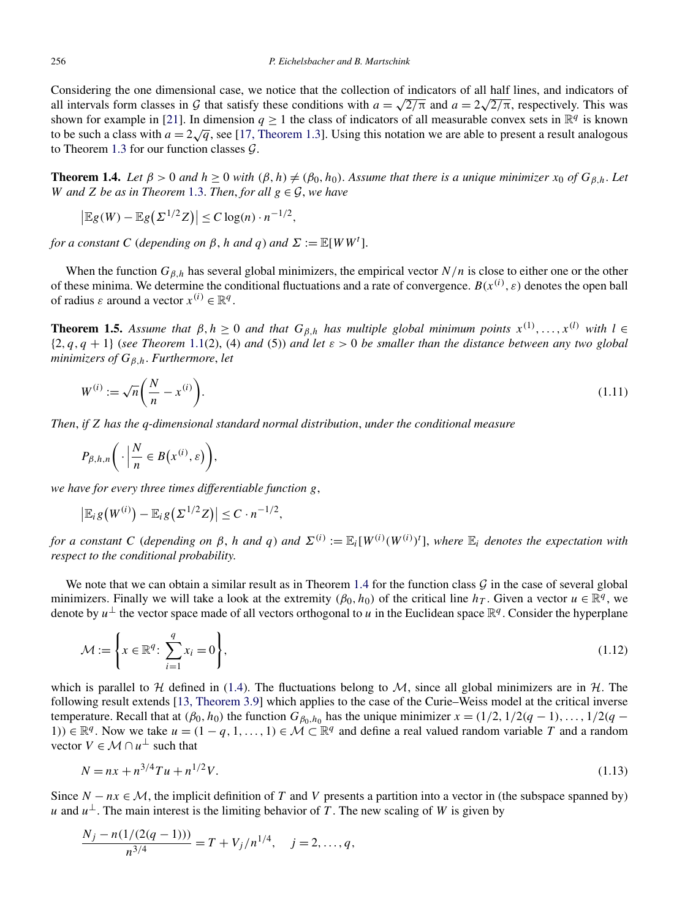Considering the one dimensional case, we notice that the collection of indicators of all half lines, and indicators of all intervals form classes in $\mathcal{G}$ that satisfy these conditions with $a = \sqrt{2/\pi}$ and $a = 2\sqrt{2/\pi}$, respectively. This was shown for example in [21]. In dimension $q \geq 1$ the class of indicators of all measurable convex sets in $\mathbb{R}^q$ is known to be such a class with $a = 2\sqrt{q}$, see [17, Theorem 1.3]. Using this notation we are able to present a result analogous to Theorem 1.3 for our function classes $\mathcal{G}$.

**Theorem 1.4.** *Let $\beta > 0$ and $h \geq 0$ with $(\beta, h) \neq (\beta_0, h_0)$. Assume that there is a unique minimizer $x_0$ of $G_{\beta,h}$. Let $W$ and $Z$ be as in Theorem 1.3. Then, for all $g \in \mathcal{G}$, we have*

$$\bigl|\mathbb{E}g(W) - \mathbb{E}g\bigl(\Sigma^{1/2}Z\bigr)\bigr| \leq C\log(n) \cdot n^{-1/2},$$

*for a constant $C$ (depending on $\beta$, $h$ and $q$) and $\Sigma := \mathbb{E}[WW^t]$.*

When the function $G_{\beta,h}$ has several global minimizers, the empirical vector $N/n$ is close to either one or the other of these minima. We determine the conditional fluctuations and a rate of convergence. $B(x^{(i)}, \varepsilon)$ denotes the open ball of radius $\varepsilon$ around a vector $x^{(i)} \in \mathbb{R}^q$.

**Theorem 1.5.** *Assume that $\beta, h \geq 0$ and that $G_{\beta,h}$ has multiple global minimum points $x^{(1)}, \ldots, x^{(l)}$ with $l \in \{2, q, q+1\}$ (see Theorem 1.1(2), (4) and (5)) and let $\varepsilon > 0$ be smaller than the distance between any two global minimizers of $G_{\beta,h}$. Furthermore, let*

$$W^{(i)} := \sqrt{n}\left(\frac{N}{n} - x^{(i)}\right). \tag{1.11}$$

*Then, if $Z$ has the $q$-dimensional standard normal distribution, under the conditional measure*

$$P_{\beta,h,n}\left(\cdot \,\Big|\, \frac{N}{n} \in B\bigl(x^{(i)}, \varepsilon\bigr)\right),$$

*we have for every three times differentiable function $g$,*

$$\bigl|\mathbb{E}_i g\bigl(W^{(i)}\bigr) - \mathbb{E}_i g\bigl(\Sigma^{1/2}Z\bigr)\bigr| \leq C \cdot n^{-1/2},$$

*for a constant $C$ (depending on $\beta$, $h$ and $q$) and $\Sigma^{(i)} := \mathbb{E}_i[W^{(i)}(W^{(i)})^t]$, where $\mathbb{E}_i$ denotes the expectation with respect to the conditional probability.*

We note that we can obtain a similar result as in Theorem 1.4 for the function class $\mathcal{G}$ in the case of several global minimizers. Finally we will take a look at the extremity $(\beta_0, h_0)$ of the critical line $h_T$. Given a vector $u \in \mathbb{R}^q$, we denote by $u^\perp$ the vector space made of all vectors orthogonal to $u$ in the Euclidean space $\mathbb{R}^q$. Consider the hyperplane

$$\mathcal{M} := \left\{x \in \mathbb{R}^q \colon \sum_{i=1}^{q} x_i = 0\right\}, \tag{1.12}$$

which is parallel to $\mathcal{H}$ defined in (1.4). The fluctuations belong to $\mathcal{M}$, since all global minimizers are in $\mathcal{H}$. The following result extends [13, Theorem 3.9] which applies to the case of the Curie–Weiss model at the critical inverse temperature. Recall that at $(\beta_0, h_0)$ the function $G_{\beta_0,h_0}$ has the unique minimizer $x = (1/2, 1/2(q-1), \ldots, 1/2(q-1)) \in \mathbb{R}^q$. Now we take $u = (1-q, 1, \ldots, 1) \in \mathcal{M} \subset \mathbb{R}^q$ and define a real valued random variable $T$ and a random vector $V \in \mathcal{M} \cap u^\perp$ such that

$$N = nx + n^{3/4}Tu + n^{1/2}V. \tag{1.13}$$

Since $N - nx \in \mathcal{M}$, the implicit definition of $T$ and $V$ presents a partition into a vector in (the subspace spanned by) $u$ and $u^\perp$. The main interest is the limiting behavior of $T$. The new scaling of $W$ is given by

$$\frac{N_j - n(1/(2(q-1)))}{n^{3/4}} = T + V_j/n^{1/4}, \quad j = 2, \ldots, q,$$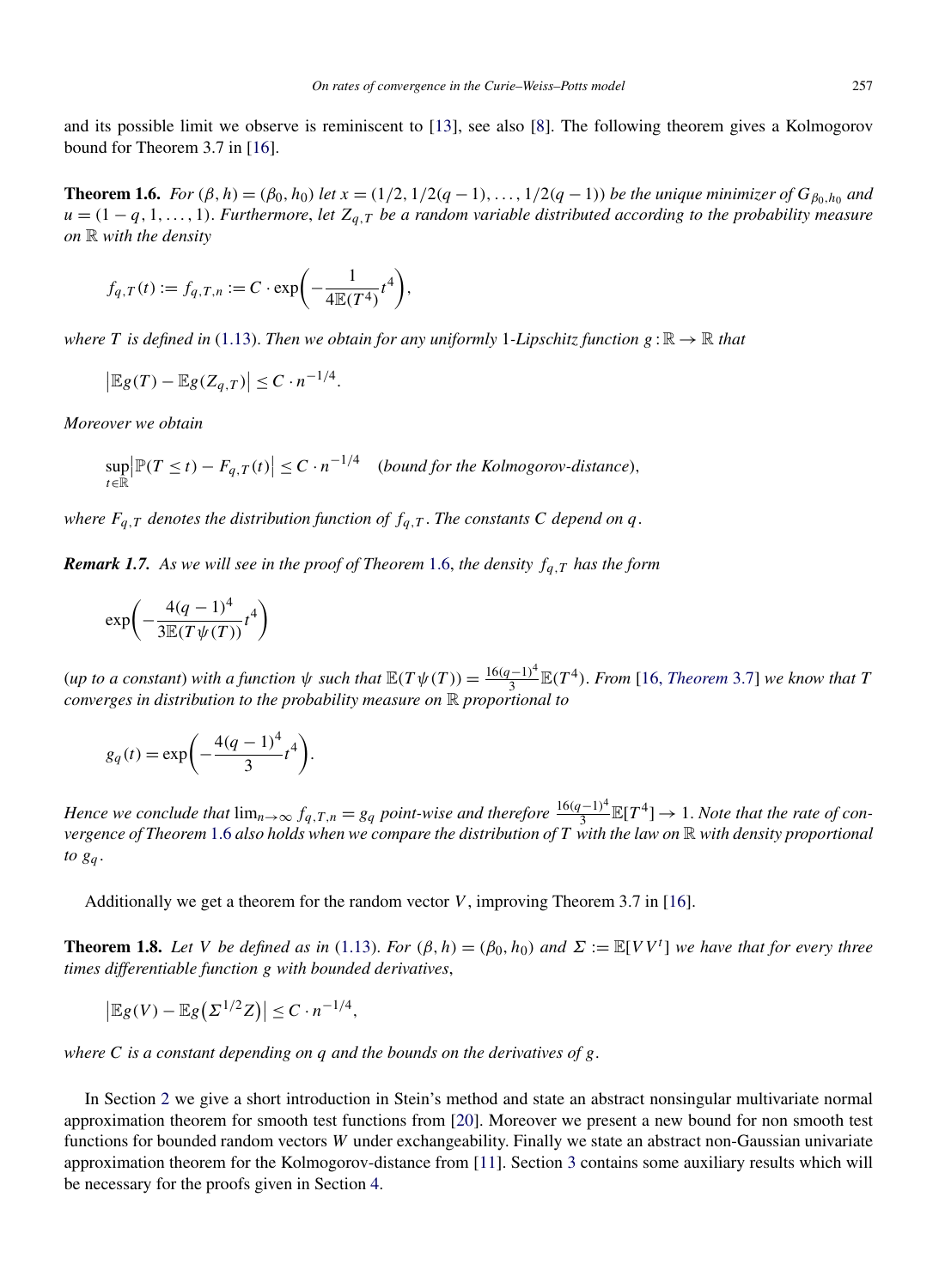and its possible limit we observe is reminiscent to [13], see also [8]. The following theorem gives a Kolmogorov bound for Theorem 3.7 in [16].

**Theorem 1.6.** *For $(\beta, h) = (\beta_0, h_0)$ let $x = (1/2, 1/2(q-1), \dots, 1/2(q-1))$ be the unique minimizer of $G_{\beta_0, h_0}$ and $u = (1-q, 1, \dots, 1)$. Furthermore, let $Z_{q,T}$ be a random variable distributed according to the probability measure on $\mathbb{R}$ with the density*

$$f_{q,T}(t) := f_{q,T,n} := C \cdot \exp\left(-\frac{1}{4\mathbb{E}(T^4)} t^4\right),$$

*where $T$ is defined in (1.13). Then we obtain for any uniformly 1-Lipschitz function $g : \mathbb{R} \to \mathbb{R}$ that*

$$\left|\mathbb{E}g(T) - \mathbb{E}g(Z_{q,T})\right| \le C \cdot n^{-1/4}.$$

*Moreover we obtain*

$$\sup_{t \in \mathbb{R}} \left|\mathbb{P}(T \le t) - F_{q,T}(t)\right| \le C \cdot n^{-1/4} \quad (\text{bound for the Kolmogorov-distance}),$$

*where $F_{q,T}$ denotes the distribution function of $f_{q,T}$. The constants $C$ depend on $q$.*

***Remark 1.7.*** *As we will see in the proof of Theorem 1.6, the density $f_{q,T}$ has the form*

$$\exp\left(-\frac{4(q-1)^4}{3\mathbb{E}(T\psi(T))} t^4\right)$$

*(up to a constant) with a function $\psi$ such that $\mathbb{E}(T\psi(T)) = \frac{16(q-1)^4}{3}\mathbb{E}(T^4)$. From [16, Theorem 3.7] we know that $T$ converges in distribution to the probability measure on $\mathbb{R}$ proportional to*

$$g_q(t) = \exp\left(-\frac{4(q-1)^4}{3} t^4\right).$$

*Hence we conclude that $\lim_{n\to\infty} f_{q,T,n} = g_q$ point-wise and therefore $\frac{16(q-1)^4}{3}\mathbb{E}[T^4] \to 1$. Note that the rate of convergence of Theorem 1.6 also holds when we compare the distribution of $T$ with the law on $\mathbb{R}$ with density proportional to $g_q$.*

Additionally we get a theorem for the random vector $V$, improving Theorem 3.7 in [16].

**Theorem 1.8.** *Let $V$ be defined as in (1.13). For $(\beta, h) = (\beta_0, h_0)$ and $\Sigma := \mathbb{E}[VV^t]$ we have that for every three times differentiable function $g$ with bounded derivatives,*

$$\left|\mathbb{E}g(V) - \mathbb{E}g\left(\Sigma^{1/2} Z\right)\right| \le C \cdot n^{-1/4},$$

*where $C$ is a constant depending on $q$ and the bounds on the derivatives of $g$.*

In Section 2 we give a short introduction in Stein's method and state an abstract nonsingular multivariate normal approximation theorem for smooth test functions from [20]. Moreover we present a new bound for non smooth test functions for bounded random vectors $W$ under exchangeability. Finally we state an abstract non-Gaussian univariate approximation theorem for the Kolmogorov-distance from [11]. Section 3 contains some auxiliary results which will be necessary for the proofs given in Section 4.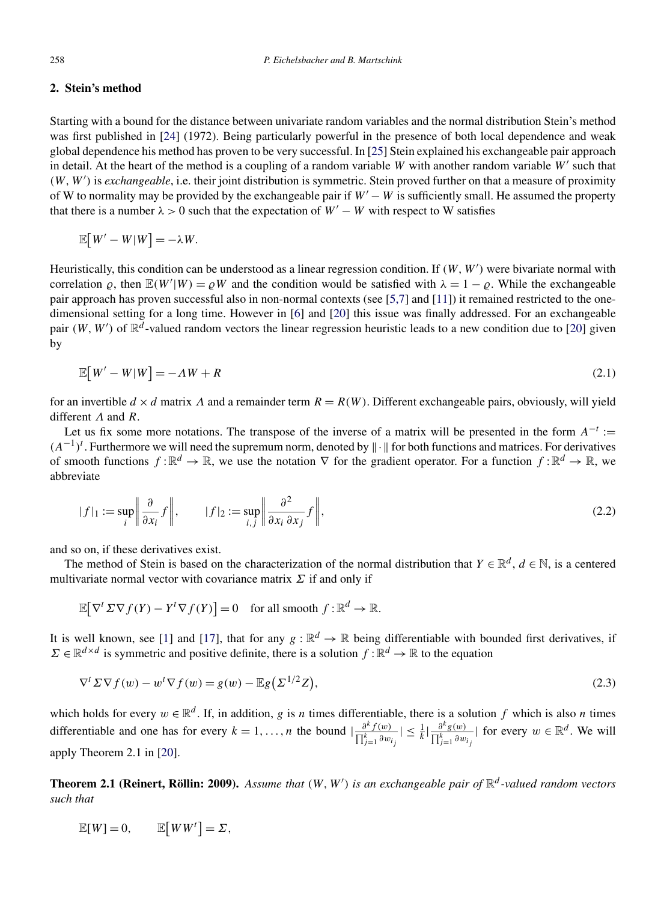## 2. Stein's method

Starting with a bound for the distance between univariate random variables and the normal distribution Stein's method was first published in [24] (1972). Being particularly powerful in the presence of both local dependence and weak global dependence his method has proven to be very successful. In [25] Stein explained his exchangeable pair approach in detail. At the heart of the method is a coupling of a random variable $W$ with another random variable $W'$ such that $(W, W')$ is *exchangeable*, i.e. their joint distribution is symmetric. Stein proved further on that a measure of proximity of W to normality may be provided by the exchangeable pair if $W' - W$ is sufficiently small. He assumed the property that there is a number $\lambda > 0$ such that the expectation of $W' - W$ with respect to W satisfies

$$\mathbb{E}\left[W' - W | W\right] = -\lambda W.$$

Heuristically, this condition can be understood as a linear regression condition. If $(W, W')$ were bivariate normal with correlation $\varrho$, then $\mathbb{E}(W'|W) = \varrho W$ and the condition would be satisfied with $\lambda = 1 - \varrho$. While the exchangeable pair approach has proven successful also in non-normal contexts (see [5,7] and [11]) it remained restricted to the one-dimensional setting for a long time. However in [6] and [20] this issue was finally addressed. For an exchangeable pair $(W, W')$ of $\mathbb{R}^d$-valued random vectors the linear regression heuristic leads to a new condition due to [20] given by

$$\mathbb{E}\left[W' - W | W\right] = -\Lambda W + R \tag{2.1}$$

for an invertible $d \times d$ matrix $\Lambda$ and a remainder term $R = R(W)$. Different exchangeable pairs, obviously, will yield different $\Lambda$ and $R$.

Let us fix some more notations. The transpose of the inverse of a matrix will be presented in the form $A^{-t} := (A^{-1})^t$. Furthermore we will need the supremum norm, denoted by $\|\cdot\|$ for both functions and matrices. For derivatives of smooth functions $f : \mathbb{R}^d \to \mathbb{R}$, we use the notation $\nabla$ for the gradient operator. For a function $f : \mathbb{R}^d \to \mathbb{R}$, we abbreviate

$$|f|_1 := \sup_i \left\| \frac{\partial}{\partial x_i} f \right\|, \qquad |f|_2 := \sup_{i,j} \left\| \frac{\partial^2}{\partial x_i \, \partial x_j} f \right\|, \tag{2.2}$$

and so on, if these derivatives exist.

The method of Stein is based on the characterization of the normal distribution that $Y \in \mathbb{R}^d$, $d \in \mathbb{N}$, is a centered multivariate normal vector with covariance matrix $\Sigma$ if and only if

$$\mathbb{E}\left[\nabla^t \Sigma \nabla f(Y) - Y^t \nabla f(Y)\right] = 0 \quad \text{for all smooth } f : \mathbb{R}^d \to \mathbb{R}.$$

It is well known, see [1] and [17], that for any $g : \mathbb{R}^d \to \mathbb{R}$ being differentiable with bounded first derivatives, if $\Sigma \in \mathbb{R}^{d \times d}$ is symmetric and positive definite, there is a solution $f : \mathbb{R}^d \to \mathbb{R}$ to the equation

$$\nabla^t \Sigma \nabla f(w) - w^t \nabla f(w) = g(w) - \mathbb{E}g\left(\Sigma^{1/2} Z\right), \tag{2.3}$$

which holds for every $w \in \mathbb{R}^d$. If, in addition, $g$ is $n$ times differentiable, there is a solution $f$ which is also $n$ times differentiable and one has for every $k = 1, \ldots, n$ the bound $\left|\frac{\partial^k f(w)}{\prod_{j=1}^k \partial w_{i_j}}\right| \leq \frac{1}{k} \left|\frac{\partial^k g(w)}{\prod_{j=1}^k \partial w_{i_j}}\right|$ for every $w \in \mathbb{R}^d$. We will apply Theorem 2.1 in [20].

**Theorem 2.1 (Reinert, Röllin: 2009).** *Assume that* $(W, W')$ *is an exchangeable pair of* $\mathbb{R}^d$*-valued random vectors such that*

$$\mathbb{E}[W] = 0, \qquad \mathbb{E}\left[W W^t\right] = \Sigma,$$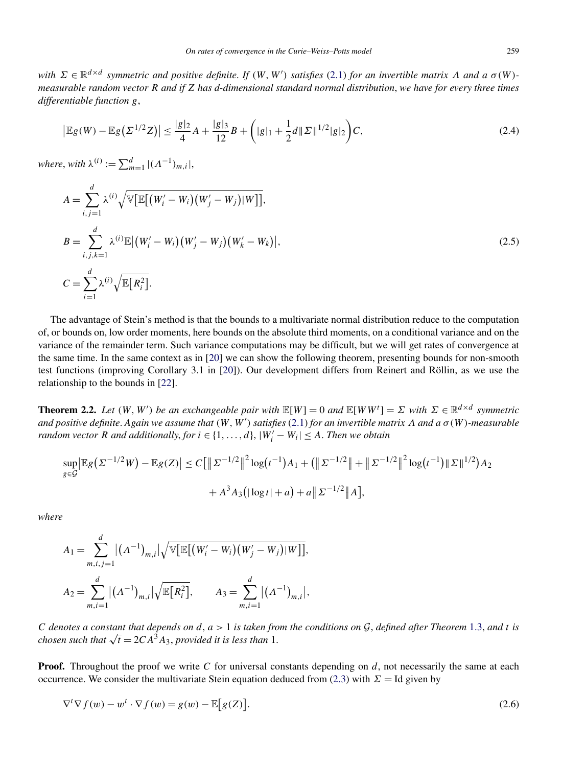*with $\Sigma \in \mathbb{R}^{d\times d}$ symmetric and positive definite. If $(W, W')$ satisfies* (2.1) *for an invertible matrix $\Lambda$ and a $\sigma(W)$-measurable random vector $R$ and if $Z$ has $d$-dimensional standard normal distribution*, *we have for every three times differentiable function $g$*,

$$\left|\mathbb{E}g(W) - \mathbb{E}g\big(\Sigma^{1/2}Z\big)\right| \le \frac{|g|_2}{4}A + \frac{|g|_3}{12}B + \left(|g|_1 + \frac{1}{2}d\|\Sigma\|^{1/2}|g|_2\right)C, \tag{2.4}$$

*where*, *with $\lambda^{(i)} := \sum_{m=1}^{d} |(\Lambda^{-1})_{m,i}|$*,

$$\begin{aligned}
A &= \sum_{i,j=1}^{d} \lambda^{(i)} \sqrt{\mathbb{V}\big[\mathbb{E}\big[\big(W_i' - W_i\big)\big(W_j' - W_j\big)|W\big]\big]}, \\
B &= \sum_{i,j,k=1}^{d} \lambda^{(i)} \mathbb{E}\big|\big(W_i' - W_i\big)\big(W_j' - W_j\big)\big(W_k' - W_k\big)\big|, \\
C &= \sum_{i=1}^{d} \lambda^{(i)} \sqrt{\mathbb{E}\big[R_i^2\big]}.
\end{aligned} \tag{2.5}$$

The advantage of Stein's method is that the bounds to a multivariate normal distribution reduce to the computation of, or bounds on, low order moments, here bounds on the absolute third moments, on a conditional variance and on the variance of the remainder term. Such variance computations may be difficult, but we will get rates of convergence at the same time. In the same context as in [20] we can show the following theorem, presenting bounds for non-smooth test functions (improving Corollary 3.1 in [20]). Our development differs from Reinert and Röllin, as we use the relationship to the bounds in [22].

**Theorem 2.2.** *Let $(W, W')$ be an exchangeable pair with $\mathbb{E}[W] = 0$ and $\mathbb{E}[WW^t] = \Sigma$ with $\Sigma \in \mathbb{R}^{d\times d}$ symmetric and positive definite. Again we assume that $(W, W')$ satisfies* (2.1) *for an invertible matrix $\Lambda$ and a $\sigma(W)$-measurable random vector $R$ and additionally, for $i \in \{1, \dots, d\}$, $|W_i' - W_i| \le A$. Then we obtain*

$$\begin{aligned}
\sup_{g\in\mathcal{G}}\left|\mathbb{E}g\big(\Sigma^{-1/2}W\big) - \mathbb{E}g(Z)\right| \le C\big[&\big\|\Sigma^{-1/2}\big\|^2 \log\big(t^{-1}\big)A_1 + \big(\big\|\Sigma^{-1/2}\big\| + \big\|\Sigma^{-1/2}\big\|^2 \log\big(t^{-1}\big)\|\Sigma\|^{1/2}\big)A_2 \\
&+ A^3 A_3\big(|\log t| + a\big) + a\big\|\Sigma^{-1/2}\big\|A\big],
\end{aligned}$$

*where*

$$A_1 = \sum_{m,i,j=1}^{d} \big|\big(\Lambda^{-1}\big)_{m,i}\big| \sqrt{\mathbb{V}\big[\mathbb{E}\big[\big(W_i' - W_i\big)\big(W_j' - W_j\big)|W\big]\big]},$$

$$A_2 = \sum_{m,i=1}^{d} \big|\big(\Lambda^{-1}\big)_{m,i}\big| \sqrt{\mathbb{E}\big[R_i^2\big]}, \qquad A_3 = \sum_{m,i=1}^{d} \big|\big(\Lambda^{-1}\big)_{m,i}\big|,$$

*$C$ denotes a constant that depends on $d$, $a > 1$ is taken from the conditions on $\mathcal{G}$, defined after Theorem* 1.3, *and $t$ is chosen such that $\sqrt{t} = 2CA^3A_3$, provided it is less than* 1.

**Proof.** Throughout the proof we write $C$ for universal constants depending on $d$, not necessarily the same at each occurrence. We consider the multivariate Stein equation deduced from (2.3) with $\Sigma = \mathrm{Id}$ given by

$$\nabla^t \nabla f(w) - w^t \cdot \nabla f(w) = g(w) - \mathbb{E}\big[g(Z)\big]. \tag{2.6}$$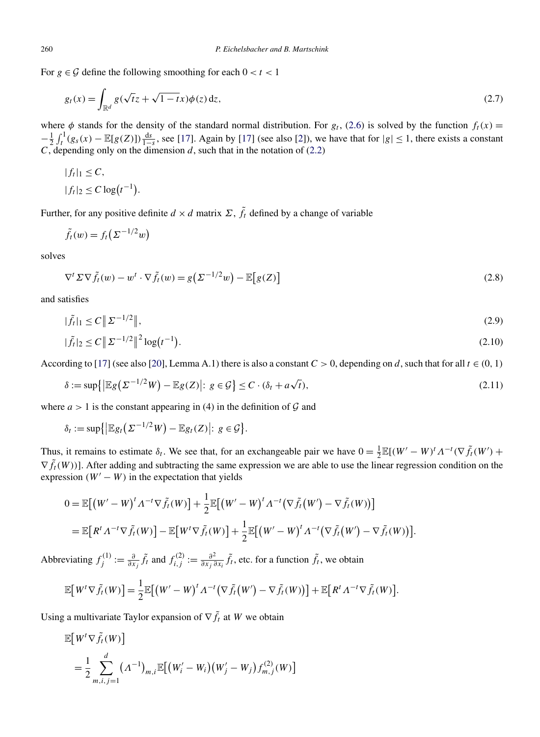For $g \in \mathcal{G}$ define the following smoothing for each $0 < t < 1$

$$g_t(x) = \int_{\mathbb{R}^d} g(\sqrt{t}z + \sqrt{1-t}x)\phi(z)\,\mathrm{d}z, \tag{2.7}$$

where $\phi$ stands for the density of the standard normal distribution. For $g_t$, (2.6) is solved by the function $f_t(x) = -\frac{1}{2}\int_t^1 (g_s(x) - \mathbb{E}[g(Z)])\frac{\mathrm{d}s}{1-s}$, see [17]. Again by [17] (see also [2]), we have that for $|g| \le 1$, there exists a constant $C$, depending only on the dimension $d$, such that in the notation of (2.2)

$$|f_t|_1 \le C,$$

$$|f_t|_2 \le C\log(t^{-1}).$$

Further, for any positive definite $d \times d$ matrix $\Sigma$, $\tilde{f}_t$ defined by a change of variable

$$\tilde{f}_t(w) = f_t(\Sigma^{-1/2}w)$$

solves

$$\nabla^t \Sigma \nabla \tilde{f}_t(w) - w^t \cdot \nabla \tilde{f}_t(w) = g(\Sigma^{-1/2}w) - \mathbb{E}[g(Z)] \tag{2.8}$$

and satisfies

$$|\tilde{f}_t|_1 \le C\|\Sigma^{-1/2}\|, \tag{2.9}$$

$$|\tilde{f}_t|_2 \le C\|\Sigma^{-1/2}\|^2\log(t^{-1}). \tag{2.10}$$

According to [17] (see also [20], Lemma A.1) there is also a constant $C > 0$, depending on $d$, such that for all $t \in (0,1)$

$$\delta := \sup\{|\mathbb{E}g(\Sigma^{-1/2}W) - \mathbb{E}g(Z)|:\ g \in \mathcal{G}\} \le C \cdot (\delta_t + a\sqrt{t}), \tag{2.11}$$

where $a > 1$ is the constant appearing in (4) in the definition of $\mathcal{G}$ and

$$\delta_t := \sup\{|\mathbb{E}g_t(\Sigma^{-1/2}W) - \mathbb{E}g_t(Z)|:\ g \in \mathcal{G}\}.$$

Thus, it remains to estimate $\delta_t$. We see that, for an exchangeable pair we have $0 = \frac{1}{2}\mathbb{E}[(W'-W)^t\Lambda^{-t}(\nabla\tilde{f}_t(W') + \nabla\tilde{f}_t(W))]$. After adding and subtracting the same expression we are able to use the linear regression condition on the expression $(W'-W)$ in the expectation that yields

$$\begin{aligned}
0 &= \mathbb{E}[(W'-W)^t\Lambda^{-t}\nabla\tilde{f}_t(W)] + \frac{1}{2}\mathbb{E}[(W'-W)^t\Lambda^{-t}(\nabla\tilde{f}_t(W') - \nabla\tilde{f}_t(W))] \\
&= \mathbb{E}[R^t\Lambda^{-t}\nabla\tilde{f}_t(W)] - \mathbb{E}[W^t\nabla\tilde{f}_t(W)] + \frac{1}{2}\mathbb{E}[(W'-W)^t\Lambda^{-t}(\nabla\tilde{f}_t(W') - \nabla\tilde{f}_t(W))].
\end{aligned}$$

Abbreviating $f_j^{(1)} := \frac{\partial}{\partial x_j}\tilde{f}_t$ and $f_{i,j}^{(2)} := \frac{\partial^2}{\partial x_j \partial x_i}\tilde{f}_t$, etc. for a function $\tilde{f}_t$, we obtain

$$\mathbb{E}[W^t\nabla\tilde{f}_t(W)] = \frac{1}{2}\mathbb{E}[(W'-W)^t\Lambda^{-t}(\nabla\tilde{f}_t(W') - \nabla\tilde{f}_t(W))] + \mathbb{E}[R^t\Lambda^{-t}\nabla\tilde{f}_t(W)].$$

Using a multivariate Taylor expansion of $\nabla\tilde{f}_t$ at $W$ we obtain

$$\begin{aligned}
&\mathbb{E}[W^t\nabla\tilde{f}_t(W)] \\
&\quad = \frac{1}{2}\sum_{m,i,j=1}^{d}(\Lambda^{-1})_{m,i}\mathbb{E}[(W_i'-W_i)(W_j'-W_j)f_{m,j}^{(2)}(W)]
\end{aligned}$$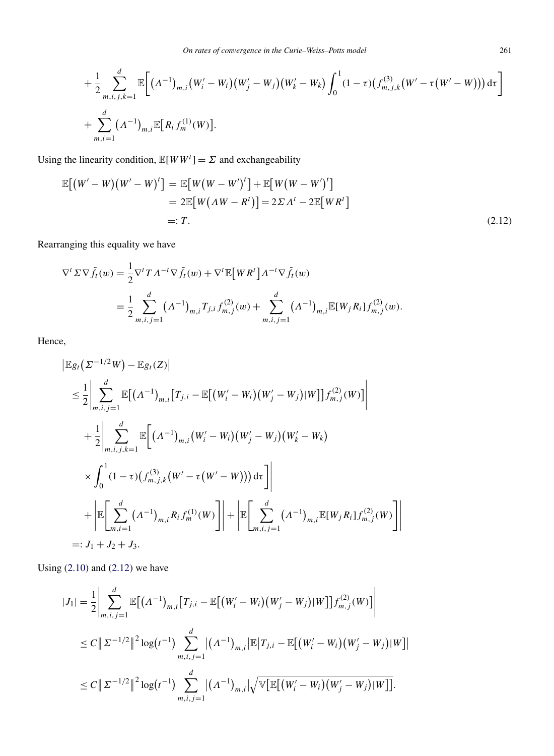$$
+\frac{1}{2}\sum_{m,i,j,k=1}^{d}\mathbb{E}\bigg[\big(\Lambda^{-1}\big)_{m,i}\big(W_i'-W_i\big)\big(W_j'-W_j\big)\big(W_k'-W_k\big)\int_0^1(1-\tau)\big(f_{m,j,k}^{(3)}\big(W'-\tau\big(W'-W\big)\big)\big)\,\mathrm{d}\tau\bigg]
$$

$$
+\sum_{m,i=1}^{d}\big(\Lambda^{-1}\big)_{m,i}\mathbb{E}\big[R_i f_m^{(1)}(W)\big].
$$

Using the linearity condition, $\mathbb{E}[WW^t]=\Sigma$ and exchangeability

$$
\begin{aligned}
\mathbb{E}\big[\big(W'-W\big)\big(W'-W\big)^t\big] &= \mathbb{E}\big[W\big(W-W'\big)^t\big]+\mathbb{E}\big[W\big(W-W'\big)^t\big] \\
&= 2\mathbb{E}\big[W\big(\Lambda W-R^t\big)\big]=2\Sigma\Lambda^t-2\mathbb{E}\big[WR^t\big] \\
&=: T.
\end{aligned}
\tag{2.12}
$$

Rearranging this equality we have

$$
\begin{aligned}
\nabla^t\Sigma\nabla\tilde{f}_t(w) &= \frac{1}{2}\nabla^t T\Lambda^{-t}\nabla\tilde{f}_t(w)+\nabla^t\mathbb{E}\big[WR^t\big]\Lambda^{-t}\nabla\tilde{f}_t(w) \\
&= \frac{1}{2}\sum_{m,i,j=1}^{d}\big(\Lambda^{-1}\big)_{m,i}T_{j,i}f_{m,j}^{(2)}(w)+\sum_{m,i,j=1}^{d}\big(\Lambda^{-1}\big)_{m,i}\mathbb{E}[W_jR_i]f_{m,j}^{(2)}(w).
\end{aligned}
$$

Hence,

$$
\begin{aligned}
&\big|\mathbb{E}g_t\big(\Sigma^{-1/2}W\big)-\mathbb{E}g_t(Z)\big| \\
&\quad\le \frac{1}{2}\Bigg|\sum_{m,i,j=1}^{d}\mathbb{E}\big[\big(\Lambda^{-1}\big)_{m,i}\big[T_{j,i}-\mathbb{E}\big[\big(W_i'-W_i\big)\big(W_j'-W_j\big)|W\big]\big]f_{m,j}^{(2)}(W)\big]\Bigg| \\
&\qquad+\frac{1}{2}\Bigg|\sum_{m,i,j,k=1}^{d}\mathbb{E}\bigg[\big(\Lambda^{-1}\big)_{m,i}\big(W_i'-W_i\big)\big(W_j'-W_j\big)\big(W_k'-W_k\big) \\
&\qquad\times\int_0^1(1-\tau)\big(f_{m,j,k}^{(3)}\big(W'-\tau\big(W'-W\big)\big)\big)\,\mathrm{d}\tau\bigg]\Bigg| \\
&\qquad+\Bigg|\mathbb{E}\Bigg[\sum_{m,i=1}^{d}\big(\Lambda^{-1}\big)_{m,i}R_if_m^{(1)}(W)\Bigg]\Bigg|+\Bigg|\mathbb{E}\Bigg[\sum_{m,i,j=1}^{d}\big(\Lambda^{-1}\big)_{m,i}\mathbb{E}[W_jR_i]f_{m,j}^{(2)}(W)\Bigg]\Bigg| \\
&\quad=: J_1+J_2+J_3.
\end{aligned}
$$

Using (2.10) and (2.12) we have

$$
\begin{aligned}
|J_1| &= \frac{1}{2}\Bigg|\sum_{m,i,j=1}^{d}\mathbb{E}\big[\big(\Lambda^{-1}\big)_{m,i}\big[T_{j,i}-\mathbb{E}\big[\big(W_i'-W_i\big)\big(W_j'-W_j\big)|W\big]\big]f_{m,j}^{(2)}(W)\big]\Bigg| \\
&\le C\big\|\Sigma^{-1/2}\big\|^2\log\big(t^{-1}\big)\sum_{m,i,j=1}^{d}\big|\big(\Lambda^{-1}\big)_{m,i}\big|\mathbb{E}\big|T_{j,i}-\mathbb{E}\big[\big(W_i'-W_i\big)\big(W_j'-W_j\big)|W\big]\big| \\
&\le C\big\|\Sigma^{-1/2}\big\|^2\log\big(t^{-1}\big)\sum_{m,i,j=1}^{d}\big|\big(\Lambda^{-1}\big)_{m,i}\big|\sqrt{\mathbb{V}\big[\mathbb{E}\big[\big(W_i'-W_i\big)\big(W_j'-W_j\big)|W\big]\big]}.
\end{aligned}
$$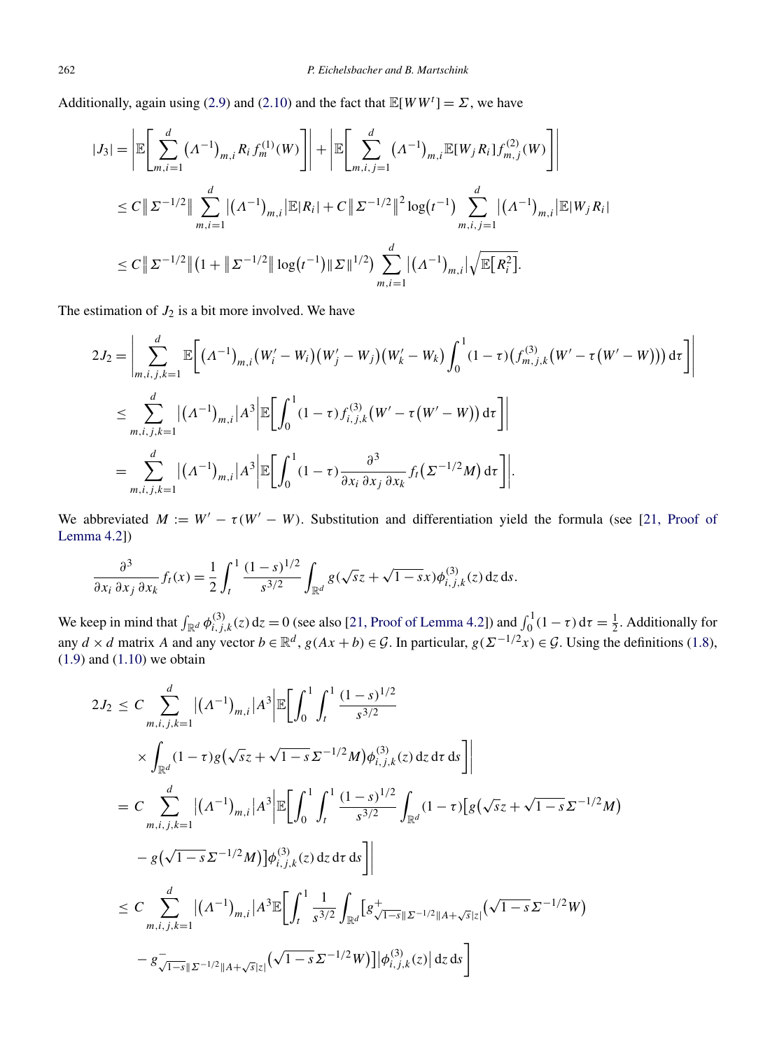Additionally, again using (2.9) and (2.10) and the fact that $\mathbb{E}[WW^t] = \Sigma$, we have

$$
\begin{aligned}
|J_3| &= \left| \mathbb{E}\left[ \sum_{m,i=1}^{d} (\Lambda^{-1})_{m,i} R_i f_m^{(1)}(W) \right] \right| + \left| \mathbb{E}\left[ \sum_{m,i,j=1}^{d} (\Lambda^{-1})_{m,i} \mathbb{E}[W_j R_i] f_{m,j}^{(2)}(W) \right] \right| \\
&\le C \| \Sigma^{-1/2} \| \sum_{m,i=1}^{d} |(\Lambda^{-1})_{m,i}| \mathbb{E}|R_i| + C \| \Sigma^{-1/2} \|^2 \log(t^{-1}) \sum_{m,i,j=1}^{d} |(\Lambda^{-1})_{m,i}| \mathbb{E}|W_j R_i| \\
&\le C \| \Sigma^{-1/2} \| \left(1 + \| \Sigma^{-1/2} \| \log(t^{-1}) \| \Sigma \|^{1/2}\right) \sum_{m,i=1}^{d} |(\Lambda^{-1})_{m,i}| \sqrt{\mathbb{E}[R_i^2]}.
\end{aligned}
$$

The estimation of $J_2$ is a bit more involved. We have

$$
\begin{aligned}
2J_2 &= \left| \sum_{m,i,j,k=1}^{d} \mathbb{E}\left[ (\Lambda^{-1})_{m,i} (W_i' - W_i)(W_j' - W_j)(W_k' - W_k) \int_0^1 (1-\tau) \left( f_{m,j,k}^{(3)}\left(W' - \tau(W' - W)\right)\right) \mathrm{d}\tau \right] \right| \\
&\le \sum_{m,i,j,k=1}^{d} |(\Lambda^{-1})_{m,i}| A^3 \left| \mathbb{E}\left[ \int_0^1 (1-\tau) f_{i,j,k}^{(3)}\left(W' - \tau(W' - W)\right) \mathrm{d}\tau \right] \right| \\
&= \sum_{m,i,j,k=1}^{d} |(\Lambda^{-1})_{m,i}| A^3 \left| \mathbb{E}\left[ \int_0^1 (1-\tau) \frac{\partial^3}{\partial x_i \, \partial x_j \, \partial x_k} f_t\left(\Sigma^{-1/2} M\right) \mathrm{d}\tau \right] \right|.
\end{aligned}
$$

We abbreviated $M := W' - \tau(W' - W)$. Substitution and differentiation yield the formula (see [21, Proof of Lemma 4.2])

$$
\frac{\partial^3}{\partial x_i \, \partial x_j \, \partial x_k} f_t(x) = \frac{1}{2} \int_t^1 \frac{(1-s)^{1/2}}{s^{3/2}} \int_{\mathbb{R}^d} g(\sqrt{s} z + \sqrt{1-s}\, x) \phi_{i,j,k}^{(3)}(z) \, \mathrm{d}z \, \mathrm{d}s.
$$

We keep in mind that $\int_{\mathbb{R}^d} \phi_{i,j,k}^{(3)}(z)\, \mathrm{d}z = 0$ (see also [21, Proof of Lemma 4.2]) and $\int_0^1 (1-\tau)\, \mathrm{d}\tau = \frac{1}{2}$. Additionally for any $d \times d$ matrix $A$ and any vector $b \in \mathbb{R}^d$, $g(Ax + b) \in \mathcal{G}$. In particular, $g(\Sigma^{-1/2} x) \in \mathcal{G}$. Using the definitions (1.8), (1.9) and (1.10) we obtain

$$
\begin{aligned}
2J_2 &\le C \sum_{m,i,j,k=1}^{d} |(\Lambda^{-1})_{m,i}| A^3 \left| \mathbb{E}\left[ \int_0^1 \int_t^1 \frac{(1-s)^{1/2}}{s^{3/2}} \right. \right. \\
&\quad \left. \left. \times \int_{\mathbb{R}^d} (1-\tau) g\left(\sqrt{s} z + \sqrt{1-s}\, \Sigma^{-1/2} M\right) \phi_{i,j,k}^{(3)}(z) \, \mathrm{d}z \, \mathrm{d}\tau \, \mathrm{d}s \right] \right| \\
&= C \sum_{m,i,j,k=1}^{d} |(\Lambda^{-1})_{m,i}| A^3 \left| \mathbb{E}\left[ \int_0^1 \int_t^1 \frac{(1-s)^{1/2}}{s^{3/2}} \int_{\mathbb{R}^d} (1-\tau) \left[ g\left(\sqrt{s} z + \sqrt{1-s}\, \Sigma^{-1/2} M\right) \right. \right. \right. \\
&\quad \left. \left. \left. - g\left(\sqrt{1-s}\, \Sigma^{-1/2} M\right) \right] \phi_{i,j,k}^{(3)}(z) \, \mathrm{d}z \, \mathrm{d}\tau \, \mathrm{d}s \right] \right| \\
&\le C \sum_{m,i,j,k=1}^{d} |(\Lambda^{-1})_{m,i}| A^3 \mathbb{E}\left[ \int_t^1 \frac{1}{s^{3/2}} \int_{\mathbb{R}^d} \left[ g^+_{\sqrt{1-s}\|\Sigma^{-1/2}\| A + \sqrt{s}|z|}\left(\sqrt{1-s}\, \Sigma^{-1/2} W\right) \right. \right. \\
&\quad \left. \left. - g^-_{\sqrt{1-s}\|\Sigma^{-1/2}\| A + \sqrt{s}|z|}\left(\sqrt{1-s}\, \Sigma^{-1/2} W\right) \right] \left|\phi_{i,j,k}^{(3)}(z)\right| \mathrm{d}z \, \mathrm{d}s \right]
\end{aligned}
$$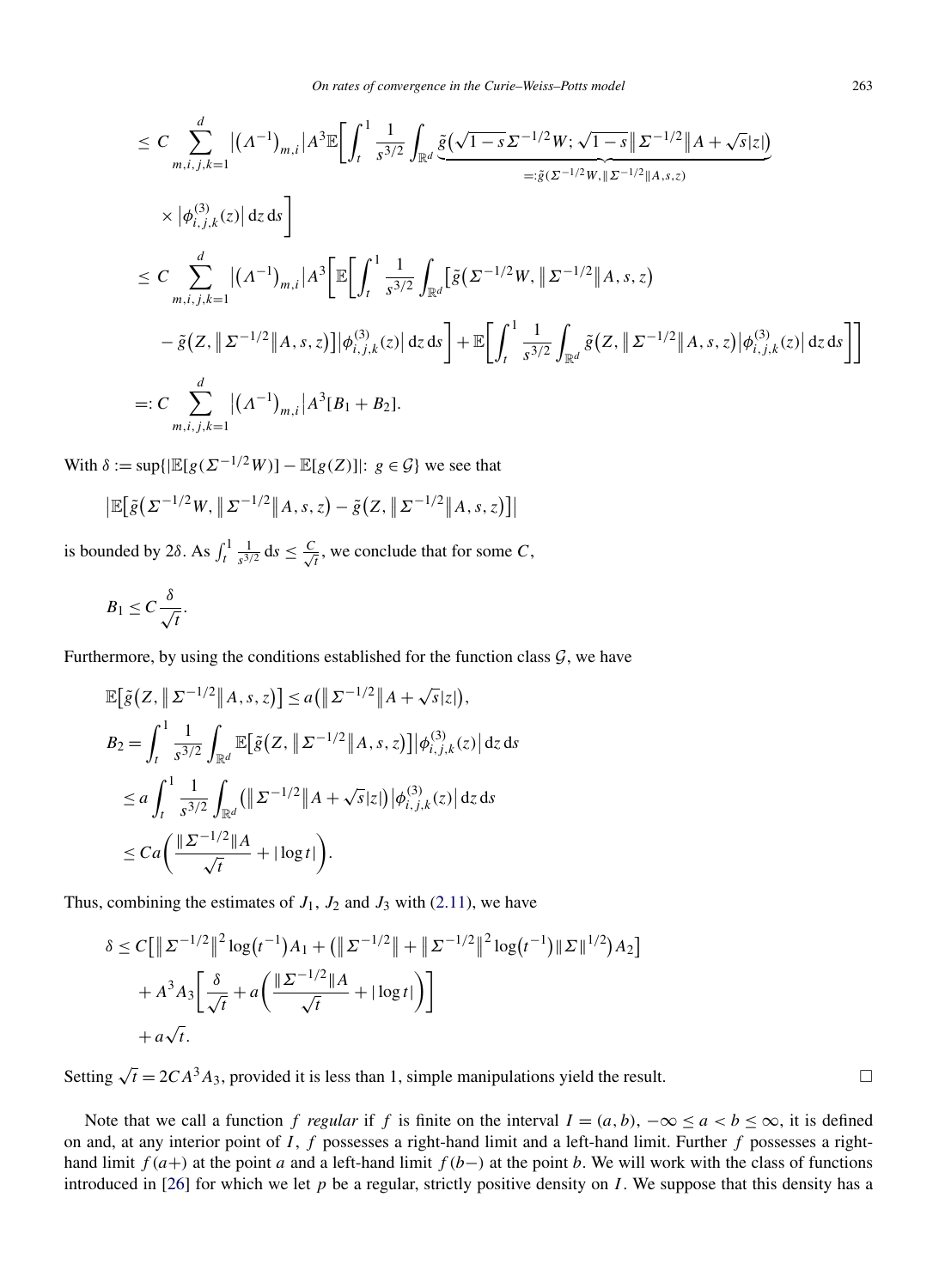$$
\begin{aligned}
&\le C \sum_{m,i,j,k=1}^{d} \left|\left(\Lambda^{-1}\right)_{m,i}\right| A^3 \mathbb{E}\left[\int_t^1 \frac{1}{s^{3/2}} \int_{\mathbb{R}^d} \underbrace{\tilde{g}\left(\sqrt{1-s}\,\Sigma^{-1/2} W; \sqrt{1-s}\,\left\|\Sigma^{-1/2}\right\| A + \sqrt{s}|z|\right)}_{=:\tilde{g}(\Sigma^{-1/2}W, \|\Sigma^{-1/2}\|A, s, z)} \right. \\
&\qquad \left. \times \left|\phi^{(3)}_{i,j,k}(z)\right| \mathrm{d}z\, \mathrm{d}s \right] \\
&\le C \sum_{m,i,j,k=1}^{d} \left|\left(\Lambda^{-1}\right)_{m,i}\right| A^3 \left[\mathbb{E}\left[\int_t^1 \frac{1}{s^{3/2}} \int_{\mathbb{R}^d} \left[\tilde{g}\left(\Sigma^{-1/2} W, \left\|\Sigma^{-1/2}\right\| A, s, z\right) \right.\right.\right. \\
&\qquad \left.\left. - \tilde{g}\left(Z, \left\|\Sigma^{-1/2}\right\| A, s, z\right)\right] \left|\phi^{(3)}_{i,j,k}(z)\right| \mathrm{d}z\, \mathrm{d}s \right] + \mathbb{E}\left[\int_t^1 \frac{1}{s^{3/2}} \int_{\mathbb{R}^d} \tilde{g}\left(Z, \left\|\Sigma^{-1/2}\right\| A, s, z\right) \left|\phi^{(3)}_{i,j,k}(z)\right| \mathrm{d}z\, \mathrm{d}s \right]\Bigg] \\
&=: C \sum_{m,i,j,k=1}^{d} \left|\left(\Lambda^{-1}\right)_{m,i}\right| A^3 [B_1 + B_2].
\end{aligned}
$$

With $\delta := \sup\{|\mathbb{E}[g(\Sigma^{-1/2} W)] - \mathbb{E}[g(Z)]|\colon\, g \in \mathcal{G}\}$ we see that

$$
\left|\mathbb{E}\left[\tilde{g}\left(\Sigma^{-1/2} W, \left\|\Sigma^{-1/2}\right\| A, s, z\right) - \tilde{g}\left(Z, \left\|\Sigma^{-1/2}\right\| A, s, z\right)\right]\right|
$$

is bounded by $2\delta$. As $\int_t^1 \frac{1}{s^{3/2}}\, \mathrm{d}s \le \frac{C}{\sqrt{t}}$, we conclude that for some $C$,

$$
B_1 \le C \frac{\delta}{\sqrt{t}}.
$$

Furthermore, by using the conditions established for the function class $\mathcal{G}$, we have

$$
\begin{aligned}
&\mathbb{E}\left[\tilde{g}\left(Z, \left\|\Sigma^{-1/2}\right\| A, s, z\right)\right] \le a\left(\left\|\Sigma^{-1/2}\right\| A + \sqrt{s}|z|\right), \\
&B_2 = \int_t^1 \frac{1}{s^{3/2}} \int_{\mathbb{R}^d} \mathbb{E}\left[\tilde{g}\left(Z, \left\|\Sigma^{-1/2}\right\| A, s, z\right)\right] \left|\phi^{(3)}_{i,j,k}(z)\right| \mathrm{d}z\, \mathrm{d}s \\
&\quad \le a \int_t^1 \frac{1}{s^{3/2}} \int_{\mathbb{R}^d} \left(\left\|\Sigma^{-1/2}\right\| A + \sqrt{s}|z|\right) \left|\phi^{(3)}_{i,j,k}(z)\right| \mathrm{d}z\, \mathrm{d}s \\
&\quad \le C a \left(\frac{\|\Sigma^{-1/2}\| A}{\sqrt{t}} + |\log t|\right).
\end{aligned}
$$

Thus, combining the estimates of $J_1$, $J_2$ and $J_3$ with (2.11), we have

$$
\begin{aligned}
\delta &\le C\left[\left\|\Sigma^{-1/2}\right\|^2 \log\left(t^{-1}\right) A_1 + \left(\left\|\Sigma^{-1/2}\right\| + \left\|\Sigma^{-1/2}\right\|^2 \log\left(t^{-1}\right) \|\Sigma\|^{1/2}\right) A_2\right] \\
&\quad + A^3 A_3 \left[\frac{\delta}{\sqrt{t}} + a\left(\frac{\|\Sigma^{-1/2}\| A}{\sqrt{t}} + |\log t|\right)\right] \\
&\quad + a\sqrt{t}.
\end{aligned}
$$

Setting $\sqrt{t} = 2CA^3A_3$, provided it is less than 1, simple manipulations yield the result. □

Note that we call a function $f$ *regular* if $f$ is finite on the interval $I = (a, b)$, $-\infty \le a < b \le \infty$, it is defined on and, at any interior point of $I$, $f$ possesses a right-hand limit and a left-hand limit. Further $f$ possesses a right-hand limit $f(a+)$ at the point $a$ and a left-hand limit $f(b-)$ at the point $b$. We will work with the class of functions introduced in [26] for which we let $p$ be a regular, strictly positive density on $I$. We suppose that this density has a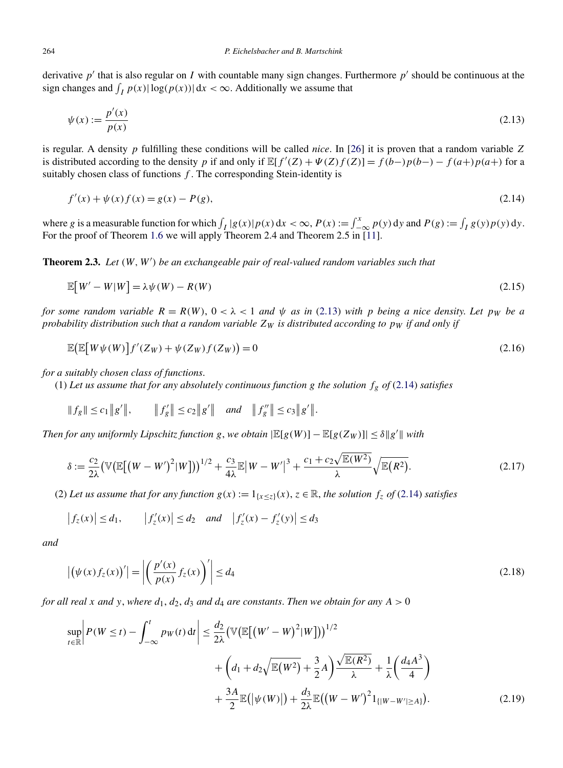derivative $p'$ that is also regular on $I$ with countable many sign changes. Furthermore $p'$ should be continuous at the sign changes and $\int_I p(x)|\log(p(x))|\,\mathrm{d}x < \infty$. Additionally we assume that

$$\psi(x) := \frac{p'(x)}{p(x)} \tag{2.13}$$

is regular. A density $p$ fulfilling these conditions will be called *nice*. In [26] it is proven that a random variable $Z$ is distributed according to the density $p$ if and only if $\mathbb{E}[f'(Z) + \Psi(Z)f(Z)] = f(b-)p(b-) - f(a+)p(a+)$ for a suitably chosen class of functions $f$. The corresponding Stein-identity is

$$f'(x) + \psi(x)f(x) = g(x) - P(g), \tag{2.14}$$

where $g$ is a measurable function for which $\int_I |g(x)|p(x)\,\mathrm{d}x < \infty$, $P(x) := \int_{-\infty}^x p(y)\,\mathrm{d}y$ and $P(g) := \int_I g(y)p(y)\,\mathrm{d}y$. For the proof of Theorem 1.6 we will apply Theorem 2.4 and Theorem 2.5 in [11].

**Theorem 2.3.** *Let $(W, W')$ be an exchangeable pair of real-valued random variables such that*

$$\mathbb{E}\big[W' - W|W\big] = \lambda\psi(W) - R(W) \tag{2.15}$$

*for some random variable $R = R(W)$, $0 < \lambda < 1$ and $\psi$ as in (2.13) with $p$ being a nice density. Let $p_W$ be a probability distribution such that a random variable $Z_W$ is distributed according to $p_W$ if and only if*

$$\mathbb{E}\big(\mathbb{E}\big[W\psi(W)\big]f'(Z_W) + \psi(Z_W)f(Z_W)\big) = 0 \tag{2.16}$$

*for a suitably chosen class of functions.*

(1) *Let us assume that for any absolutely continuous function $g$ the solution $f_g$ of (2.14) satisfies*

$$\|f_g\| \le c_1\|g'\|, \qquad \|f_g'\| \le c_2\|g'\| \quad \text{and} \quad \|f_g''\| \le c_3\|g'\|.$$

*Then for any uniformly Lipschitz function $g$, we obtain $|\mathbb{E}[g(W)] - \mathbb{E}[g(Z_W)]| \le \delta\|g'\|$ with*

$$\delta := \frac{c_2}{2\lambda}\big(\mathbb{V}\big(\mathbb{E}\big[(W - W')^2|W\big]\big)\big)^{1/2} + \frac{c_3}{4\lambda}\mathbb{E}|W - W'|^3 + \frac{c_1 + c_2\sqrt{\mathbb{E}(W^2)}}{\lambda}\sqrt{\mathbb{E}(R^2)}. \tag{2.17}$$

(2) *Let us assume that for any function $g(x) := 1_{\{x \le z\}}(x)$, $z \in \mathbb{R}$, the solution $f_z$ of (2.14) satisfies*

$$|f_z(x)| \le d_1, \qquad |f_z'(x)| \le d_2 \quad \text{and} \quad |f_z'(x) - f_z'(y)| \le d_3$$

*and*

$$\big|\big(\psi(x)f_z(x)\big)'\big| = \left|\left(\frac{p'(x)}{p(x)}f_z(x)\right)'\right| \le d_4 \tag{2.18}$$

*for all real $x$ and $y$, where $d_1$, $d_2$, $d_3$ and $d_4$ are constants. Then we obtain for any $A > 0$*

$$\begin{aligned}
\sup_{t\in\mathbb{R}}\left|P(W \le t) - \int_{-\infty}^t p_W(t)\,\mathrm{d}t\right| &\le \frac{d_2}{2\lambda}\big(\mathbb{V}\big(\mathbb{E}\big[(W' - W)^2|W\big]\big)\big)^{1/2} \\
&\quad + \left(d_1 + d_2\sqrt{\mathbb{E}(W^2)} + \frac{3}{2}A\right)\frac{\sqrt{\mathbb{E}(R^2)}}{\lambda} + \frac{1}{\lambda}\left(\frac{d_4A^3}{4}\right) \\
&\quad + \frac{3A}{2}\mathbb{E}\big(|\psi(W)|\big) + \frac{d_3}{2\lambda}\mathbb{E}\big((W - W')^2 1_{\{|W - W'| \ge A\}}\big).
\end{aligned} \tag{2.19}$$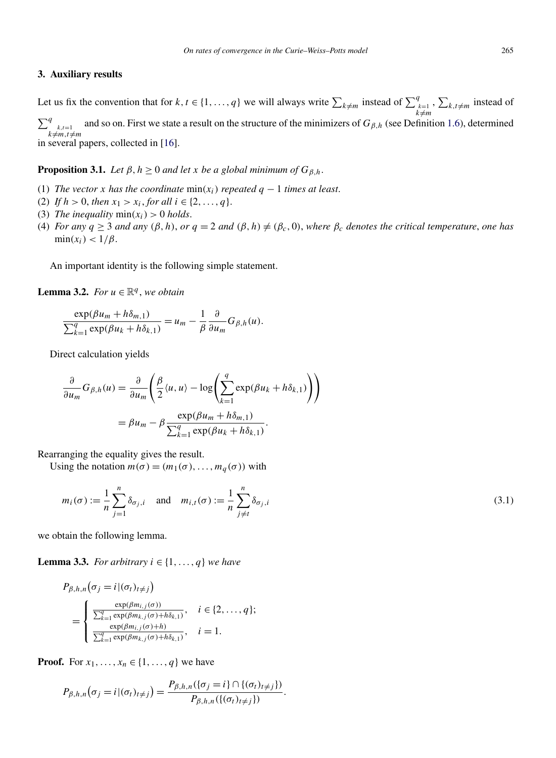## 3. Auxiliary results

Let us fix the convention that for $k, t \in \{1, \ldots, q\}$ we will always write $\sum_{k \neq m}$ instead of $\sum_{\substack{k=1 \\ k \neq m}}^{q}$, $\sum_{k,t \neq m}$ instead of $\sum_{\substack{k,t=1 \\ k \neq m, t \neq m}}^{q}$ and so on. First we state a result on the structure of the minimizers of $G_{\beta,h}$ (see Definition 1.6), determined in several papers, collected in [16].

**Proposition 3.1.** *Let $\beta, h \geq 0$ and let $x$ be a global minimum of $G_{\beta,h}$.*

1. *The vector $x$ has the coordinate $\min(x_i)$ repeated $q-1$ times at least.*
2. *If $h > 0$, then $x_1 > x_i$, for all $i \in \{2, \ldots, q\}$.*
3. *The inequality $\min(x_i) > 0$ holds.*
4. *For any $q \geq 3$ and any $(\beta, h)$, or $q = 2$ and $(\beta, h) \neq (\beta_c, 0)$, where $\beta_c$ denotes the critical temperature, one has $\min(x_i) < 1/\beta$.*

An important identity is the following simple statement.

**Lemma 3.2.** *For $u \in \mathbb{R}^q$, we obtain*

$$\frac{\exp(\beta u_m + h\delta_{m,1})}{\sum_{k=1}^{q} \exp(\beta u_k + h\delta_{k,1})} = u_m - \frac{1}{\beta} \frac{\partial}{\partial u_m} G_{\beta,h}(u).$$

Direct calculation yields

$$\begin{aligned}
\frac{\partial}{\partial u_m} G_{\beta,h}(u) &= \frac{\partial}{\partial u_m} \left( \frac{\beta}{2} \langle u, u \rangle - \log \left( \sum_{k=1}^{q} \exp(\beta u_k + h\delta_{k,1}) \right) \right) \\
&= \beta u_m - \beta \frac{\exp(\beta u_m + h\delta_{m,1})}{\sum_{k=1}^{q} \exp(\beta u_k + h\delta_{k,1})}.
\end{aligned}$$

Rearranging the equality gives the result.

Using the notation $m(\sigma) = (m_1(\sigma), \ldots, m_q(\sigma))$ with

$$m_i(\sigma) := \frac{1}{n} \sum_{j=1}^{n} \delta_{\sigma_j, i} \quad \text{and} \quad m_{i,t}(\sigma) := \frac{1}{n} \sum_{j \neq t}^{n} \delta_{\sigma_j, i} \tag{3.1}$$

we obtain the following lemma.

**Lemma 3.3.** *For arbitrary $i \in \{1, \ldots, q\}$ we have*

$$P_{\beta,h,n}\big(\sigma_j = i \,|\, (\sigma_t)_{t \neq j}\big) = \begin{cases} \frac{\exp(\beta m_{i,j}(\sigma))}{\sum_{k=1}^{q} \exp(\beta m_{k,j}(\sigma) + h\delta_{k,1})}, & i \in \{2, \ldots, q\}; \\ \frac{\exp(\beta m_{i,j}(\sigma) + h)}{\sum_{k=1}^{q} \exp(\beta m_{k,j}(\sigma) + h\delta_{k,1})}, & i = 1. \end{cases}$$

**Proof.** For $x_1, \ldots, x_n \in \{1, \ldots, q\}$ we have

$$P_{\beta,h,n}\big(\sigma_j = i \,|\, (\sigma_t)_{t \neq j}\big) = \frac{P_{\beta,h,n}(\{\sigma_j = i\} \cap \{(\sigma_t)_{t \neq j}\})}{P_{\beta,h,n}(\{(\sigma_t)_{t \neq j}\})}.$$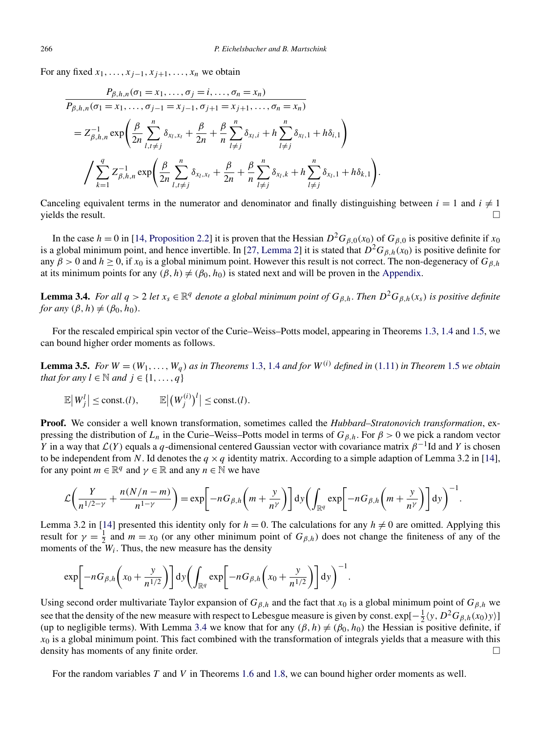For any fixed $x_1, \dots, x_{j-1}, x_{j+1}, \dots, x_n$ we obtain

$$
\begin{aligned}
&\frac{P_{\beta,h,n}(\sigma_1 = x_1, \dots, \sigma_j = i, \dots, \sigma_n = x_n)}{P_{\beta,h,n}(\sigma_1 = x_1, \dots, \sigma_{j-1} = x_{j-1}, \sigma_{j+1} = x_{j+1}, \dots, \sigma_n = x_n)} \\
&\quad = Z_{\beta,h,n}^{-1} \exp\left( \frac{\beta}{2n} \sum_{l,t \neq j}^{n} \delta_{x_l, x_t} + \frac{\beta}{2n} + \frac{\beta}{n} \sum_{l \neq j}^{n} \delta_{x_l, i} + h \sum_{l \neq j}^{n} \delta_{x_l, 1} + h \delta_{i,1} \right) \\
&\qquad \Bigg/ \sum_{k=1}^{q} Z_{\beta,h,n}^{-1} \exp\left( \frac{\beta}{2n} \sum_{l,t \neq j}^{n} \delta_{x_l, x_t} + \frac{\beta}{2n} + \frac{\beta}{n} \sum_{l \neq j}^{n} \delta_{x_l, k} + h \sum_{l \neq j}^{n} \delta_{x_l, 1} + h \delta_{k,1} \right).
\end{aligned}
$$

Canceling equivalent terms in the numerator and denominator and finally distinguishing between $i = 1$ and $i \neq 1$ yields the result. $\square$

In the case $h = 0$ in [14, Proposition 2.2] it is proven that the Hessian $D^2 G_{\beta,0}(x_0)$ of $G_{\beta,0}$ is positive definite if $x_0$ is a global minimum point, and hence invertible. In [27, Lemma 2] it is stated that $D^2 G_{\beta,h}(x_0)$ is positive definite for any $\beta > 0$ and $h \geq 0$, if $x_0$ is a global minimum point. However this result is not correct. The non-degeneracy of $G_{\beta,h}$ at its minimum points for any $(\beta, h) \neq (\beta_0, h_0)$ is stated next and will be proven in the Appendix.

**Lemma 3.4.** *For all $q > 2$ let $x_s \in \mathbb{R}^q$ denote a global minimum point of $G_{\beta,h}$. Then $D^2 G_{\beta,h}(x_s)$ is positive definite for any $(\beta, h) \neq (\beta_0, h_0)$.*

For the rescaled empirical spin vector of the Curie–Weiss–Potts model, appearing in Theorems 1.3, 1.4 and 1.5, we can bound higher order moments as follows.

**Lemma 3.5.** *For $W = (W_1, \dots, W_q)$ as in Theorems 1.3, 1.4 and for $W^{(i)}$ defined in (1.11) in Theorem 1.5 we obtain that for any $l \in \mathbb{N}$ and $j \in \{1, \dots, q\}$*

$$
\mathbb{E}\left|W_j^l\right| \leq \text{const.}(l), \qquad \mathbb{E}\left|\left(W_j^{(i)}\right)^l\right| \leq \text{const.}(l).
$$

**Proof.** We consider a well known transformation, sometimes called the *Hubbard–Stratonovich transformation*, expressing the distribution of $L_n$ in the Curie–Weiss–Potts model in terms of $G_{\beta,h}$. For $\beta > 0$ we pick a random vector $Y$ in a way that $\mathcal{L}(Y)$ equals a $q$-dimensional centered Gaussian vector with covariance matrix $\beta^{-1}\mathrm{Id}$ and $Y$ is chosen to be independent from $N$. Id denotes the $q \times q$ identity matrix. According to a simple adaption of Lemma 3.2 in [14], for any point $m \in \mathbb{R}^q$ and $\gamma \in \mathbb{R}$ and any $n \in \mathbb{N}$ we have

$$
\mathcal{L}\left( \frac{Y}{n^{1/2-\gamma}} + \frac{n(N/n - m)}{n^{1-\gamma}} \right) = \exp\left[ -n G_{\beta,h}\left( m + \frac{y}{n^\gamma} \right) \right] \mathrm{d}y \left( \int_{\mathbb{R}^q} \exp\left[ -n G_{\beta,h}\left( m + \frac{y}{n^\gamma} \right) \right] \mathrm{d}y \right)^{-1}.
$$

Lemma 3.2 in [14] presented this identity only for $h = 0$. The calculations for any $h \neq 0$ are omitted. Applying this result for $\gamma = \frac{1}{2}$ and $m = x_0$ (or any other minimum point of $G_{\beta,h}$) does not change the finiteness of any of the moments of the $W_i$. Thus, the new measure has the density

$$
\exp\left[ -n G_{\beta,h}\left( x_0 + \frac{y}{n^{1/2}} \right) \right] \mathrm{d}y \left( \int_{\mathbb{R}^q} \exp\left[ -n G_{\beta,h}\left( x_0 + \frac{y}{n^{1/2}} \right) \right] \mathrm{d}y \right)^{-1}.
$$

Using second order multivariate Taylor expansion of $G_{\beta,h}$ and the fact that $x_0$ is a global minimum point of $G_{\beta,h}$ we see that the density of the new measure with respect to Lebesgue measure is given by $\text{const.} \exp[-\frac{1}{2}\langle y, D^2 G_{\beta,h}(x_0) y \rangle]$ (up to negligible terms). With Lemma 3.4 we know that for any $(\beta, h) \neq (\beta_0, h_0)$ the Hessian is positive definite, if $x_0$ is a global minimum point. This fact combined with the transformation of integrals yields that a measure with this density has moments of any finite order. $\square$

For the random variables $T$ and $V$ in Theorems 1.6 and 1.8, we can bound higher order moments as well.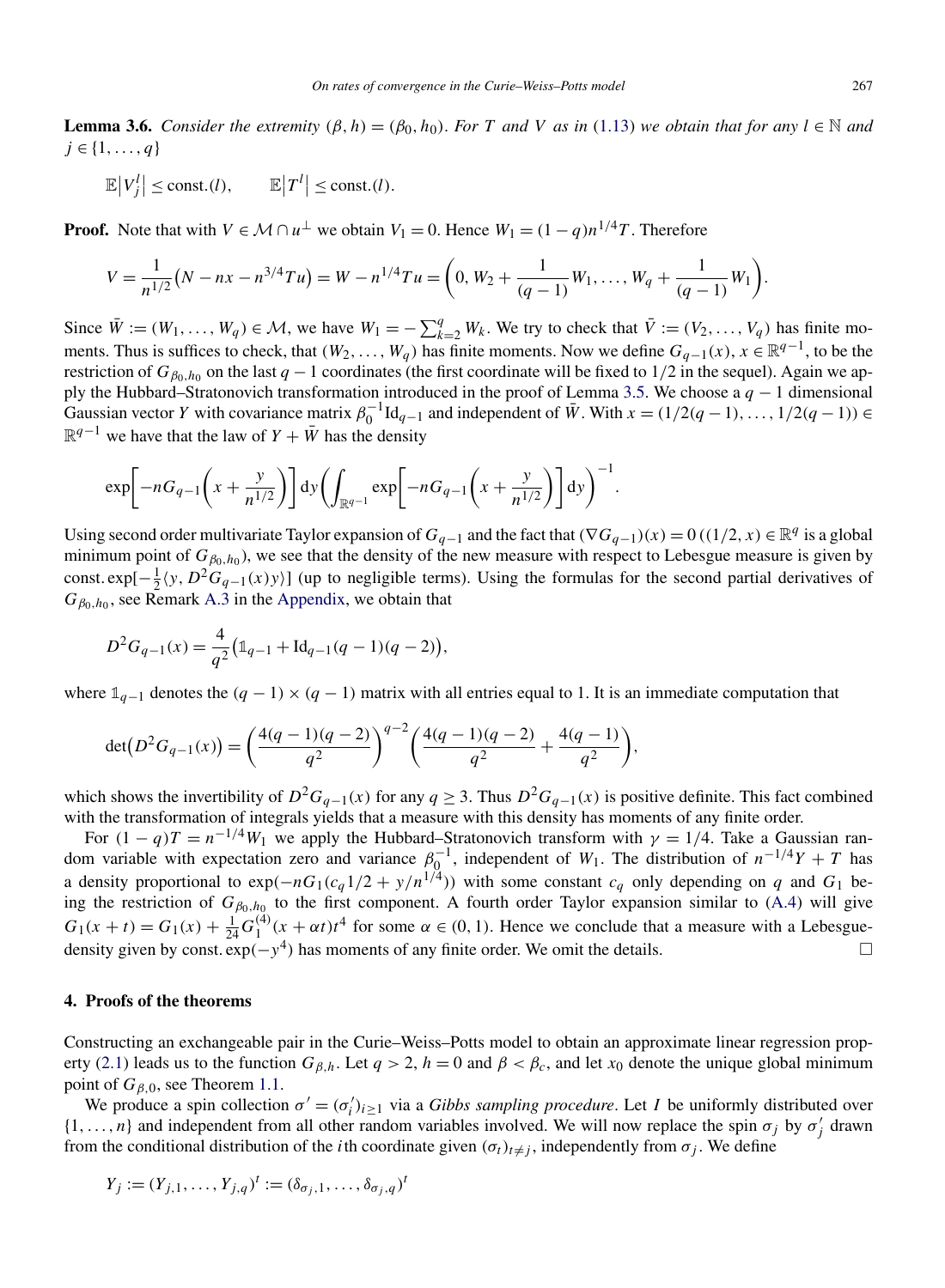**Lemma 3.6.** *Consider the extremity $(\beta, h) = (\beta_0, h_0)$. For $T$ and $V$ as in* (1.13) *we obtain that for any $l \in \mathbb{N}$ and $j \in \{1, \dots, q\}$*

$$\mathbb{E}\left|V_j^l\right| \le \text{const.}(l), \qquad \mathbb{E}\left|T^l\right| \le \text{const.}(l).$$

**Proof.** Note that with $V \in \mathcal{M} \cap u^\perp$ we obtain $V_1 = 0$. Hence $W_1 = (1-q)n^{1/4}T$. Therefore

$$V = \frac{1}{n^{1/2}}\left(N - nx - n^{3/4}Tu\right) = W - n^{1/4}Tu = \left(0, W_2 + \frac{1}{(q-1)}W_1, \dots, W_q + \frac{1}{(q-1)}W_1\right).$$

Since $\bar{W} := (W_1, \dots, W_q) \in \mathcal{M}$, we have $W_1 = -\sum_{k=2}^q W_k$. We try to check that $\bar{V} := (V_2, \dots, V_q)$ has finite moments. Thus is suffices to check, that $(W_2, \dots, W_q)$ has finite moments. Now we define $G_{q-1}(x)$, $x \in \mathbb{R}^{q-1}$, to be the restriction of $G_{\beta_0,h_0}$ on the last $q-1$ coordinates (the first coordinate will be fixed to $1/2$ in the sequel). Again we apply the Hubbard–Stratonovich transformation introduced in the proof of Lemma 3.5. We choose a $q-1$ dimensional Gaussian vector $Y$ with covariance matrix $\beta_0^{-1}\mathrm{Id}_{q-1}$ and independent of $\bar{W}$. With $x = (1/2(q-1), \dots, 1/2(q-1)) \in \mathbb{R}^{q-1}$ we have that the law of $Y + \bar{W}$ has the density

$$\exp\left[-nG_{q-1}\left(x + \frac{y}{n^{1/2}}\right)\right] \mathrm{d}y \left(\int_{\mathbb{R}^{q-1}} \exp\left[-nG_{q-1}\left(x + \frac{y}{n^{1/2}}\right)\right] \mathrm{d}y\right)^{-1}.$$

Using second order multivariate Taylor expansion of $G_{q-1}$ and the fact that $(\nabla G_{q-1})(x) = 0$ ($(1/2, x) \in \mathbb{R}^q$ is a global minimum point of $G_{\beta_0,h_0}$), we see that the density of the new measure with respect to Lebesgue measure is given by $\text{const.}\exp[-\frac{1}{2}\langle y, D^2G_{q-1}(x)y\rangle]$ (up to negligible terms). Using the formulas for the second partial derivatives of $G_{\beta_0,h_0}$, see Remark A.3 in the Appendix, we obtain that

$$D^2G_{q-1}(x) = \frac{4}{q^2}\left(\mathbb{1}_{q-1} + \mathrm{Id}_{q-1}(q-1)(q-2)\right),$$

where $\mathbb{1}_{q-1}$ denotes the $(q-1) \times (q-1)$ matrix with all entries equal to 1. It is an immediate computation that

$$\det\left(D^2G_{q-1}(x)\right) = \left(\frac{4(q-1)(q-2)}{q^2}\right)^{q-2}\left(\frac{4(q-1)(q-2)}{q^2} + \frac{4(q-1)}{q^2}\right),$$

which shows the invertibility of $D^2G_{q-1}(x)$ for any $q \ge 3$. Thus $D^2G_{q-1}(x)$ is positive definite. This fact combined with the transformation of integrals yields that a measure with this density has moments of any finite order.

For $(1-q)T = n^{-1/4}W_1$ we apply the Hubbard–Stratonovich transform with $\gamma = 1/4$. Take a Gaussian random variable with expectation zero and variance $\beta_0^{-1}$, independent of $W_1$. The distribution of $n^{-1/4}Y + T$ has a density proportional to $\exp(-nG_1(c_q 1/2 + y/n^{1/4}))$ with some constant $c_q$ only depending on $q$ and $G_1$ being the restriction of $G_{\beta_0,h_0}$ to the first component. A fourth order Taylor expansion similar to (A.4) will give $G_1(x+t) = G_1(x) + \frac{1}{24}G_1^{(4)}(x + \alpha t)t^4$ for some $\alpha \in (0,1)$. Hence we conclude that a measure with a Lebesgue-density given by $\text{const.}\exp(-y^4)$ has moments of any finite order. We omit the details. $\square$

## 4. Proofs of the theorems

Constructing an exchangeable pair in the Curie–Weiss–Potts model to obtain an approximate linear regression property (2.1) leads us to the function $G_{\beta,h}$. Let $q > 2$, $h = 0$ and $\beta < \beta_c$, and let $x_0$ denote the unique global minimum point of $G_{\beta,0}$, see Theorem 1.1.

We produce a spin collection $\sigma' = (\sigma_i')_{i \ge 1}$ via a *Gibbs sampling procedure*. Let $I$ be uniformly distributed over $\{1, \dots, n\}$ and independent from all other random variables involved. We will now replace the spin $\sigma_j$ by $\sigma_j'$ drawn from the conditional distribution of the $i$th coordinate given $(\sigma_t)_{t \ne j}$, independently from $\sigma_j$. We define

$$Y_j := (Y_{j,1}, \dots, Y_{j,q})^t := (\delta_{\sigma_j,1}, \dots, \delta_{\sigma_j,q})^t$$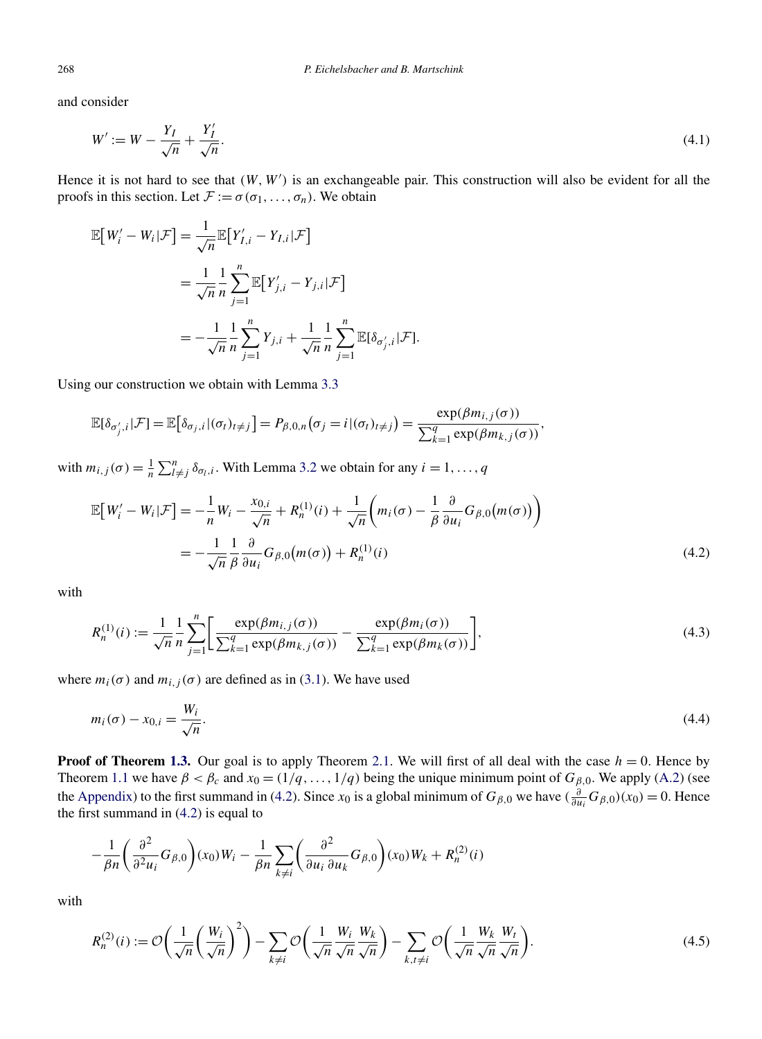and consider

$$W' := W - \frac{Y_I}{\sqrt{n}} + \frac{Y_I'}{\sqrt{n}}. \tag{4.1}$$

Hence it is not hard to see that $(W, W')$ is an exchangeable pair. This construction will also be evident for all the proofs in this section. Let $\mathcal{F} := \sigma(\sigma_1, \ldots, \sigma_n)$. We obtain

$$\begin{aligned}
\mathbb{E}\big[W_i' - W_i|\mathcal{F}\big] &= \frac{1}{\sqrt{n}}\mathbb{E}\big[Y_{I,i}' - Y_{I,i}|\mathcal{F}\big] \\
&= \frac{1}{\sqrt{n}}\frac{1}{n}\sum_{j=1}^n \mathbb{E}\big[Y_{j,i}' - Y_{j,i}|\mathcal{F}\big] \\
&= -\frac{1}{\sqrt{n}}\frac{1}{n}\sum_{j=1}^n Y_{j,i} + \frac{1}{\sqrt{n}}\frac{1}{n}\sum_{j=1}^n \mathbb{E}[\delta_{\sigma_j',i}|\mathcal{F}].
\end{aligned}$$

Using our construction we obtain with Lemma 3.3

$$\mathbb{E}[\delta_{\sigma_j',i}|\mathcal{F}] = \mathbb{E}\big[\delta_{\sigma_j,i}|(\sigma_t)_{t\neq j}\big] = P_{\beta,0,n}\big(\sigma_j = i|(\sigma_t)_{t\neq j}\big) = \frac{\exp(\beta m_{i,j}(\sigma))}{\sum_{k=1}^q \exp(\beta m_{k,j}(\sigma))},$$

with $m_{i,j}(\sigma) = \frac{1}{n}\sum_{l\neq j}^n \delta_{\sigma_l,i}$. With Lemma 3.2 we obtain for any $i = 1, \ldots, q$

$$\begin{aligned}
\mathbb{E}\big[W_i' - W_i|\mathcal{F}\big] &= -\frac{1}{n}W_i - \frac{x_{0,i}}{\sqrt{n}} + R_n^{(1)}(i) + \frac{1}{\sqrt{n}}\left(m_i(\sigma) - \frac{1}{\beta}\frac{\partial}{\partial u_i}G_{\beta,0}\big(m(\sigma)\big)\right) \\
&= -\frac{1}{\sqrt{n}}\frac{1}{\beta}\frac{\partial}{\partial u_i}G_{\beta,0}\big(m(\sigma)\big) + R_n^{(1)}(i)
\end{aligned} \tag{4.2}$$

with

$$R_n^{(1)}(i) := \frac{1}{\sqrt{n}}\frac{1}{n}\sum_{j=1}^n\left[\frac{\exp(\beta m_{i,j}(\sigma))}{\sum_{k=1}^q \exp(\beta m_{k,j}(\sigma))} - \frac{\exp(\beta m_i(\sigma))}{\sum_{k=1}^q \exp(\beta m_k(\sigma))}\right], \tag{4.3}$$

where $m_i(\sigma)$ and $m_{i,j}(\sigma)$ are defined as in (3.1). We have used

$$m_i(\sigma) - x_{0,i} = \frac{W_i}{\sqrt{n}}. \tag{4.4}$$

**Proof of Theorem 1.3.** Our goal is to apply Theorem 2.1. We will first of all deal with the case $h = 0$. Hence by Theorem 1.1 we have $\beta < \beta_c$ and $x_0 = (1/q, \ldots, 1/q)$ being the unique minimum point of $G_{\beta,0}$. We apply (A.2) (see the Appendix) to the first summand in (4.2). Since $x_0$ is a global minimum of $G_{\beta,0}$ we have $(\frac{\partial}{\partial u_i}G_{\beta,0})(x_0) = 0$. Hence the first summand in (4.2) is equal to

$$-\frac{1}{\beta n}\left(\frac{\partial^2}{\partial^2 u_i}G_{\beta,0}\right)(x_0)W_i - \frac{1}{\beta n}\sum_{k\neq i}\left(\frac{\partial^2}{\partial u_i\,\partial u_k}G_{\beta,0}\right)(x_0)W_k + R_n^{(2)}(i)$$

with

$$R_n^{(2)}(i) := \mathcal{O}\left(\frac{1}{\sqrt{n}}\left(\frac{W_i}{\sqrt{n}}\right)^2\right) - \sum_{k\neq i}\mathcal{O}\left(\frac{1}{\sqrt{n}}\frac{W_i}{\sqrt{n}}\frac{W_k}{\sqrt{n}}\right) - \sum_{k,t\neq i}\mathcal{O}\left(\frac{1}{\sqrt{n}}\frac{W_k}{\sqrt{n}}\frac{W_t}{\sqrt{n}}\right). \tag{4.5}$$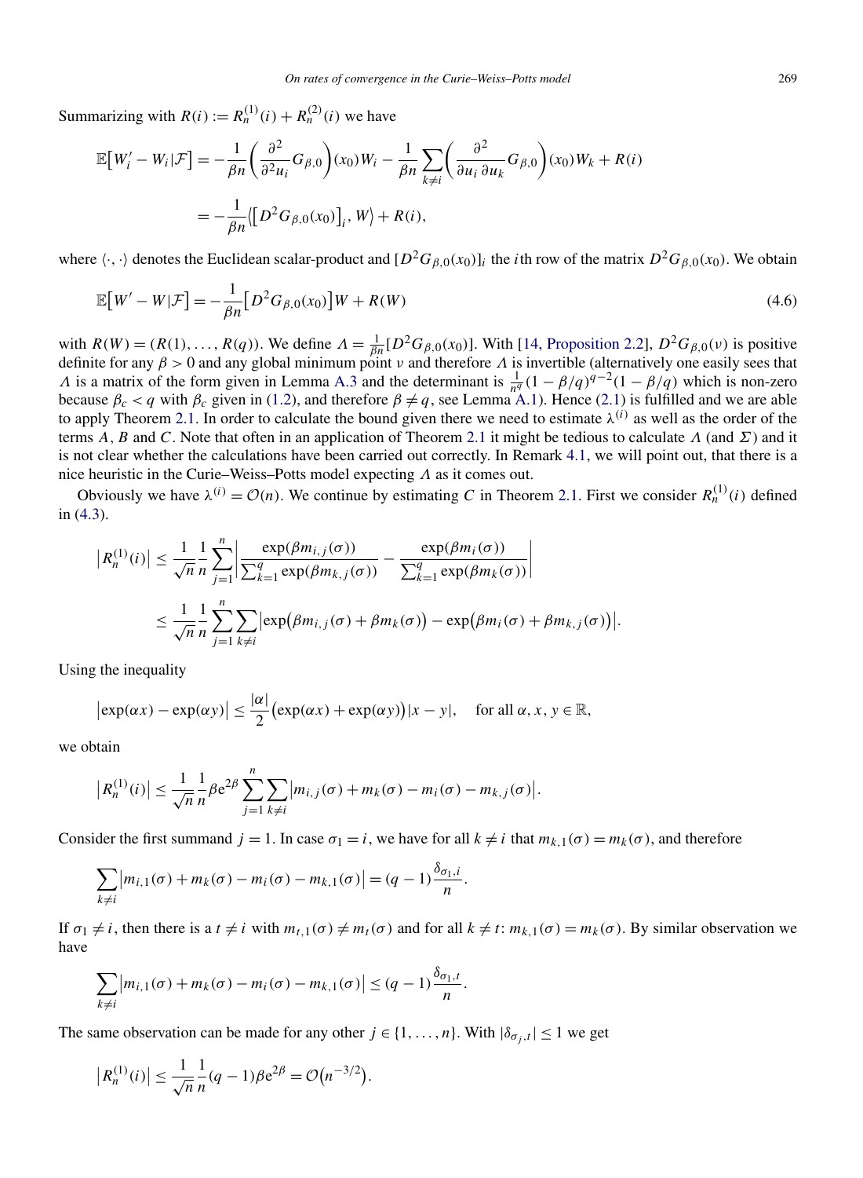Summarizing with $R(i) := R_n^{(1)}(i) + R_n^{(2)}(i)$ we have

$$\begin{aligned}\mathbb{E}\big[W_i' - W_i|\mathcal{F}\big] &= -\frac{1}{\beta n}\bigg(\frac{\partial^2}{\partial^2 u_i}G_{\beta,0}\bigg)(x_0)W_i - \frac{1}{\beta n}\sum_{k\neq i}\bigg(\frac{\partial^2}{\partial u_i\,\partial u_k}G_{\beta,0}\bigg)(x_0)W_k + R(i)\\ &= -\frac{1}{\beta n}\big\langle\big[D^2G_{\beta,0}(x_0)\big]_i, W\big\rangle + R(i),\end{aligned}$$

where $\langle\cdot,\cdot\rangle$ denotes the Euclidean scalar-product and $[D^2G_{\beta,0}(x_0)]_i$ the $i$th row of the matrix $D^2G_{\beta,0}(x_0)$. We obtain

$$\mathbb{E}\big[W' - W|\mathcal{F}\big] = -\frac{1}{\beta n}\big[D^2G_{\beta,0}(x_0)\big]W + R(W) \tag{4.6}$$

with $R(W) = (R(1),\dots,R(q))$. We define $\Lambda = \frac{1}{\beta n}[D^2G_{\beta,0}(x_0)]$. With [14, Proposition 2.2], $D^2G_{\beta,0}(\nu)$ is positive definite for any $\beta > 0$ and any global minimum point $\nu$ and therefore $\Lambda$ is invertible (alternatively one easily sees that $\Lambda$ is a matrix of the form given in Lemma A.3 and the determinant is $\frac{1}{n^q}(1-\beta/q)^{q-2}(1-\beta/q)$ which is non-zero because $\beta_c < q$ with $\beta_c$ given in (1.2), and therefore $\beta \neq q$, see Lemma A.1). Hence (2.1) is fulfilled and we are able to apply Theorem 2.1. In order to calculate the bound given there we need to estimate $\lambda^{(i)}$ as well as the order of the terms $A$, $B$ and $C$. Note that often in an application of Theorem 2.1 it might be tedious to calculate $\Lambda$ (and $\Sigma$) and it is not clear whether the calculations have been carried out correctly. In Remark 4.1, we will point out, that there is a nice heuristic in the Curie–Weiss–Potts model expecting $\Lambda$ as it comes out.

Obviously we have $\lambda^{(i)} = \mathcal{O}(n)$. We continue by estimating $C$ in Theorem 2.1. First we consider $R_n^{(1)}(i)$ defined in (4.3).

$$\begin{aligned}\big|R_n^{(1)}(i)\big| &\le \frac{1}{\sqrt{n}}\frac{1}{n}\sum_{j=1}^n\bigg|\frac{\exp(\beta m_{i,j}(\sigma))}{\sum_{k=1}^q\exp(\beta m_{k,j}(\sigma))} - \frac{\exp(\beta m_i(\sigma))}{\sum_{k=1}^q\exp(\beta m_k(\sigma))}\bigg|\\ &\le \frac{1}{\sqrt{n}}\frac{1}{n}\sum_{j=1}^n\sum_{k\neq i}\big|\exp\big(\beta m_{i,j}(\sigma) + \beta m_k(\sigma)\big) - \exp\big(\beta m_i(\sigma) + \beta m_{k,j}(\sigma)\big)\big|.\end{aligned}$$

Using the inequality

$$\big|\exp(\alpha x) - \exp(\alpha y)\big| \le \frac{|\alpha|}{2}\big(\exp(\alpha x) + \exp(\alpha y)\big)|x-y|, \quad \text{for all } \alpha, x, y \in \mathbb{R},$$

we obtain

$$\big|R_n^{(1)}(i)\big| \le \frac{1}{\sqrt{n}}\frac{1}{n}\beta e^{2\beta}\sum_{j=1}^n\sum_{k\neq i}\big|m_{i,j}(\sigma) + m_k(\sigma) - m_i(\sigma) - m_{k,j}(\sigma)\big|.$$

Consider the first summand $j=1$. In case $\sigma_1 = i$, we have for all $k \neq i$ that $m_{k,1}(\sigma) = m_k(\sigma)$, and therefore

$$\sum_{k\neq i}\big|m_{i,1}(\sigma) + m_k(\sigma) - m_i(\sigma) - m_{k,1}(\sigma)\big| = (q-1)\frac{\delta_{\sigma_1,i}}{n}.$$

If $\sigma_1 \neq i$, then there is a $t \neq i$ with $m_{t,1}(\sigma) \neq m_t(\sigma)$ and for all $k \neq t$: $m_{k,1}(\sigma) = m_k(\sigma)$. By similar observation we have

$$\sum_{k\neq i}\big|m_{i,1}(\sigma) + m_k(\sigma) - m_i(\sigma) - m_{k,1}(\sigma)\big| \le (q-1)\frac{\delta_{\sigma_1,t}}{n}.$$

The same observation can be made for any other $j \in \{1,\dots,n\}$. With $|\delta_{\sigma_j,t}| \le 1$ we get

$$\big|R_n^{(1)}(i)\big| \le \frac{1}{\sqrt{n}}\frac{1}{n}(q-1)\beta e^{2\beta} = \mathcal{O}\big(n^{-3/2}\big).$$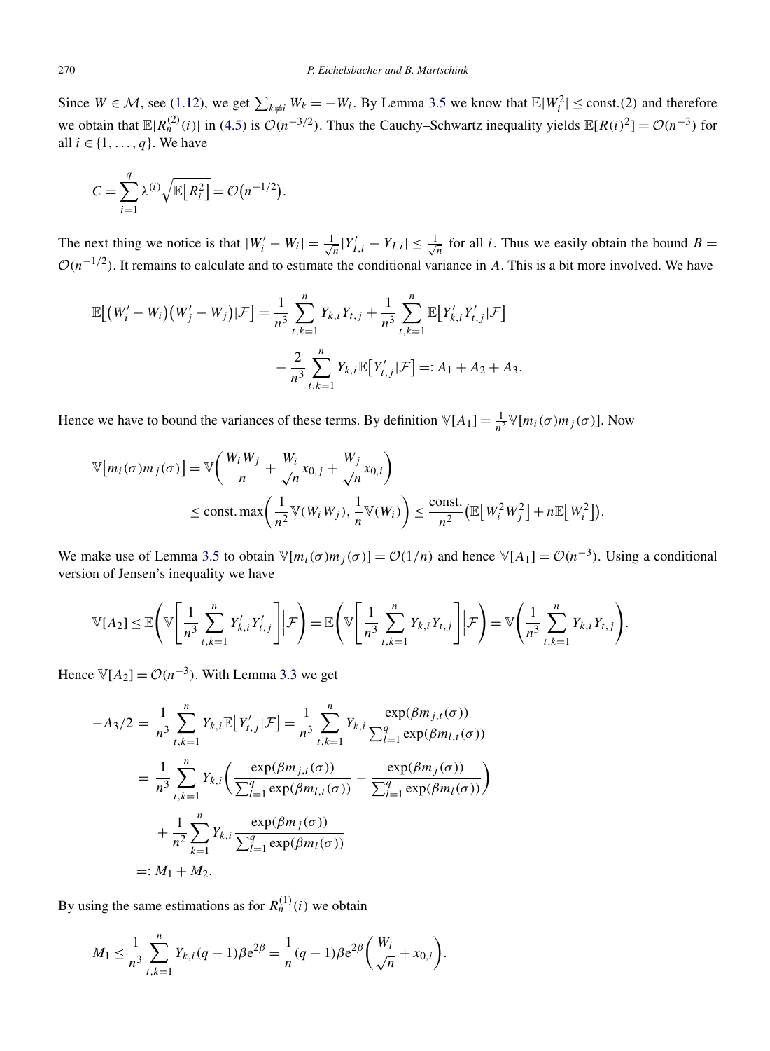Since $W \in \mathcal{M}$, see (1.12), we get $\sum_{k \neq i} W_k = -W_i$. By Lemma 3.5 we know that $\mathbb{E}|W_i^2| \leq \text{const.}(2)$ and therefore we obtain that $\mathbb{E}|R_n^{(2)}(i)|$ in (4.5) is $\mathcal{O}(n^{-3/2})$. Thus the Cauchy–Schwartz inequality yields $\mathbb{E}[R(i)^2] = \mathcal{O}(n^{-3})$ for all $i \in \{1, \dots, q\}$. We have

$$
C = \sum_{i=1}^{q} \lambda^{(i)} \sqrt{\mathbb{E}\big[R_i^2\big]} = \mathcal{O}\big(n^{-1/2}\big).
$$

The next thing we notice is that $|W_i' - W_i| = \frac{1}{\sqrt{n}} |Y_{I,i}' - Y_{I,i}| \leq \frac{1}{\sqrt{n}}$ for all $i$. Thus we easily obtain the bound $B = \mathcal{O}(n^{-1/2})$. It remains to calculate and to estimate the conditional variance in $A$. This is a bit more involved. We have

$$
\begin{aligned}
\mathbb{E}\big[\big(W_i' - W_i\big)\big(W_j' - W_j\big)|\mathcal{F}\big] &= \frac{1}{n^3} \sum_{t,k=1}^{n} Y_{k,i} Y_{t,j} + \frac{1}{n^3} \sum_{t,k=1}^{n} \mathbb{E}\big[Y_{k,i}' Y_{t,j}' |\mathcal{F}\big] \\
&\quad - \frac{2}{n^3} \sum_{t,k=1}^{n} Y_{k,i} \mathbb{E}\big[Y_{t,j}' |\mathcal{F}\big] =: A_1 + A_2 + A_3.
\end{aligned}
$$

Hence we have to bound the variances of these terms. By definition $\mathbb{V}[A_1] = \frac{1}{n^2} \mathbb{V}[m_i(\sigma) m_j(\sigma)]$. Now

$$
\begin{aligned}
\mathbb{V}\big[m_i(\sigma) m_j(\sigma)\big] &= \mathbb{V}\bigg(\frac{W_i W_j}{n} + \frac{W_i}{\sqrt{n}} x_{0,j} + \frac{W_j}{\sqrt{n}} x_{0,i}\bigg) \\
&\leq \text{const.} \max\bigg(\frac{1}{n^2} \mathbb{V}(W_i W_j), \frac{1}{n} \mathbb{V}(W_i)\bigg) \leq \frac{\text{const.}}{n^2} \big(\mathbb{E}\big[W_i^2 W_j^2\big] + n \mathbb{E}\big[W_i^2\big]\big).
\end{aligned}
$$

We make use of Lemma 3.5 to obtain $\mathbb{V}[m_i(\sigma) m_j(\sigma)] = \mathcal{O}(1/n)$ and hence $\mathbb{V}[A_1] = \mathcal{O}(n^{-3})$. Using a conditional version of Jensen's inequality we have

$$
\mathbb{V}[A_2] \leq \mathbb{E}\Bigg(\mathbb{V}\Bigg[\frac{1}{n^3} \sum_{t,k=1}^{n} Y_{k,i}' Y_{t,j}'\Bigg] \Big| \mathcal{F}\Bigg) = \mathbb{E}\Bigg(\mathbb{V}\Bigg[\frac{1}{n^3} \sum_{t,k=1}^{n} Y_{k,i} Y_{t,j}\Bigg] \Big| \mathcal{F}\Bigg) = \mathbb{V}\Bigg(\frac{1}{n^3} \sum_{t,k=1}^{n} Y_{k,i} Y_{t,j}\Bigg).
$$

Hence $\mathbb{V}[A_2] = \mathcal{O}(n^{-3})$. With Lemma 3.3 we get

$$
\begin{aligned}
-A_3/2 &= \frac{1}{n^3} \sum_{t,k=1}^{n} Y_{k,i} \mathbb{E}\big[Y_{t,j}' |\mathcal{F}\big] = \frac{1}{n^3} \sum_{t,k=1}^{n} Y_{k,i} \frac{\exp(\beta m_{j,t}(\sigma))}{\sum_{l=1}^{q} \exp(\beta m_{l,t}(\sigma))} \\
&= \frac{1}{n^3} \sum_{t,k=1}^{n} Y_{k,i} \bigg(\frac{\exp(\beta m_{j,t}(\sigma))}{\sum_{l=1}^{q} \exp(\beta m_{l,t}(\sigma))} - \frac{\exp(\beta m_j(\sigma))}{\sum_{l=1}^{q} \exp(\beta m_l(\sigma))}\bigg) \\
&\quad + \frac{1}{n^2} \sum_{k=1}^{n} Y_{k,i} \frac{\exp(\beta m_j(\sigma))}{\sum_{l=1}^{q} \exp(\beta m_l(\sigma))} \\
&=: M_1 + M_2.
\end{aligned}
$$

By using the same estimations as for $R_n^{(1)}(i)$ we obtain

$$
M_1 \leq \frac{1}{n^3} \sum_{t,k=1}^{n} Y_{k,i} (q-1) \beta e^{2\beta} = \frac{1}{n} (q-1) \beta e^{2\beta} \bigg(\frac{W_i}{\sqrt{n}} + x_{0,i}\bigg).
$$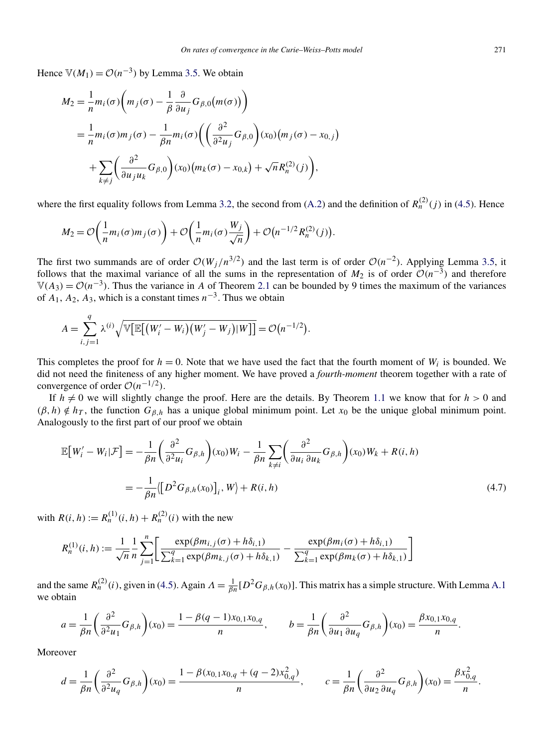Hence $\mathbb{V}(M_1) = \mathcal{O}(n^{-3})$ by Lemma 3.5. We obtain

$$
\begin{aligned}
M_2 &= \frac{1}{n} m_i(\sigma)\left(m_j(\sigma) - \frac{1}{\beta}\frac{\partial}{\partial u_j} G_{\beta,0}\big(m(\sigma)\big)\right) \\
&= \frac{1}{n} m_i(\sigma) m_j(\sigma) - \frac{1}{\beta n} m_i(\sigma)\left(\left(\frac{\partial^2}{\partial^2 u_j} G_{\beta,0}\right)(x_0)\big(m_j(\sigma) - x_{0,j}\big)\right. \\
&\quad \left. + \sum_{k \neq j}\left(\frac{\partial^2}{\partial u_j u_k} G_{\beta,0}\right)(x_0)\big(m_k(\sigma) - x_{0,k}\big) + \sqrt{n} R_n^{(2)}(j)\right),
\end{aligned}
$$

where the first equality follows from Lemma 3.2, the second from (A.2) and the definition of $R_n^{(2)}(j)$ in (4.5). Hence

$$
M_2 = \mathcal{O}\left(\frac{1}{n} m_i(\sigma) m_j(\sigma)\right) + \mathcal{O}\left(\frac{1}{n} m_i(\sigma)\frac{W_j}{\sqrt{n}}\right) + \mathcal{O}\big(n^{-1/2} R_n^{(2)}(j)\big).
$$

The first two summands are of order $\mathcal{O}(W_j/n^{3/2})$ and the last term is of order $\mathcal{O}(n^{-2})$. Applying Lemma 3.5, it follows that the maximal variance of all the sums in the representation of $M_2$ is of order $\mathcal{O}(n^{-3})$ and therefore $\mathbb{V}(A_3) = \mathcal{O}(n^{-3})$. Thus the variance in $A$ of Theorem 2.1 can be bounded by 9 times the maximum of the variances of $A_1$, $A_2$, $A_3$, which is a constant times $n^{-3}$. Thus we obtain

$$
A = \sum_{i,j=1}^{q} \lambda^{(i)} \sqrt{\mathbb{V}\big[\mathbb{E}\big[(W_i' - W_i)(W_j' - W_j)|W\big]\big]} = \mathcal{O}\big(n^{-1/2}\big).
$$

This completes the proof for $h = 0$. Note that we have used the fact that the fourth moment of $W_i$ is bounded. We did not need the finiteness of any higher moment. We have proved a *fourth-moment* theorem together with a rate of convergence of order $\mathcal{O}(n^{-1/2})$.

If $h \neq 0$ we will slightly change the proof. Here are the details. By Theorem 1.1 we know that for $h > 0$ and $(\beta, h) \notin h_T$, the function $G_{\beta,h}$ has a unique global minimum point. Let $x_0$ be the unique global minimum point. Analogously to the first part of our proof we obtain

$$
\begin{aligned}
\mathbb{E}\big[W_i' - W_i|\mathcal{F}\big] &= -\frac{1}{\beta n}\left(\frac{\partial^2}{\partial^2 u_i} G_{\beta,h}\right)(x_0) W_i - \frac{1}{\beta n}\sum_{k \neq i}\left(\frac{\partial^2}{\partial u_i\,\partial u_k} G_{\beta,h}\right)(x_0) W_k + R(i,h) \\
&= -\frac{1}{\beta n}\big\langle\big[D^2 G_{\beta,h}(x_0)\big]_i, W\big\rangle + R(i,h)
\end{aligned} \tag{4.7}
$$

with $R(i,h) := R_n^{(1)}(i,h) + R_n^{(2)}(i)$ with the new

$$
R_n^{(1)}(i,h) := \frac{1}{\sqrt{n}}\frac{1}{n}\sum_{j=1}^{n}\left[\frac{\exp(\beta m_{i,j}(\sigma) + h\delta_{i,1})}{\sum_{k=1}^{q}\exp(\beta m_{k,j}(\sigma) + h\delta_{k,1})} - \frac{\exp(\beta m_i(\sigma) + h\delta_{i,1})}{\sum_{k=1}^{q}\exp(\beta m_k(\sigma) + h\delta_{k,1})}\right]
$$

and the same $R_n^{(2)}(i)$, given in (4.5). Again $\Lambda = \frac{1}{\beta n}[D^2 G_{\beta,h}(x_0)]$. This matrix has a simple structure. With Lemma A.1 we obtain

$$
a = \frac{1}{\beta n}\left(\frac{\partial^2}{\partial^2 u_1} G_{\beta,h}\right)(x_0) = \frac{1 - \beta(q-1)x_{0,1}x_{0,q}}{n}, \qquad b = \frac{1}{\beta n}\left(\frac{\partial^2}{\partial u_1\,\partial u_q} G_{\beta,h}\right)(x_0) = \frac{\beta x_{0,1}x_{0,q}}{n}.
$$

Moreover

$$
d = \frac{1}{\beta n}\left(\frac{\partial^2}{\partial^2 u_q} G_{\beta,h}\right)(x_0) = \frac{1 - \beta(x_{0,1}x_{0,q} + (q-2)x_{0,q}^2)}{n}, \qquad c = \frac{1}{\beta n}\left(\frac{\partial^2}{\partial u_2\,\partial u_q} G_{\beta,h}\right)(x_0) = \frac{\beta x_{0,q}^2}{n}.
$$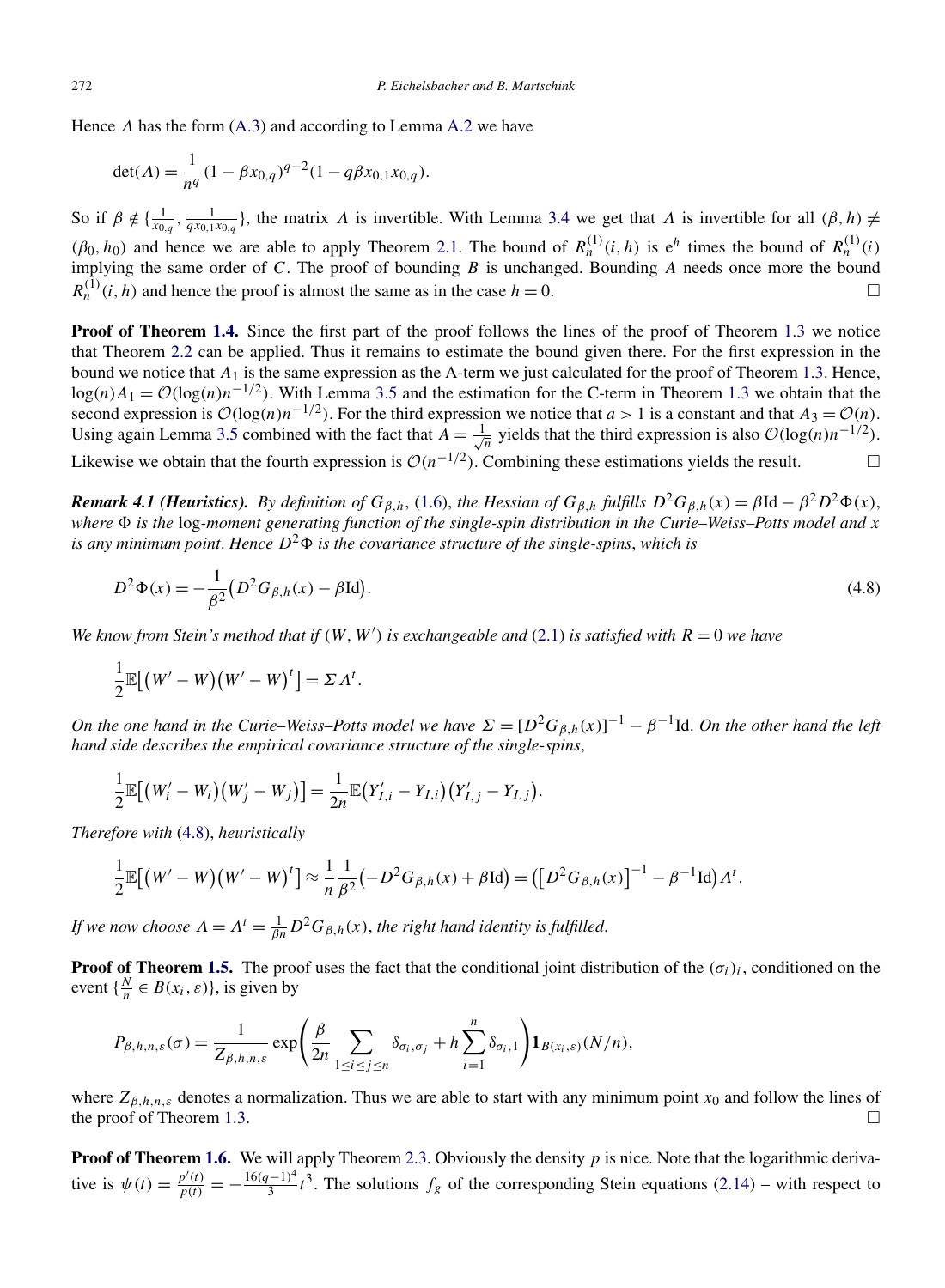Hence $\Lambda$ has the form (A.3) and according to Lemma A.2 we have

$$\det(\Lambda) = \frac{1}{n^q}(1-\beta x_{0,q})^{q-2}(1-q\beta x_{0,1}x_{0,q}).$$

So if $\beta \notin \{\frac{1}{x_{0,q}}, \frac{1}{qx_{0,1}x_{0,q}}\}$, the matrix $\Lambda$ is invertible. With Lemma 3.4 we get that $\Lambda$ is invertible for all $(\beta, h) \neq (\beta_0, h_0)$ and hence we are able to apply Theorem 2.1. The bound of $R_n^{(1)}(i,h)$ is $e^h$ times the bound of $R_n^{(1)}(i)$ implying the same order of $C$. The proof of bounding $B$ is unchanged. Bounding $A$ needs once more the bound $R_n^{(1)}(i,h)$ and hence the proof is almost the same as in the case $h = 0$. □

**Proof of Theorem 1.4.** Since the first part of the proof follows the lines of the proof of Theorem 1.3 we notice that Theorem 2.2 can be applied. Thus it remains to estimate the bound given there. For the first expression in the bound we notice that $A_1$ is the same expression as the A-term we just calculated for the proof of Theorem 1.3. Hence, $\log(n)A_1 = \mathcal{O}(\log(n)n^{-1/2})$. With Lemma 3.5 and the estimation for the C-term in Theorem 1.3 we obtain that the second expression is $\mathcal{O}(\log(n)n^{-1/2})$. For the third expression we notice that $a > 1$ is a constant and that $A_3 = \mathcal{O}(n)$. Using again Lemma 3.5 combined with the fact that $A = \frac{1}{\sqrt{n}}$ yields that the third expression is also $\mathcal{O}(\log(n)n^{-1/2})$. Likewise we obtain that the fourth expression is $\mathcal{O}(n^{-1/2})$. Combining these estimations yields the result. □

***Remark 4.1 (Heuristics).*** *By definition of $G_{\beta,h}$, (1.6), the Hessian of $G_{\beta,h}$ fulfills $D^2G_{\beta,h}(x) = \beta \mathrm{Id} - \beta^2 D^2\Phi(x)$, where $\Phi$ is the* log*-moment generating function of the single-spin distribution in the Curie–Weiss–Potts model and $x$ is any minimum point. Hence $D^2\Phi$ is the covariance structure of the single-spins, which is*

$$D^2\Phi(x) = -\frac{1}{\beta^2}\big(D^2G_{\beta,h}(x) - \beta\mathrm{Id}\big). \tag{4.8}$$

*We know from Stein's method that if $(W, W')$ is exchangeable and (2.1) is satisfied with $R = 0$ we have*

$$\frac{1}{2}\mathbb{E}\big[\big(W'-W\big)\big(W'-W\big)^t\big] = \Sigma\Lambda^t.$$

*On the one hand in the Curie–Weiss–Potts model we have $\Sigma = [D^2G_{\beta,h}(x)]^{-1} - \beta^{-1}\mathrm{Id}$. On the other hand the left hand side describes the empirical covariance structure of the single-spins,*

$$\frac{1}{2}\mathbb{E}\big[\big(W_i'-W_i\big)\big(W_j'-W_j\big)\big] = \frac{1}{2n}\mathbb{E}\big(Y_{I,i}'-Y_{I,i}\big)\big(Y_{I,j}'-Y_{I,j}\big).$$

*Therefore with (4.8), heuristically*

$$\frac{1}{2}\mathbb{E}\big[\big(W'-W\big)\big(W'-W\big)^t\big] \approx \frac{1}{n}\frac{1}{\beta^2}\big(-D^2G_{\beta,h}(x) + \beta\mathrm{Id}\big) = \big(\big[D^2G_{\beta,h}(x)\big]^{-1} - \beta^{-1}\mathrm{Id}\big)\Lambda^t.$$

*If we now choose $\Lambda = \Lambda^t = \frac{1}{\beta n}D^2G_{\beta,h}(x)$, the right hand identity is fulfilled.*

**Proof of Theorem 1.5.** The proof uses the fact that the conditional joint distribution of the $(\sigma_i)_i$, conditioned on the event $\{\frac{N}{n} \in B(x_i, \varepsilon)\}$, is given by

$$P_{\beta,h,n,\varepsilon}(\sigma) = \frac{1}{Z_{\beta,h,n,\varepsilon}}\exp\Bigg(\frac{\beta}{2n}\sum_{1\le i\le j\le n}\delta_{\sigma_i,\sigma_j} + h\sum_{i=1}^n \delta_{\sigma_i,1}\Bigg)\mathbf{1}_{B(x_i,\varepsilon)}(N/n),$$

where $Z_{\beta,h,n,\varepsilon}$ denotes a normalization. Thus we are able to start with any minimum point $x_0$ and follow the lines of the proof of Theorem 1.3. □

**Proof of Theorem 1.6.** We will apply Theorem 2.3. Obviously the density $p$ is nice. Note that the logarithmic derivative is $\psi(t) = \frac{p'(t)}{p(t)} = -\frac{16(q-1)^4}{3}t^3$. The solutions $f_g$ of the corresponding Stein equations (2.14) – with respect to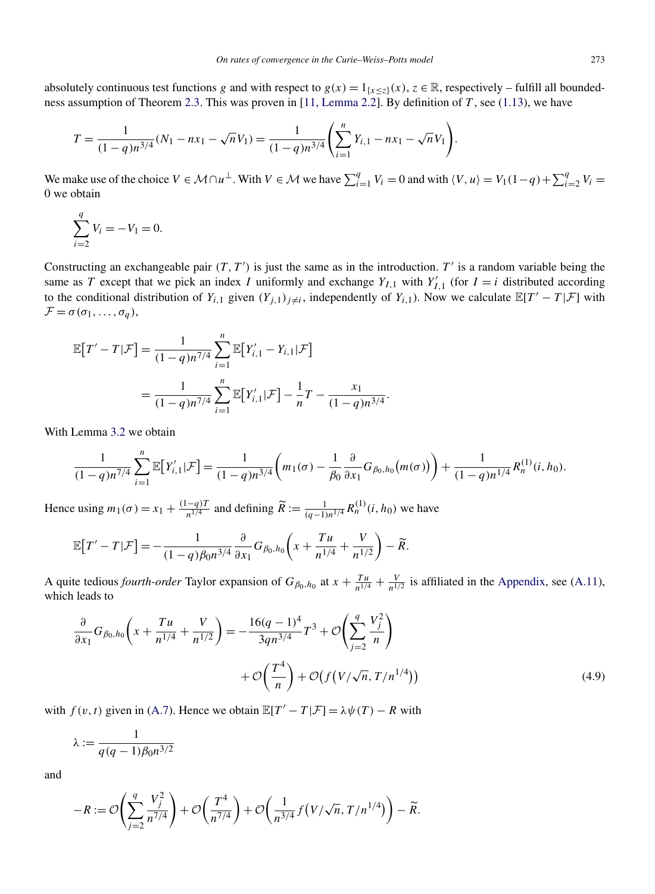absolutely continuous test functions $g$ and with respect to $g(x) = 1_{\{x \le z\}}(x)$, $z \in \mathbb{R}$, respectively – fulfill all boundedness assumption of Theorem 2.3. This was proven in [11, Lemma 2.2]. By definition of $T$, see (1.13), we have

$$T = \frac{1}{(1-q)n^{3/4}}(N_1 - nx_1 - \sqrt{n}V_1) = \frac{1}{(1-q)n^{3/4}}\left(\sum_{i=1}^n Y_{i,1} - nx_1 - \sqrt{n}V_1\right).$$

We make use of the choice $V \in \mathcal{M} \cap u^{\perp}$. With $V \in \mathcal{M}$ we have $\sum_{i=1}^q V_i = 0$ and with $\langle V, u\rangle = V_1(1-q) + \sum_{i=2}^q V_i = 0$ we obtain

$$\sum_{i=2}^q V_i = -V_1 = 0.$$

Constructing an exchangeable pair $(T, T')$ is just the same as in the introduction. $T'$ is a random variable being the same as $T$ except that we pick an index $I$ uniformly and exchange $Y_{I,1}$ with $Y'_{I,1}$ (for $I = i$ distributed according to the conditional distribution of $Y_{i,1}$ given $(Y_{j,1})_{j\neq i}$, independently of $Y_{i,1}$). Now we calculate $\mathbb{E}[T' - T|\mathcal{F}]$ with $\mathcal{F} = \sigma(\sigma_1, \dots, \sigma_q)$,

$$\begin{aligned}
\mathbb{E}\big[T' - T|\mathcal{F}\big] &= \frac{1}{(1-q)n^{7/4}} \sum_{i=1}^n \mathbb{E}\big[Y'_{i,1} - Y_{i,1}|\mathcal{F}\big] \\
&= \frac{1}{(1-q)n^{7/4}} \sum_{i=1}^n \mathbb{E}\big[Y'_{i,1}|\mathcal{F}\big] - \frac{1}{n}T - \frac{x_1}{(1-q)n^{3/4}}.
\end{aligned}$$

With Lemma 3.2 we obtain

$$\frac{1}{(1-q)n^{7/4}} \sum_{i=1}^n \mathbb{E}\big[Y'_{i,1}|\mathcal{F}\big] = \frac{1}{(1-q)n^{3/4}}\left(m_1(\sigma) - \frac{1}{\beta_0}\frac{\partial}{\partial x_1} G_{\beta_0,h_0}\big(m(\sigma)\big)\right) + \frac{1}{(1-q)n^{1/4}} R_n^{(1)}(i, h_0).$$

Hence using $m_1(\sigma) = x_1 + \frac{(1-q)T}{n^{1/4}}$ and defining $\widetilde{R} := \frac{1}{(q-1)n^{1/4}} R_n^{(1)}(i, h_0)$ we have

$$\mathbb{E}\big[T' - T|\mathcal{F}\big] = -\frac{1}{(1-q)\beta_0 n^{3/4}} \frac{\partial}{\partial x_1} G_{\beta_0,h_0}\left(x + \frac{Tu}{n^{1/4}} + \frac{V}{n^{1/2}}\right) - \widetilde{R}.$$

A quite tedious *fourth-order* Taylor expansion of $G_{\beta_0,h_0}$ at $x + \frac{Tu}{n^{1/4}} + \frac{V}{n^{1/2}}$ is affiliated in the Appendix, see (A.11), which leads to

$$\begin{aligned}
\frac{\partial}{\partial x_1} G_{\beta_0,h_0}\left(x + \frac{Tu}{n^{1/4}} + \frac{V}{n^{1/2}}\right) &= -\frac{16(q-1)^4}{3qn^{3/4}}T^3 + \mathcal{O}\left(\sum_{j=2}^q \frac{V_j^2}{n}\right) \\
&\quad + \mathcal{O}\left(\frac{T^4}{n}\right) + \mathcal{O}\big(f\big(V/\sqrt{n}, T/n^{1/4}\big)\big)
\end{aligned} \tag{4.9}$$

with $f(v,t)$ given in (A.7). Hence we obtain $\mathbb{E}[T' - T|\mathcal{F}] = \lambda\psi(T) - R$ with

$$\lambda := \frac{1}{q(q-1)\beta_0 n^{3/2}}$$

and

$$-R := \mathcal{O}\left(\sum_{j=2}^q \frac{V_j^2}{n^{7/4}}\right) + \mathcal{O}\left(\frac{T^4}{n^{7/4}}\right) + \mathcal{O}\left(\frac{1}{n^{3/4}} f\big(V/\sqrt{n}, T/n^{1/4}\big)\right) - \widetilde{R}.$$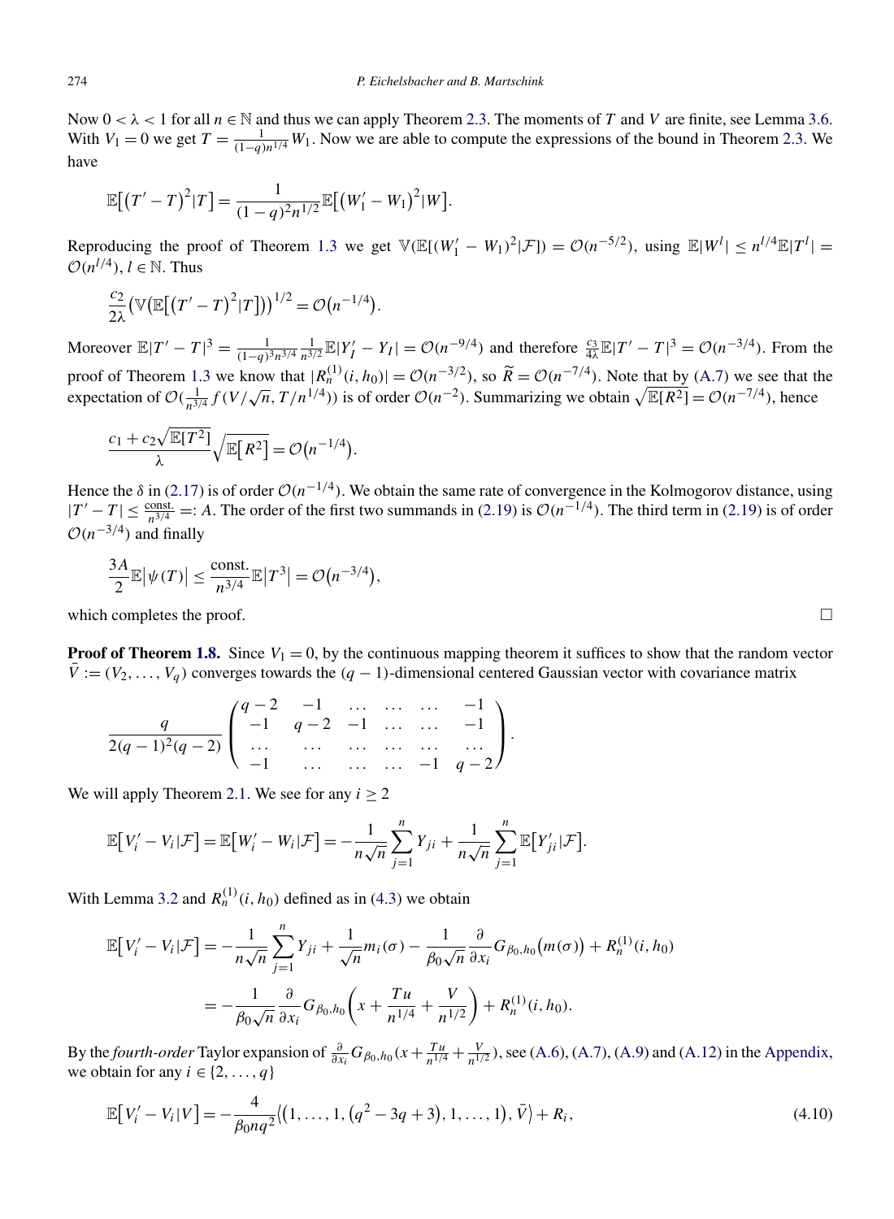Now $0 < \lambda < 1$ for all $n \in \mathbb{N}$ and thus we can apply Theorem 2.3. The moments of $T$ and $V$ are finite, see Lemma 3.6. With $V_1 = 0$ we get $T = \frac{1}{(1-q)n^{1/4}} W_1$. Now we are able to compute the expressions of the bound in Theorem 2.3. We have

$$\mathbb{E}\big[\big(T' - T\big)^2 | T\big] = \frac{1}{(1-q)^2 n^{1/2}} \mathbb{E}\big[\big(W_1' - W_1\big)^2 | W\big].$$

Reproducing the proof of Theorem 1.3 we get $\mathbb{V}(\mathbb{E}[(W_1' - W_1)^2|\mathcal{F}]) = \mathcal{O}(n^{-5/2})$, using $\mathbb{E}|W^l| \le n^{l/4}\mathbb{E}|T^l| = \mathcal{O}(n^{l/4})$, $l \in \mathbb{N}$. Thus

$$\frac{c_2}{2\lambda}\big(\mathbb{V}\big(\mathbb{E}\big[\big(T'-T\big)^2|T\big]\big)\big)^{1/2} = \mathcal{O}\big(n^{-1/4}\big).$$

Moreover $\mathbb{E}|T' - T|^3 = \frac{1}{(1-q)^3 n^{3/4}} \frac{1}{n^{3/2}} \mathbb{E}|Y_I' - Y_I| = \mathcal{O}(n^{-9/4})$ and therefore $\frac{c_3}{4\lambda}\mathbb{E}|T' - T|^3 = \mathcal{O}(n^{-3/4})$. From the proof of Theorem 1.3 we know that $|R_n^{(1)}(i, h_0)| = \mathcal{O}(n^{-3/2})$, so $\widetilde{R} = \mathcal{O}(n^{-7/4})$. Note that by (A.7) we see that the expectation of $\mathcal{O}(\frac{1}{n^{3/4}} f(V/\sqrt{n}, T/n^{1/4}))$ is of order $\mathcal{O}(n^{-2})$. Summarizing we obtain $\sqrt{\mathbb{E}[R^2]} = \mathcal{O}(n^{-7/4})$, hence

$$\frac{c_1 + c_2\sqrt{\mathbb{E}[T^2]}}{\lambda}\sqrt{\mathbb{E}\big[R^2\big]} = \mathcal{O}\big(n^{-1/4}\big).$$

Hence the $\delta$ in (2.17) is of order $\mathcal{O}(n^{-1/4})$. We obtain the same rate of convergence in the Kolmogorov distance, using $|T' - T| \le \frac{\text{const.}}{n^{3/4}} =: A$. The order of the first two summands in (2.19) is $\mathcal{O}(n^{-1/4})$. The third term in (2.19) is of order $\mathcal{O}(n^{-3/4})$ and finally

$$\frac{3A}{2}\mathbb{E}\big|\psi(T)\big| \le \frac{\text{const.}}{n^{3/4}}\mathbb{E}\big|T^3\big| = \mathcal{O}\big(n^{-3/4}\big),$$

which completes the proof. □

**Proof of Theorem 1.8.** Since $V_1 = 0$, by the continuous mapping theorem it suffices to show that the random vector $\bar{V} := (V_2, \dots, V_q)$ converges towards the $(q-1)$-dimensional centered Gaussian vector with covariance matrix

$$\frac{q}{2(q-1)^2(q-2)}\begin{pmatrix} q-2 & -1 & \dots & \dots & \dots & -1 \\ -1 & q-2 & -1 & \dots & \dots & -1 \\ \dots & \dots & \dots & \dots & \dots & \dots \\ -1 & \dots & \dots & \dots & -1 & q-2 \end{pmatrix}.$$

We will apply Theorem 2.1. We see for any $i \ge 2$

$$\mathbb{E}\big[V_i' - V_i|\mathcal{F}\big] = \mathbb{E}\big[W_i' - W_i|\mathcal{F}\big] = -\frac{1}{n\sqrt{n}}\sum_{j=1}^n Y_{ji} + \frac{1}{n\sqrt{n}}\sum_{j=1}^n \mathbb{E}\big[Y_{ji}'|\mathcal{F}\big].$$

With Lemma 3.2 and $R_n^{(1)}(i, h_0)$ defined as in (4.3) we obtain

$$\begin{aligned}\mathbb{E}\big[V_i' - V_i|\mathcal{F}\big] &= -\frac{1}{n\sqrt{n}}\sum_{j=1}^n Y_{ji} + \frac{1}{\sqrt{n}}m_i(\sigma) - \frac{1}{\beta_0\sqrt{n}}\frac{\partial}{\partial x_i}G_{\beta_0,h_0}\big(m(\sigma)\big) + R_n^{(1)}(i,h_0) \\ &= -\frac{1}{\beta_0\sqrt{n}}\frac{\partial}{\partial x_i}G_{\beta_0,h_0}\left(x + \frac{Tu}{n^{1/4}} + \frac{V}{n^{1/2}}\right) + R_n^{(1)}(i,h_0).\end{aligned}$$

By the *fourth-order* Taylor expansion of $\frac{\partial}{\partial x_i}G_{\beta_0,h_0}(x + \frac{Tu}{n^{1/4}} + \frac{V}{n^{1/2}})$, see (A.6), (A.7), (A.9) and (A.12) in the Appendix, we obtain for any $i \in \{2, \dots, q\}$

$$\mathbb{E}\big[V_i' - V_i|V\big] = -\frac{4}{\beta_0 n q^2}\big\langle\big(1, \dots, 1, \big(q^2 - 3q + 3\big), 1, \dots, 1\big), \bar{V}\big\rangle + R_i, \tag{4.10}$$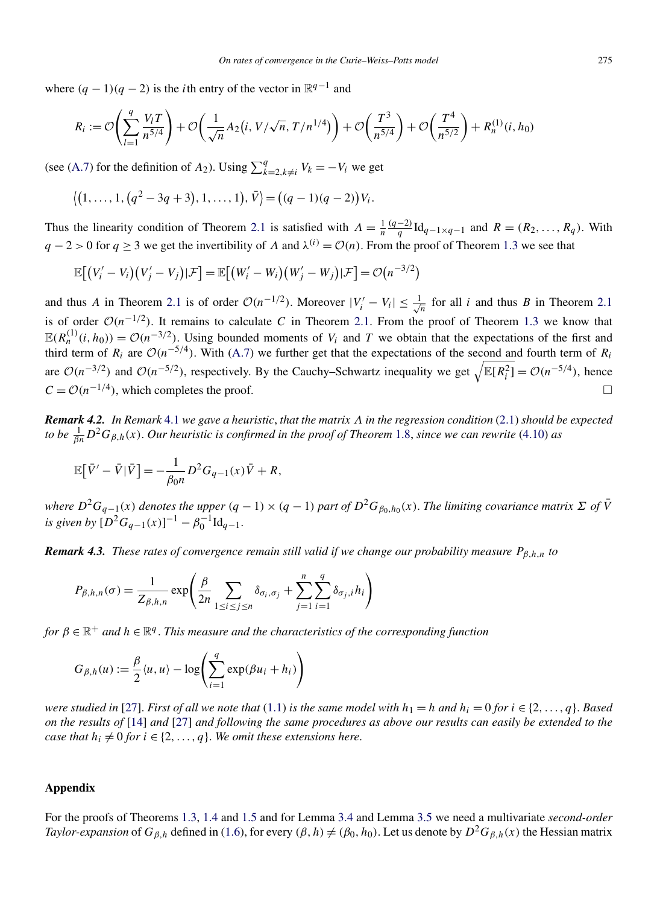where $(q-1)(q-2)$ is the $i$th entry of the vector in $\mathbb{R}^{q-1}$ and

$$R_i := \mathcal{O}\left(\sum_{l=1}^{q} \frac{V_l T}{n^{5/4}}\right) + \mathcal{O}\left(\frac{1}{\sqrt{n}} A_2\big(i, V/\sqrt{n}, T/n^{1/4}\big)\right) + \mathcal{O}\left(\frac{T^3}{n^{5/4}}\right) + \mathcal{O}\left(\frac{T^4}{n^{5/2}}\right) + R_n^{(1)}(i, h_0)$$

(see (A.7) for the definition of $A_2$). Using $\sum_{k=2,k\neq i}^{q} V_k = -V_i$ we get

$$\big\langle \big(1, \ldots, 1, \big(q^2 - 3q + 3\big), 1, \ldots, 1\big), \bar{V} \big\rangle = \big((q-1)(q-2)\big) V_i.$$

Thus the linearity condition of Theorem 2.1 is satisfied with $\Lambda = \frac{1}{n}\frac{(q-2)}{q}\mathrm{Id}_{q-1\times q-1}$ and $R = (R_2, \ldots, R_q)$. With $q - 2 > 0$ for $q \geq 3$ we get the invertibility of $\Lambda$ and $\lambda^{(i)} = \mathcal{O}(n)$. From the proof of Theorem 1.3 we see that

$$\mathbb{E}\big[\big(V_i' - V_i\big)\big(V_j' - V_j\big)|\mathcal{F}\big] = \mathbb{E}\big[\big(W_i' - W_i\big)\big(W_j' - W_j\big)|\mathcal{F}\big] = \mathcal{O}\big(n^{-3/2}\big)$$

and thus $A$ in Theorem 2.1 is of order $\mathcal{O}(n^{-1/2})$. Moreover $|V_i' - V_i| \leq \frac{1}{\sqrt{n}}$ for all $i$ and thus $B$ in Theorem 2.1 is of order $\mathcal{O}(n^{-1/2})$. It remains to calculate $C$ in Theorem 2.1. From the proof of Theorem 1.3 we know that $\mathbb{E}(R_n^{(1)}(i, h_0)) = \mathcal{O}(n^{-3/2})$. Using bounded moments of $V_i$ and $T$ we obtain that the expectations of the first and third term of $R_i$ are $\mathcal{O}(n^{-5/4})$. With (A.7) we further get that the expectations of the second and fourth term of $R_i$ are $\mathcal{O}(n^{-3/2})$ and $\mathcal{O}(n^{-5/2})$, respectively. By the Cauchy–Schwartz inequality we get $\sqrt{\mathbb{E}[R_i^2]} = \mathcal{O}(n^{-5/4})$, hence $C = \mathcal{O}(n^{-1/4})$, which completes the proof. □

***Remark 4.2.*** *In Remark 4.1 we gave a heuristic, that the matrix $\Lambda$ in the regression condition (2.1) should be expected to be $\frac{1}{\beta n} D^2 G_{\beta,h}(x)$. Our heuristic is confirmed in the proof of Theorem 1.8, since we can rewrite (4.10) as*

$$\mathbb{E}\big[\bar{V}' - \bar{V}|\bar{V}\big] = -\frac{1}{\beta_0 n} D^2 G_{q-1}(x)\bar{V} + R,$$

*where $D^2 G_{q-1}(x)$ denotes the upper $(q-1)\times(q-1)$ part of $D^2 G_{\beta_0,h_0}(x)$. The limiting covariance matrix $\Sigma$ of $\bar{V}$ is given by $[D^2 G_{q-1}(x)]^{-1} - \beta_0^{-1}\mathrm{Id}_{q-1}$.*

***Remark 4.3.*** *These rates of convergence remain still valid if we change our probability measure $P_{\beta,h,n}$ to*

$$P_{\beta,h,n}(\sigma) = \frac{1}{Z_{\beta,h,n}} \exp\left(\frac{\beta}{2n} \sum_{1\leq i\leq j\leq n} \delta_{\sigma_i,\sigma_j} + \sum_{j=1}^{n}\sum_{i=1}^{q} \delta_{\sigma_j,i} h_i\right)$$

*for $\beta \in \mathbb{R}^+$ and $h \in \mathbb{R}^q$. This measure and the characteristics of the corresponding function*

$$G_{\beta,h}(u) := \frac{\beta}{2}\langle u, u\rangle - \log\left(\sum_{i=1}^{q} \exp(\beta u_i + h_i)\right)$$

*were studied in [27]. First of all we note that (1.1) is the same model with $h_1 = h$ and $h_i = 0$ for $i \in \{2, \ldots, q\}$. Based on the results of [14] and [27] and following the same procedures as above our results can easily be extended to the case that $h_i \neq 0$ for $i \in \{2, \ldots, q\}$. We omit these extensions here.*

## Appendix

For the proofs of Theorems 1.3, 1.4 and 1.5 and for Lemma 3.4 and Lemma 3.5 we need a multivariate *second-order Taylor-expansion* of $G_{\beta,h}$ defined in (1.6), for every $(\beta, h) \neq (\beta_0, h_0)$. Let us denote by $D^2 G_{\beta,h}(x)$ the Hessian matrix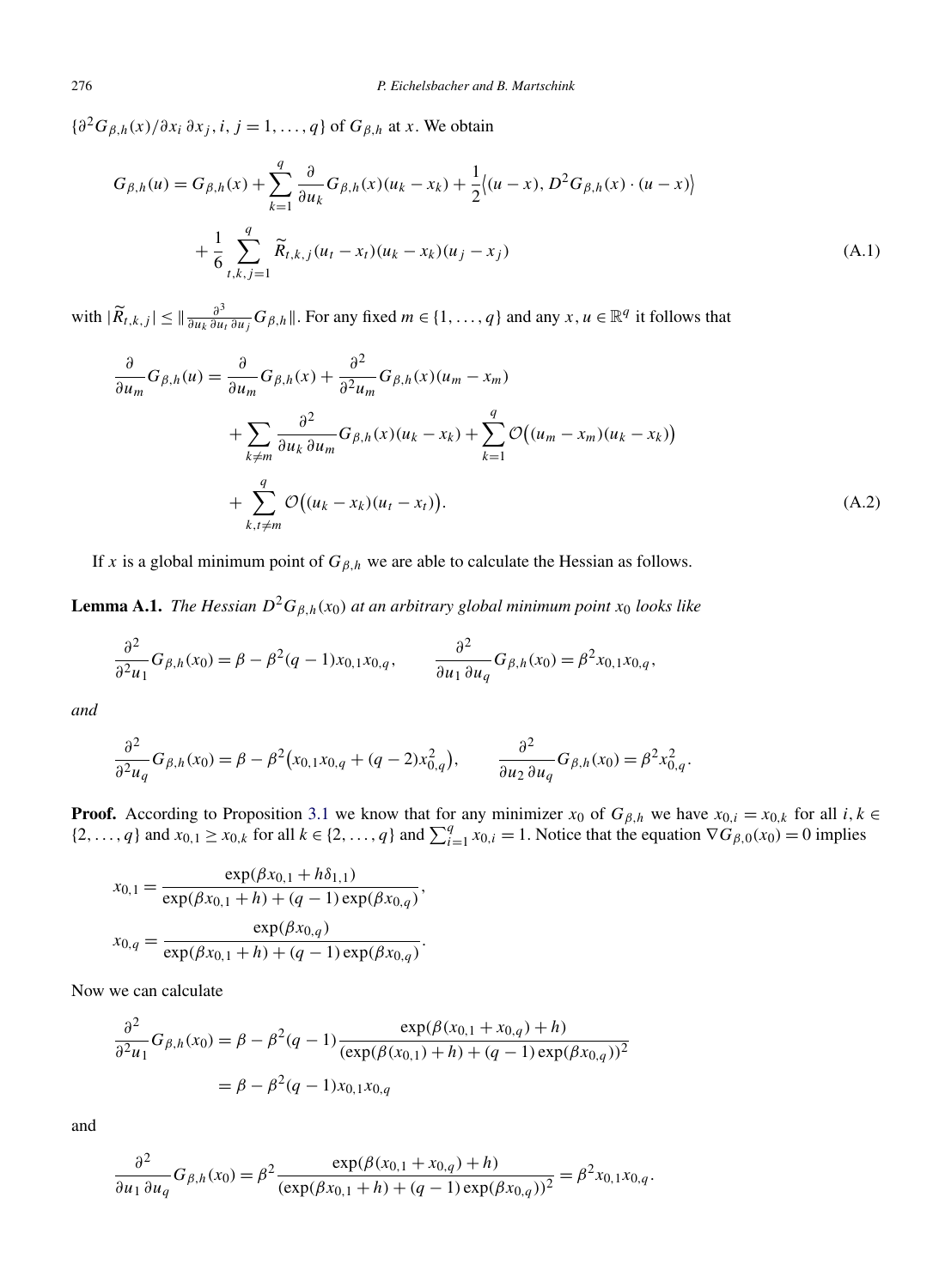$\{\partial^2 G_{\beta,h}(x)/\partial x_i\, \partial x_j, i, j = 1, \ldots, q\}$ of $G_{\beta,h}$ at $x$. We obtain

$$
\begin{aligned}
G_{\beta,h}(u) &= G_{\beta,h}(x) + \sum_{k=1}^{q} \frac{\partial}{\partial u_k} G_{\beta,h}(x)(u_k - x_k) + \frac{1}{2}\big\langle (u-x), D^2 G_{\beta,h}(x) \cdot (u-x)\big\rangle \\
&\quad + \frac{1}{6} \sum_{t,k,j=1}^{q} \widetilde{R}_{t,k,j}(u_t - x_t)(u_k - x_k)(u_j - x_j)
\end{aligned}
\tag{A.1}
$$

with $|\widetilde{R}_{t,k,j}| \le \|\frac{\partial^3}{\partial u_k\, \partial u_t\, \partial u_j} G_{\beta,h}\|$. For any fixed $m \in \{1, \ldots, q\}$ and any $x, u \in \mathbb{R}^q$ it follows that

$$
\begin{aligned}
\frac{\partial}{\partial u_m} G_{\beta,h}(u) &= \frac{\partial}{\partial u_m} G_{\beta,h}(x) + \frac{\partial^2}{\partial^2 u_m} G_{\beta,h}(x)(u_m - x_m) \\
&\quad + \sum_{k \ne m} \frac{\partial^2}{\partial u_k\, \partial u_m} G_{\beta,h}(x)(u_k - x_k) + \sum_{k=1}^{q} \mathcal{O}\big((u_m - x_m)(u_k - x_k)\big) \\
&\quad + \sum_{k,t \ne m}^{q} \mathcal{O}\big((u_k - x_k)(u_t - x_t)\big).
\end{aligned}
\tag{A.2}
$$

If $x$ is a global minimum point of $G_{\beta,h}$ we are able to calculate the Hessian as follows.

**Lemma A.1.** *The Hessian $D^2 G_{\beta,h}(x_0)$ at an arbitrary global minimum point $x_0$ looks like*

$$
\frac{\partial^2}{\partial^2 u_1} G_{\beta,h}(x_0) = \beta - \beta^2(q-1)x_{0,1}x_{0,q}, \qquad \frac{\partial^2}{\partial u_1\, \partial u_q} G_{\beta,h}(x_0) = \beta^2 x_{0,1}x_{0,q},
$$

*and*

$$
\frac{\partial^2}{\partial^2 u_q} G_{\beta,h}(x_0) = \beta - \beta^2\big(x_{0,1}x_{0,q} + (q-2)x_{0,q}^2\big), \qquad \frac{\partial^2}{\partial u_2\, \partial u_q} G_{\beta,h}(x_0) = \beta^2 x_{0,q}^2.
$$

**Proof.** According to Proposition 3.1 we know that for any minimizer $x_0$ of $G_{\beta,h}$ we have $x_{0,i} = x_{0,k}$ for all $i, k \in \{2, \ldots, q\}$ and $x_{0,1} \ge x_{0,k}$ for all $k \in \{2, \ldots, q\}$ and $\sum_{i=1}^{q} x_{0,i} = 1$. Notice that the equation $\nabla G_{\beta,0}(x_0) = 0$ implies

$$
\begin{aligned}
x_{0,1} &= \frac{\exp(\beta x_{0,1} + h\delta_{1,1})}{\exp(\beta x_{0,1} + h) + (q-1)\exp(\beta x_{0,q})}, \\
x_{0,q} &= \frac{\exp(\beta x_{0,q})}{\exp(\beta x_{0,1} + h) + (q-1)\exp(\beta x_{0,q})}.
\end{aligned}
$$

Now we can calculate

$$
\begin{aligned}
\frac{\partial^2}{\partial^2 u_1} G_{\beta,h}(x_0) &= \beta - \beta^2(q-1)\frac{\exp(\beta(x_{0,1} + x_{0,q}) + h)}{(\exp(\beta(x_{0,1}) + h) + (q-1)\exp(\beta x_{0,q}))^2} \\
&= \beta - \beta^2(q-1)x_{0,1}x_{0,q}
\end{aligned}
$$

and

$$
\frac{\partial^2}{\partial u_1\, \partial u_q} G_{\beta,h}(x_0) = \beta^2 \frac{\exp(\beta(x_{0,1} + x_{0,q}) + h)}{(\exp(\beta x_{0,1} + h) + (q-1)\exp(\beta x_{0,q}))^2} = \beta^2 x_{0,1}x_{0,q}.
$$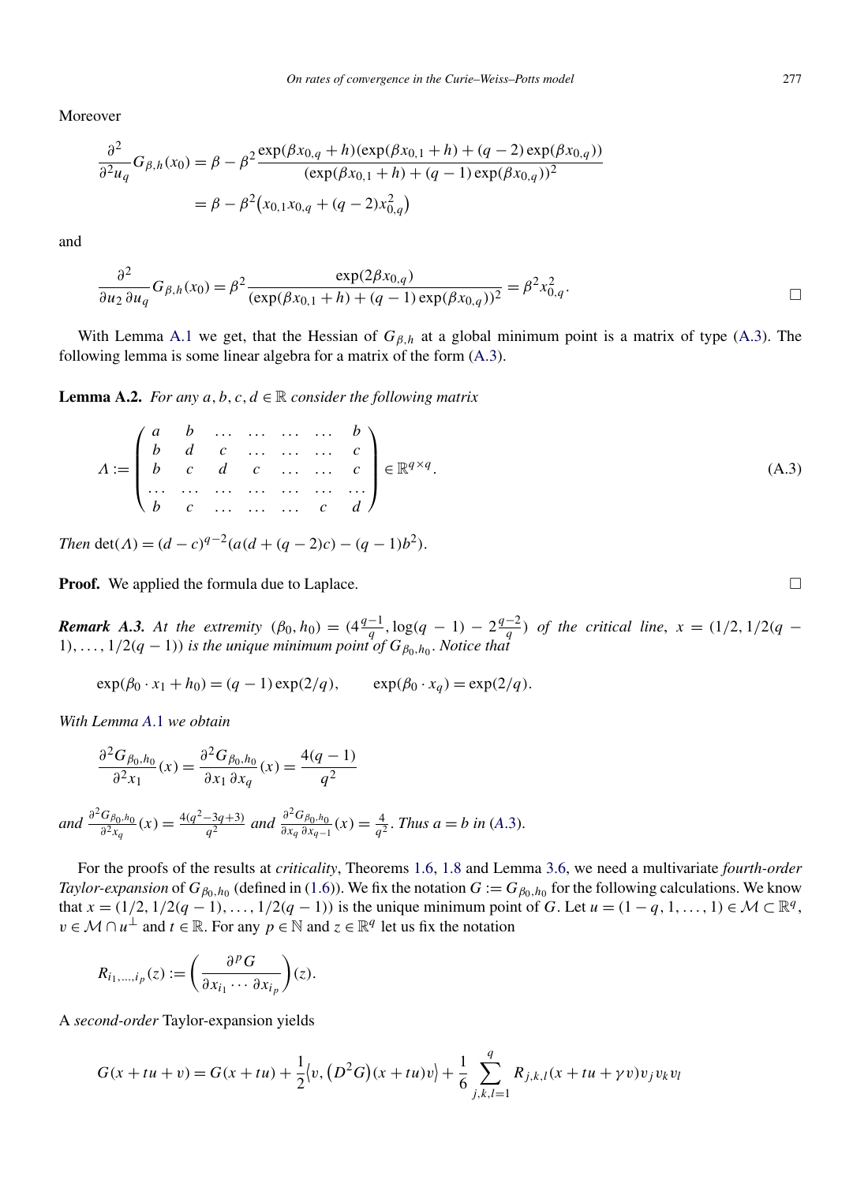Moreover

$$\frac{\partial^2}{\partial^2 u_q} G_{\beta,h}(x_0) = \beta - \beta^2 \frac{\exp(\beta x_{0,q}+h)(\exp(\beta x_{0,1}+h)+(q-2)\exp(\beta x_{0,q}))}{(\exp(\beta x_{0,1}+h)+(q-1)\exp(\beta x_{0,q}))^2}$$

$$= \beta - \beta^2\bigl(x_{0,1}x_{0,q} + (q-2)x_{0,q}^2\bigr)$$

and

$$\frac{\partial^2}{\partial u_2\,\partial u_q} G_{\beta,h}(x_0) = \beta^2 \frac{\exp(2\beta x_{0,q})}{(\exp(\beta x_{0,1}+h)+(q-1)\exp(\beta x_{0,q}))^2} = \beta^2 x_{0,q}^2. \qquad \square$$

With Lemma A.1 we get, that the Hessian of $G_{\beta,h}$ at a global minimum point is a matrix of type (A.3). The following lemma is some linear algebra for a matrix of the form (A.3).

**Lemma A.2.** *For any $a,b,c,d \in \mathbb{R}$ consider the following matrix*

$$\Lambda := \begin{pmatrix} a & b & \dots & \dots & \dots & \dots & b \\ b & d & c & \dots & \dots & \dots & c \\ b & c & d & c & \dots & \dots & c \\ \dots & \dots & \dots & \dots & \dots & \dots & \dots \\ b & c & \dots & \dots & \dots & c & d \end{pmatrix} \in \mathbb{R}^{q\times q}. \tag{A.3}$$

*Then* $\det(\Lambda) = (d-c)^{q-2}(a(d+(q-2)c)-(q-1)b^2)$.

**Proof.** We applied the formula due to Laplace. $\square$

***Remark A.3.*** *At the extremity $(\beta_0,h_0) = (4\frac{q-1}{q}, \log(q-1) - 2\frac{q-2}{q})$ of the critical line, $x = (1/2, 1/2(q-1),\dots,1/2(q-1))$ is the unique minimum point of $G_{\beta_0,h_0}$. Notice that*

$$\exp(\beta_0 \cdot x_1 + h_0) = (q-1)\exp(2/q), \qquad \exp(\beta_0 \cdot x_q) = \exp(2/q).$$

*With Lemma A.1 we obtain*

$$\frac{\partial^2 G_{\beta_0,h_0}}{\partial^2 x_1}(x) = \frac{\partial^2 G_{\beta_0,h_0}}{\partial x_1\,\partial x_q}(x) = \frac{4(q-1)}{q^2}$$

*and* $\frac{\partial^2 G_{\beta_0,h_0}}{\partial^2 x_q}(x) = \frac{4(q^2-3q+3)}{q^2}$ *and* $\frac{\partial^2 G_{\beta_0,h_0}}{\partial x_q\,\partial x_{q-1}}(x) = \frac{4}{q^2}$. *Thus $a=b$ in (A.3).*

For the proofs of the results at *criticality*, Theorems 1.6, 1.8 and Lemma 3.6, we need a multivariate *fourth-order Taylor-expansion* of $G_{\beta_0,h_0}$ (defined in (1.6)). We fix the notation $G := G_{\beta_0,h_0}$ for the following calculations. We know that $x = (1/2, 1/2(q-1),\dots,1/2(q-1))$ is the unique minimum point of $G$. Let $u = (1-q,1,\dots,1) \in \mathcal{M} \subset \mathbb{R}^q$, $v \in \mathcal{M}\cap u^\perp$ and $t \in \mathbb{R}$. For any $p \in \mathbb{N}$ and $z \in \mathbb{R}^q$ let us fix the notation

$$R_{i_1,\dots,i_p}(z) := \left(\frac{\partial^p G}{\partial x_{i_1}\cdots\partial x_{i_p}}\right)(z).$$

A *second-order* Taylor-expansion yields

$$G(x+tu+v) = G(x+tu) + \frac{1}{2}\bigl\langle v, \bigl(D^2G\bigr)(x+tu)v\bigr\rangle + \frac{1}{6}\sum_{j,k,l=1}^{q} R_{j,k,l}(x+tu+\gamma v)v_jv_kv_l$$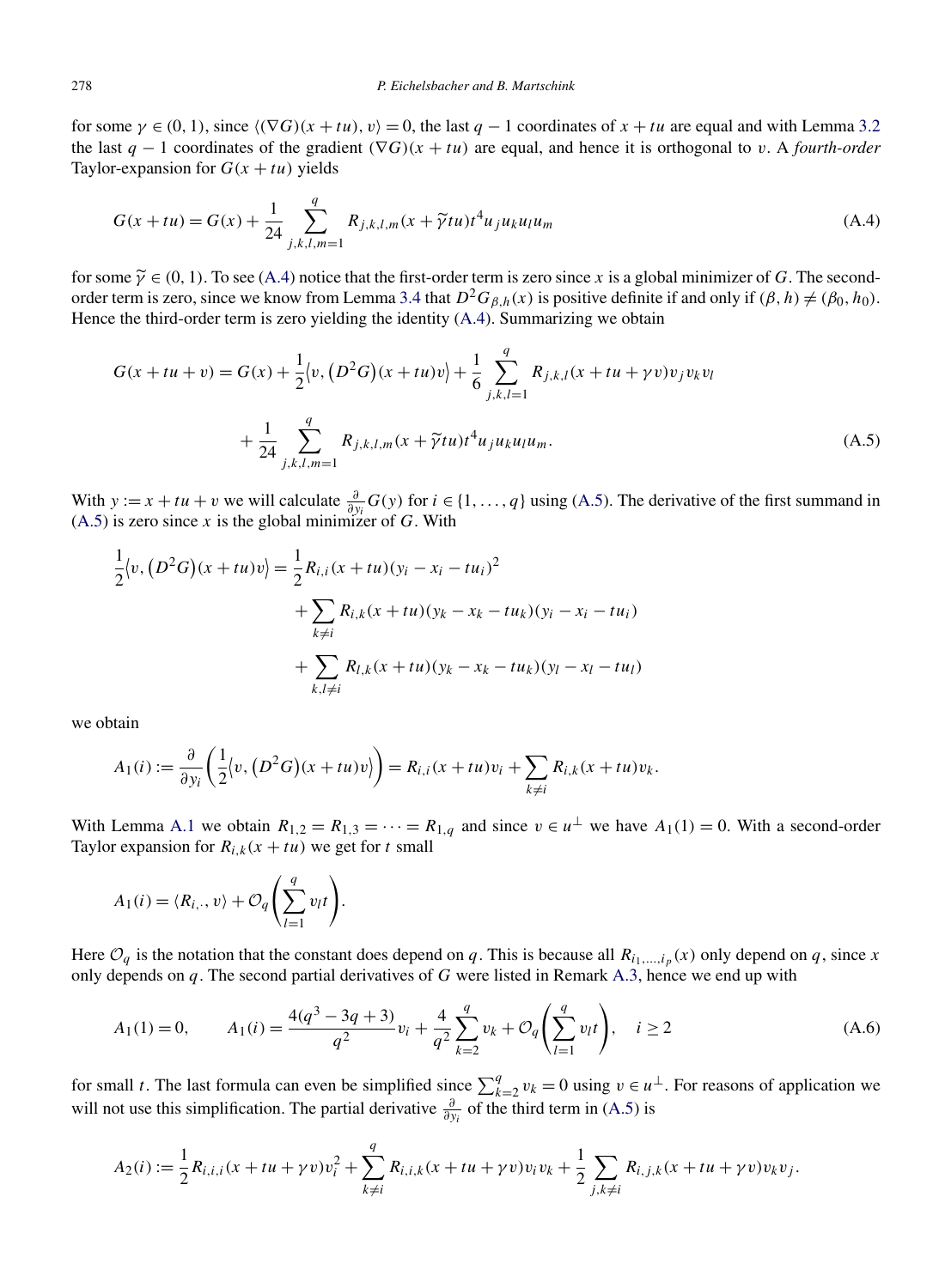for some $\gamma \in (0,1)$, since $\langle (\nabla G)(x+tu), v\rangle = 0$, the last $q-1$ coordinates of $x+tu$ are equal and with Lemma 3.2 the last $q-1$ coordinates of the gradient $(\nabla G)(x+tu)$ are equal, and hence it is orthogonal to $v$. A *fourth-order* Taylor-expansion for $G(x+tu)$ yields

$$G(x+tu) = G(x) + \frac{1}{24}\sum_{j,k,l,m=1}^{q} R_{j,k,l,m}(x+\widetilde{\gamma} tu)t^4 u_j u_k u_l u_m \tag{A.4}$$

for some $\widetilde{\gamma} \in (0,1)$. To see (A.4) notice that the first-order term is zero since $x$ is a global minimizer of $G$. The second-order term is zero, since we know from Lemma 3.4 that $D^2 G_{\beta,h}(x)$ is positive definite if and only if $(\beta,h) \neq (\beta_0,h_0)$. Hence the third-order term is zero yielding the identity (A.4). Summarizing we obtain

$$\begin{aligned} G(x+tu+v) = {} & G(x) + \frac{1}{2}\big\langle v, \big(D^2G\big)(x+tu)v\big\rangle + \frac{1}{6}\sum_{j,k,l=1}^{q} R_{j,k,l}(x+tu+\gamma v)v_j v_k v_l \\ & + \frac{1}{24}\sum_{j,k,l,m=1}^{q} R_{j,k,l,m}(x+\widetilde{\gamma} tu)t^4 u_j u_k u_l u_m. \end{aligned} \tag{A.5}$$

With $y := x+tu+v$ we will calculate $\frac{\partial}{\partial y_i} G(y)$ for $i \in \{1,\dots,q\}$ using (A.5). The derivative of the first summand in (A.5) is zero since $x$ is the global minimizer of $G$. With

$$\begin{aligned} \frac{1}{2}\big\langle v, \big(D^2G\big)(x+tu)v\big\rangle = {} & \frac{1}{2}R_{i,i}(x+tu)(y_i - x_i - tu_i)^2 \\ & + \sum_{k\neq i} R_{i,k}(x+tu)(y_k - x_k - tu_k)(y_i - x_i - tu_i) \\ & + \sum_{k,l\neq i} R_{l,k}(x+tu)(y_k - x_k - tu_k)(y_l - x_l - tu_l) \end{aligned}$$

we obtain

$$A_1(i) := \frac{\partial}{\partial y_i}\left(\frac{1}{2}\big\langle v, \big(D^2G\big)(x+tu)v\big\rangle\right) = R_{i,i}(x+tu)v_i + \sum_{k\neq i} R_{i,k}(x+tu)v_k.$$

With Lemma A.1 we obtain $R_{1,2} = R_{1,3} = \cdots = R_{1,q}$ and since $v \in u^\perp$ we have $A_1(1) = 0$. With a second-order Taylor expansion for $R_{i,k}(x+tu)$ we get for $t$ small

$$A_1(i) = \langle R_{i,\cdot}, v\rangle + \mathcal{O}_q\left(\sum_{l=1}^{q} v_l t\right).$$

Here $\mathcal{O}_q$ is the notation that the constant does depend on $q$. This is because all $R_{i_1,\dots,i_p}(x)$ only depend on $q$, since $x$ only depends on $q$. The second partial derivatives of $G$ were listed in Remark A.3, hence we end up with

$$A_1(1) = 0, \qquad A_1(i) = \frac{4(q^3 - 3q + 3)}{q^2}v_i + \frac{4}{q^2}\sum_{k=2}^{q} v_k + \mathcal{O}_q\left(\sum_{l=1}^{q} v_l t\right), \quad i \geq 2 \tag{A.6}$$

for small $t$. The last formula can even be simplified since $\sum_{k=2}^{q} v_k = 0$ using $v \in u^\perp$. For reasons of application we will not use this simplification. The partial derivative $\frac{\partial}{\partial y_i}$ of the third term in (A.5) is

$$A_2(i) := \frac{1}{2}R_{i,i,i}(x+tu+\gamma v)v_i^2 + \sum_{k\neq i}^{q} R_{i,i,k}(x+tu+\gamma v)v_i v_k + \frac{1}{2}\sum_{j,k\neq i} R_{i,j,k}(x+tu+\gamma v)v_k v_j.$$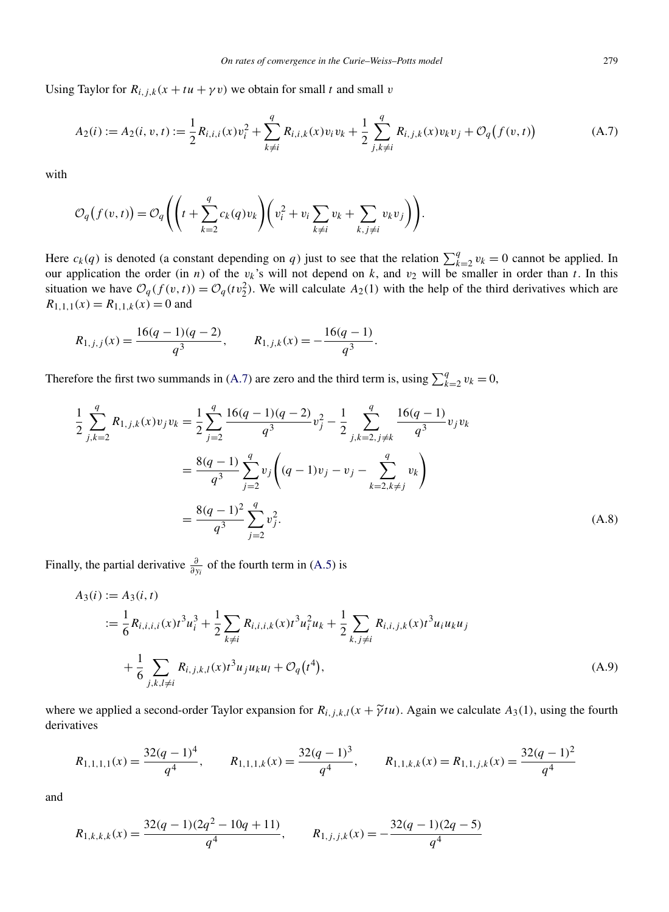Using Taylor for $R_{i,j,k}(x+tu+\gamma v)$ we obtain for small $t$ and small $v$

$$A_2(i) := A_2(i,v,t) := \frac{1}{2} R_{i,i,i}(x) v_i^2 + \sum_{k \neq i}^{q} R_{i,i,k}(x) v_i v_k + \frac{1}{2} \sum_{j,k \neq i}^{q} R_{i,j,k}(x) v_k v_j + \mathcal{O}_q\big(f(v,t)\big) \tag{A.7}$$

with

$$\mathcal{O}_q\big(f(v,t)\big) = \mathcal{O}_q\left(\left(t + \sum_{k=2}^{q} c_k(q) v_k\right)\left(v_i^2 + v_i \sum_{k \neq i} v_k + \sum_{k,j \neq i} v_k v_j\right)\right).$$

Here $c_k(q)$ is denoted (a constant depending on $q$) just to see that the relation $\sum_{k=2}^{q} v_k = 0$ cannot be applied. In our application the order (in $n$) of the $v_k$'s will not depend on $k$, and $v_2$ will be smaller in order than $t$. In this situation we have $\mathcal{O}_q(f(v,t)) = \mathcal{O}_q(tv_2^2)$. We will calculate $A_2(1)$ with the help of the third derivatives which are $R_{1,1,1}(x) = R_{1,1,k}(x) = 0$ and

$$R_{1,j,j}(x) = \frac{16(q-1)(q-2)}{q^3}, \qquad R_{1,j,k}(x) = -\frac{16(q-1)}{q^3}.$$

Therefore the first two summands in (A.7) are zero and the third term is, using $\sum_{k=2}^{q} v_k = 0$,

$$\begin{aligned}
\frac{1}{2} \sum_{j,k=2}^{q} R_{1,j,k}(x) v_j v_k &= \frac{1}{2} \sum_{j=2}^{q} \frac{16(q-1)(q-2)}{q^3} v_j^2 - \frac{1}{2} \sum_{j,k=2, j \neq k}^{q} \frac{16(q-1)}{q^3} v_j v_k \\
&= \frac{8(q-1)}{q^3} \sum_{j=2}^{q} v_j \left((q-1) v_j - v_j - \sum_{k=2, k \neq j}^{q} v_k\right) \\
&= \frac{8(q-1)^2}{q^3} \sum_{j=2}^{q} v_j^2.
\end{aligned} \tag{A.8}$$

Finally, the partial derivative $\frac{\partial}{\partial y_i}$ of the fourth term in (A.5) is

$$\begin{aligned}
A_3(i) &:= A_3(i,t) \\
&:= \frac{1}{6} R_{i,i,i,i}(x) t^3 u_i^3 + \frac{1}{2} \sum_{k \neq i} R_{i,i,i,k}(x) t^3 u_i^2 u_k + \frac{1}{2} \sum_{k,j \neq i} R_{i,i,j,k}(x) t^3 u_i u_k u_j \\
&\quad + \frac{1}{6} \sum_{j,k,l \neq i} R_{i,j,k,l}(x) t^3 u_j u_k u_l + \mathcal{O}_q\big(t^4\big),
\end{aligned} \tag{A.9}$$

where we applied a second-order Taylor expansion for $R_{i,j,k,l}(x + \widetilde{\gamma} tu)$. Again we calculate $A_3(1)$, using the fourth derivatives

$$R_{1,1,1,1}(x) = \frac{32(q-1)^4}{q^4}, \qquad R_{1,1,1,k}(x) = \frac{32(q-1)^3}{q^4}, \qquad R_{1,1,k,k}(x) = R_{1,1,j,k}(x) = \frac{32(q-1)^2}{q^4}$$

and

$$R_{1,k,k,k}(x) = \frac{32(q-1)(2q^2 - 10q + 11)}{q^4}, \qquad R_{1,j,j,k}(x) = -\frac{32(q-1)(2q-5)}{q^4}$$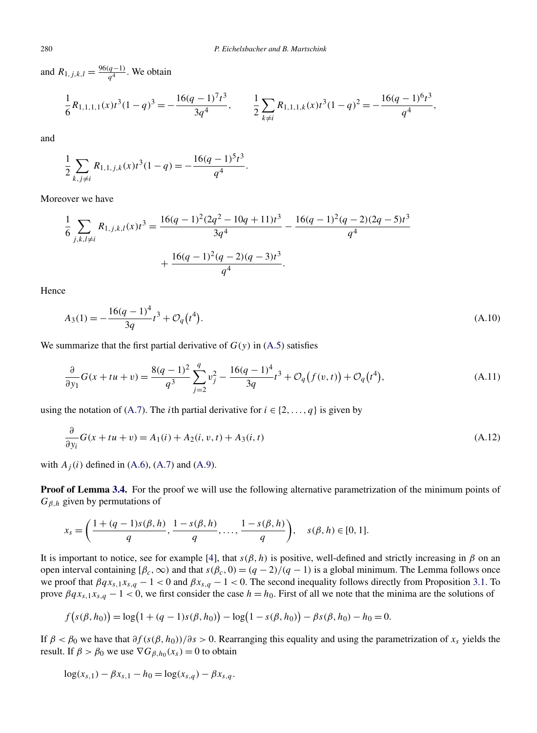and $R_{1,j,k,l} = \frac{96(q-1)}{q^4}$. We obtain

$$\frac{1}{6} R_{1,1,1,1}(x) t^3 (1-q)^3 = -\frac{16(q-1)^7 t^3}{3q^4}, \qquad \frac{1}{2} \sum_{k \neq i} R_{1,1,1,k}(x) t^3 (1-q)^2 = -\frac{16(q-1)^6 t^3}{q^4},$$

and

$$\frac{1}{2} \sum_{k,j \neq i} R_{1,1,j,k}(x) t^3 (1-q) = -\frac{16(q-1)^5 t^3}{q^4}.$$

Moreover we have

$$\frac{1}{6} \sum_{j,k,l \neq i} R_{1,j,k,l}(x) t^3 = \frac{16(q-1)^2 (2q^2 - 10q + 11) t^3}{3q^4} - \frac{16(q-1)^2 (q-2)(2q-5) t^3}{q^4} + \frac{16(q-1)^2 (q-2)(q-3) t^3}{q^4}.$$

Hence

$$A_3(1) = -\frac{16(q-1)^4}{3q} t^3 + \mathcal{O}_q\big(t^4\big). \tag{A.10}$$

We summarize that the first partial derivative of $G(y)$ in (A.5) satisfies

$$\frac{\partial}{\partial y_1} G(x + tu + v) = \frac{8(q-1)^2}{q^3} \sum_{j=2}^{q} v_j^2 - \frac{16(q-1)^4}{3q} t^3 + \mathcal{O}_q\big(f(v,t)\big) + \mathcal{O}_q\big(t^4\big), \tag{A.11}$$

using the notation of (A.7). The $i$th partial derivative for $i \in \{2, \ldots, q\}$ is given by

$$\frac{\partial}{\partial y_i} G(x + tu + v) = A_1(i) + A_2(i, v, t) + A_3(i, t) \tag{A.12}$$

with $A_j(i)$ defined in (A.6), (A.7) and (A.9).

**Proof of Lemma 3.4.** For the proof we will use the following alternative parametrization of the minimum points of $G_{\beta,h}$ given by permutations of

$$x_s = \left( \frac{1 + (q-1)s(\beta,h)}{q}, \frac{1 - s(\beta,h)}{q}, \ldots, \frac{1 - s(\beta,h)}{q} \right), \quad s(\beta,h) \in [0,1].$$

It is important to notice, see for example [4], that $s(\beta,h)$ is positive, well-defined and strictly increasing in $\beta$ on an open interval containing $[\beta_c, \infty)$ and that $s(\beta_c, 0) = (q-2)/(q-1)$ is a global minimum. The Lemma follows once we proof that $\beta q x_{s,1} x_{s,q} - 1 < 0$ and $\beta x_{s,q} - 1 < 0$. The second inequality follows directly from Proposition 3.1. To prove $\beta q x_{s,1} x_{s,q} - 1 < 0$, we first consider the case $h = h_0$. First of all we note that the minima are the solutions of

$$f\big(s(\beta, h_0)\big) = \log\big(1 + (q-1)s(\beta, h_0)\big) - \log\big(1 - s(\beta, h_0)\big) - \beta s(\beta, h_0) - h_0 = 0.$$

If $\beta < \beta_0$ we have that $\partial f(s(\beta, h_0))/\partial s > 0$. Rearranging this equality and using the parametrization of $x_s$ yields the result. If $\beta > \beta_0$ we use $\nabla G_{\beta,h_0}(x_s) = 0$ to obtain

$$\log(x_{s,1}) - \beta x_{s,1} - h_0 = \log(x_{s,q}) - \beta x_{s,q}.$$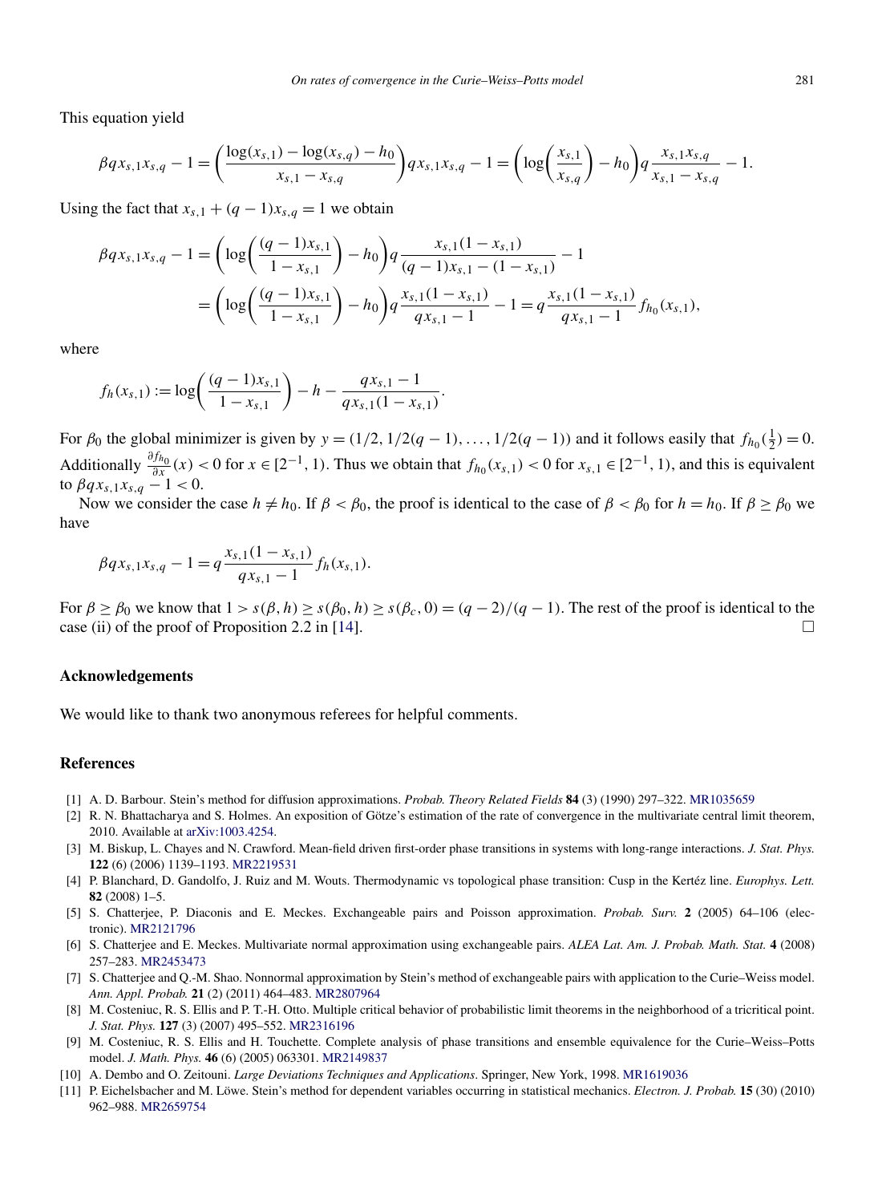This equation yield

$$\beta q x_{s,1} x_{s,q} - 1 = \left(\frac{\log(x_{s,1}) - \log(x_{s,q}) - h_0}{x_{s,1} - x_{s,q}}\right) q x_{s,1} x_{s,q} - 1 = \left(\log\left(\frac{x_{s,1}}{x_{s,q}}\right) - h_0\right) q \frac{x_{s,1} x_{s,q}}{x_{s,1} - x_{s,q}} - 1.$$

Using the fact that $x_{s,1} + (q-1)x_{s,q} = 1$ we obtain

$$\begin{aligned}
\beta q x_{s,1} x_{s,q} - 1 &= \left(\log\left(\frac{(q-1)x_{s,1}}{1 - x_{s,1}}\right) - h_0\right) q \frac{x_{s,1}(1 - x_{s,1})}{(q-1)x_{s,1} - (1 - x_{s,1})} - 1 \\
&= \left(\log\left(\frac{(q-1)x_{s,1}}{1 - x_{s,1}}\right) - h_0\right) q \frac{x_{s,1}(1 - x_{s,1})}{q x_{s,1} - 1} - 1 = q \frac{x_{s,1}(1 - x_{s,1})}{q x_{s,1} - 1} f_{h_0}(x_{s,1}),
\end{aligned}$$

where

$$f_h(x_{s,1}) := \log\left(\frac{(q-1)x_{s,1}}{1 - x_{s,1}}\right) - h - \frac{q x_{s,1} - 1}{q x_{s,1}(1 - x_{s,1})}.$$

For $\beta_0$ the global minimizer is given by $y = (1/2, 1/2(q-1), \ldots, 1/2(q-1))$ and it follows easily that $f_{h_0}(\frac{1}{2}) = 0$. Additionally $\frac{\partial f_{h_0}}{\partial x}(x) < 0$ for $x \in [2^{-1}, 1)$. Thus we obtain that $f_{h_0}(x_{s,1}) < 0$ for $x_{s,1} \in [2^{-1}, 1)$, and this is equivalent to $\beta q x_{s,1} x_{s,q} - 1 < 0$.

Now we consider the case $h \neq h_0$. If $\beta < \beta_0$, the proof is identical to the case of $\beta < \beta_0$ for $h = h_0$. If $\beta \geq \beta_0$ we have

$$\beta q x_{s,1} x_{s,q} - 1 = q \frac{x_{s,1}(1 - x_{s,1})}{q x_{s,1} - 1} f_h(x_{s,1}).$$

For $\beta \geq \beta_0$ we know that $1 > s(\beta, h) \geq s(\beta_0, h) \geq s(\beta_c, 0) = (q-2)/(q-1)$. The rest of the proof is identical to the case (ii) of the proof of Proposition 2.2 in [14]. □

## Acknowledgements

We would like to thank two anonymous referees for helpful comments.

## References

[1] A. D. Barbour. Stein's method for diffusion approximations. *Probab. Theory Related Fields* **84** (3) (1990) 297–322. MR1035659

[2] R. N. Bhattacharya and S. Holmes. An exposition of Götze's estimation of the rate of convergence in the multivariate central limit theorem, 2010. Available at arXiv:1003.4254.

[3] M. Biskup, L. Chayes and N. Crawford. Mean-field driven first-order phase transitions in systems with long-range interactions. *J. Stat. Phys.* **122** (6) (2006) 1139–1193. MR2219531

[4] P. Blanchard, D. Gandolfo, J. Ruiz and M. Wouts. Thermodynamic vs topological phase transition: Cusp in the Kertéz line. *Europhys. Lett.* **82** (2008) 1–5.

[5] S. Chatterjee, P. Diaconis and E. Meckes. Exchangeable pairs and Poisson approximation. *Probab. Surv.* **2** (2005) 64–106 (electronic). MR2121796

[6] S. Chatterjee and E. Meckes. Multivariate normal approximation using exchangeable pairs. *ALEA Lat. Am. J. Probab. Math. Stat.* **4** (2008) 257–283. MR2453473

[7] S. Chatterjee and Q.-M. Shao. Nonnormal approximation by Stein's method of exchangeable pairs with application to the Curie–Weiss model. *Ann. Appl. Probab.* **21** (2) (2011) 464–483. MR2807964

[8] M. Costeniuc, R. S. Ellis and P. T.-H. Otto. Multiple critical behavior of probabilistic limit theorems in the neighborhood of a tricritical point. *J. Stat. Phys.* **127** (3) (2007) 495–552. MR2316196

[9] M. Costeniuc, R. S. Ellis and H. Touchette. Complete analysis of phase transitions and ensemble equivalence for the Curie–Weiss–Potts model. *J. Math. Phys.* **46** (6) (2005) 063301. MR2149837

[10] A. Dembo and O. Zeitouni. *Large Deviations Techniques and Applications*. Springer, New York, 1998. MR1619036

[11] P. Eichelsbacher and M. Löwe. Stein's method for dependent variables occurring in statistical mechanics. *Electron. J. Probab.* **15** (30) (2010) 962–988. MR2659754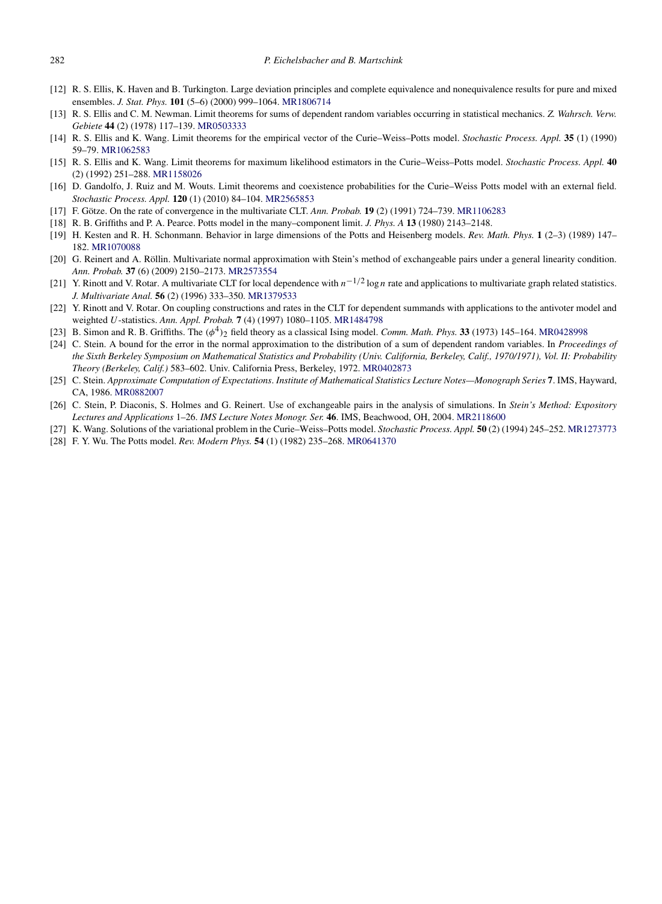[12] R. S. Ellis, K. Haven and B. Turkington. Large deviation principles and complete equivalence and nonequivalence results for pure and mixed ensembles. *J. Stat. Phys.* **101** (5–6) (2000) 999–1064. MR1806714

[13] R. S. Ellis and C. M. Newman. Limit theorems for sums of dependent random variables occurring in statistical mechanics. *Z. Wahrsch. Verw. Gebiete* **44** (2) (1978) 117–139. MR0503333

[14] R. S. Ellis and K. Wang. Limit theorems for the empirical vector of the Curie–Weiss–Potts model. *Stochastic Process. Appl.* **35** (1) (1990) 59–79. MR1062583

[15] R. S. Ellis and K. Wang. Limit theorems for maximum likelihood estimators in the Curie–Weiss–Potts model. *Stochastic Process. Appl.* **40** (2) (1992) 251–288. MR1158026

[16] D. Gandolfo, J. Ruiz and M. Wouts. Limit theorems and coexistence probabilities for the Curie–Weiss Potts model with an external field. *Stochastic Process. Appl.* **120** (1) (2010) 84–104. MR2565853

[17] F. Götze. On the rate of convergence in the multivariate CLT. *Ann. Probab.* **19** (2) (1991) 724–739. MR1106283

[18] R. B. Griffiths and P. A. Pearce. Potts model in the many–component limit. *J. Phys. A* **13** (1980) 2143–2148.

[19] H. Kesten and R. H. Schonmann. Behavior in large dimensions of the Potts and Heisenberg models. *Rev. Math. Phys.* **1** (2–3) (1989) 147–182. MR1070088

[20] G. Reinert and A. Röllin. Multivariate normal approximation with Stein's method of exchangeable pairs under a general linearity condition. *Ann. Probab.* **37** (6) (2009) 2150–2173. MR2573554

[21] Y. Rinott and V. Rotar. A multivariate CLT for local dependence with $n^{-1/2}\log n$ rate and applications to multivariate graph related statistics. *J. Multivariate Anal.* **56** (2) (1996) 333–350. MR1379533

[22] Y. Rinott and V. Rotar. On coupling constructions and rates in the CLT for dependent summands with applications to the antivoter model and weighted $U$-statistics. *Ann. Appl. Probab.* **7** (4) (1997) 1080–1105. MR1484798

[23] B. Simon and R. B. Griffiths. The $(\phi^4)_2$ field theory as a classical Ising model. *Comm. Math. Phys.* **33** (1973) 145–164. MR0428998

[24] C. Stein. A bound for the error in the normal approximation to the distribution of a sum of dependent random variables. In *Proceedings of the Sixth Berkeley Symposium on Mathematical Statistics and Probability (Univ. California, Berkeley, Calif., 1970/1971), Vol. II: Probability Theory (Berkeley, Calif.)* 583–602. Univ. California Press, Berkeley, 1972. MR0402873

[25] C. Stein. *Approximate Computation of Expectations*. *Institute of Mathematical Statistics Lecture Notes—Monograph Series* **7**. IMS, Hayward, CA, 1986. MR0882007

[26] C. Stein, P. Diaconis, S. Holmes and G. Reinert. Use of exchangeable pairs in the analysis of simulations. In *Stein's Method: Expository Lectures and Applications* 1–26. *IMS Lecture Notes Monogr. Ser.* **46**. IMS, Beachwood, OH, 2004. MR2118600

[27] K. Wang. Solutions of the variational problem in the Curie–Weiss–Potts model. *Stochastic Process. Appl.* **50** (2) (1994) 245–252. MR1273773

[28] F. Y. Wu. The Potts model. *Rev. Modern Phys.* **54** (1) (1982) 235–268. MR0641370